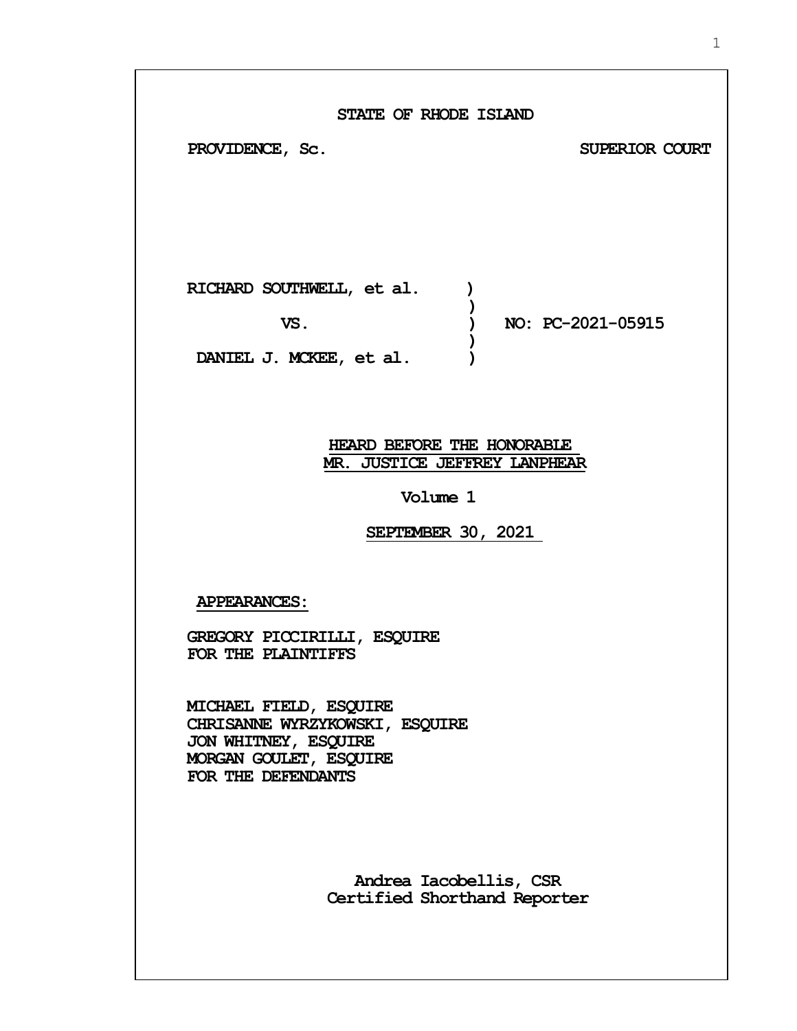STATE OF RHODE ISLAND

PROVIDENCE, Sc. SUPERIOR COURT

RICHARD SOUTHWELL, et al. )
)
VS. ) NO: PC-2021-05915
)
DANIEL J. MCKEE, et al. )

HEARD BEFORE THE HONORABLE
MR. JUSTICE JEFFREY LANPHEAR

Volume 1

SEPTEMBER 30, 2021

APPEARANCES:

GREGORY PICCIRILLI, ESQUIRE
FOR THE PLAINTIFFS

MICHAEL FIELD, ESQUIRE
CHRISANNE WYRZYKOWSKI, ESQUIRE
JON WHITNEY, ESQUIRE
MORGAN GOULET, ESQUIRE
FOR THE DEFENDANTS

Andrea Iacobellis, CSR
Certified Shorthand Reporter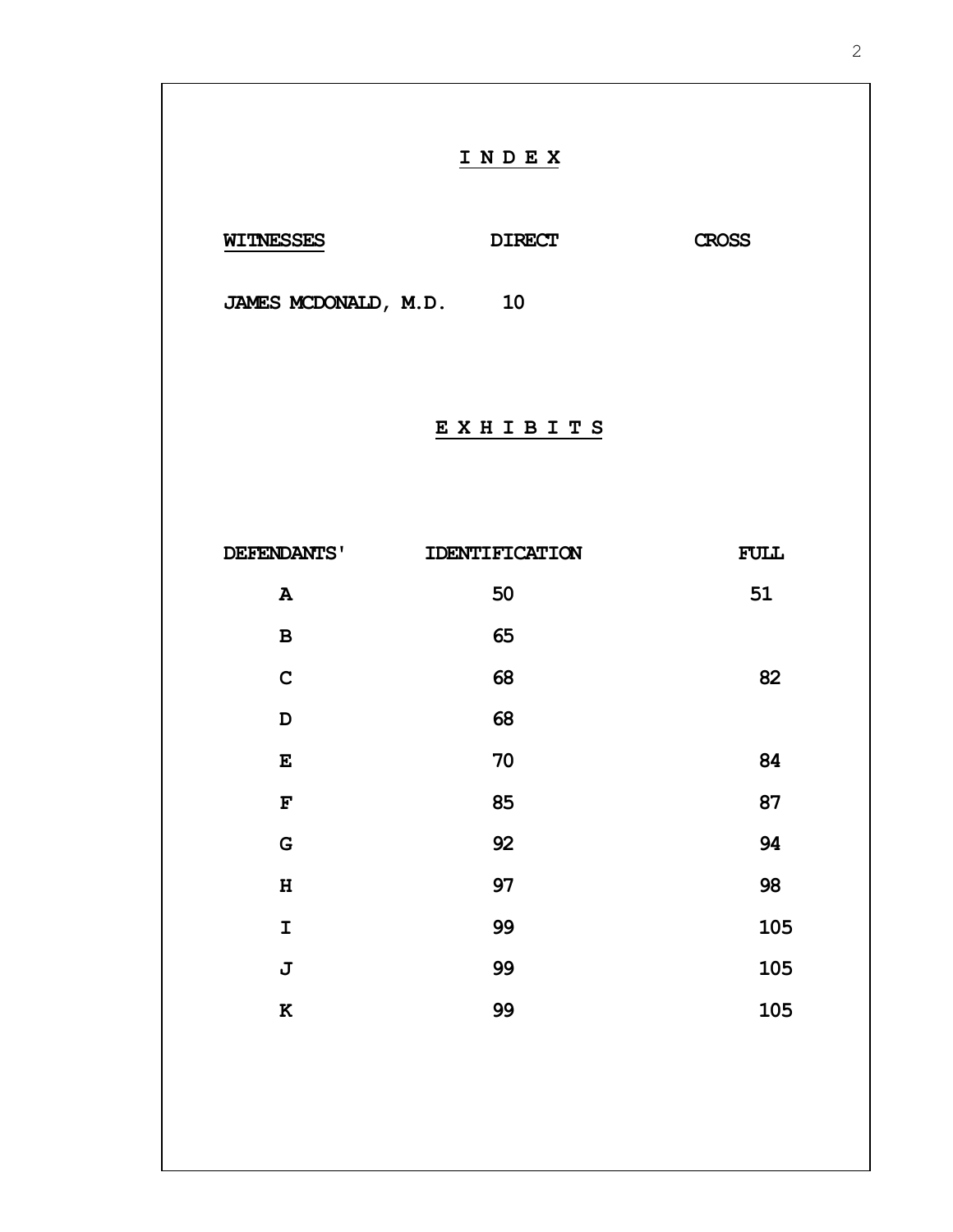# I N D E X

| WITNESSES | DIRECT | CROSS |
| --- | --- | --- |
| JAMES MCDONALD, M.D. | 10 | |

# E X H I B I T S

| DEFENDANTS' | IDENTIFICATION | FULL |
| --- | --- | --- |
| A | 50 | 51 |
| B | 65 | |
| C | 68 | 82 |
| D | 68 | |
| E | 70 | 84 |
| F | 85 | 87 |
| G | 92 | 94 |
| H | 97 | 98 |
| I | 99 | 105 |
| J | 99 | 105 |
| K | 99 | 105 |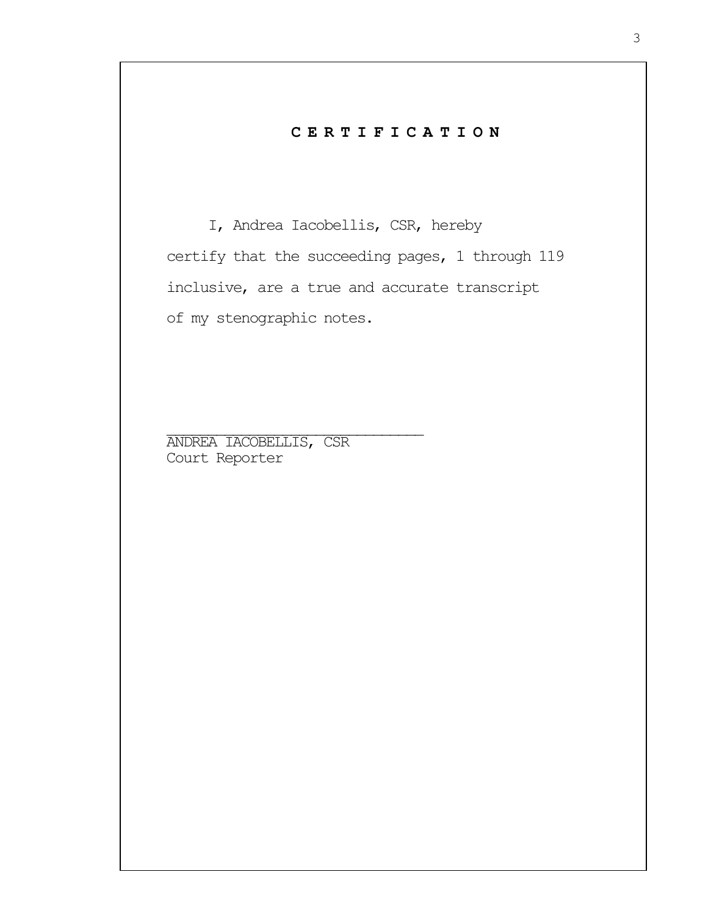# C E R T I F I C A T I O N

I, Andrea Iacobellis, CSR, hereby certify that the succeeding pages, 1 through 119 inclusive, are a true and accurate transcript of my stenographic notes.

\_\_\_\_\_\_\_\_\_\_\_\_\_\_\_\_\_\_\_\_\_\_\_\_\_\_\_\_\_\_

ANDREA IACOBELLIS, CSR
Court Reporter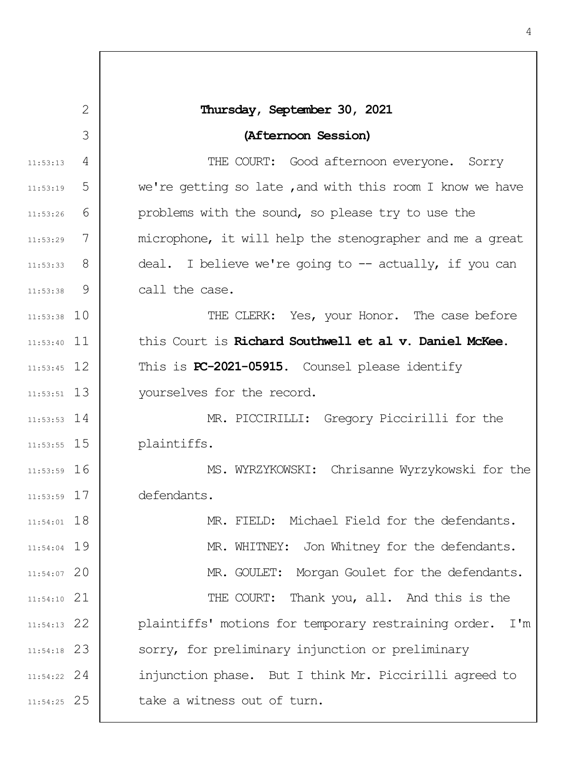**Thursday, September 30, 2021**

**(Afternoon Session)**

THE COURT: Good afternoon everyone. Sorry we're getting so late ,and with this room I know we have problems with the sound, so please try to use the microphone, it will help the stenographer and me a great deal. I believe we're going to -- actually, if you can call the case.

THE CLERK: Yes, your Honor. The case before this Court is **Richard Southwell et al v. Daniel McKee.** This is **PC-2021-05915.** Counsel please identify yourselves for the record.

MR. PICCIRILLI: Gregory Piccirilli for the plaintiffs.

MS. WYRZYKOWSKI: Chrisanne Wyrzykowski for the defendants.

MR. FIELD: Michael Field for the defendants.

MR. WHITNEY: Jon Whitney for the defendants.

MR. GOULET: Morgan Goulet for the defendants.

THE COURT: Thank you, all. And this is the plaintiffs' motions for temporary restraining order. I'm sorry, for preliminary injunction or preliminary injunction phase. But I think Mr. Piccirilli agreed to take a witness out of turn.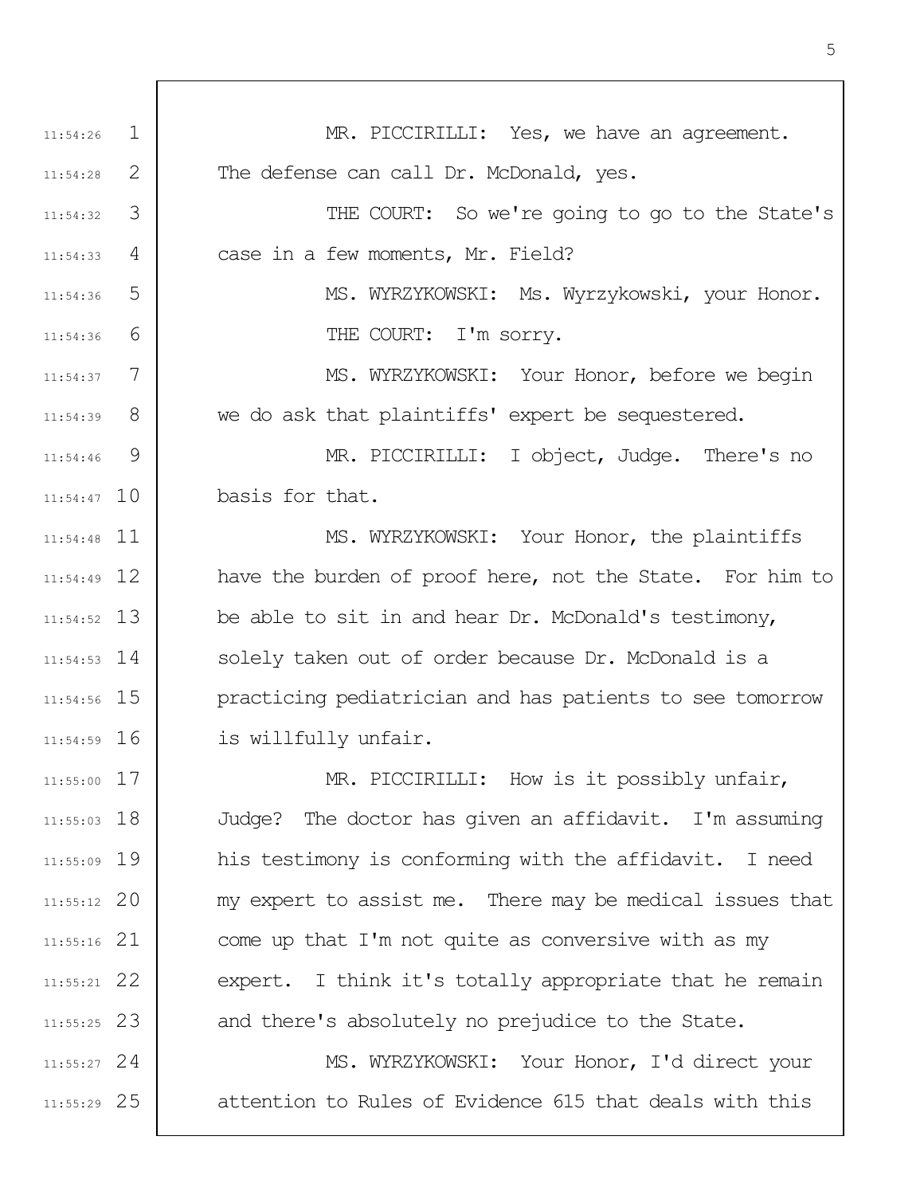MR. PICCIRILLI: Yes, we have an agreement. The defense can call Dr. McDonald, yes.

THE COURT: So we're going to go to the State's case in a few moments, Mr. Field?

MS. WYRZYKOWSKI: Ms. Wyrzykowski, your Honor.

THE COURT: I'm sorry.

MS. WYRZYKOWSKI: Your Honor, before we begin we do ask that plaintiffs' expert be sequestered.

MR. PICCIRILLI: I object, Judge. There's no basis for that.

MS. WYRZYKOWSKI: Your Honor, the plaintiffs have the burden of proof here, not the State. For him to be able to sit in and hear Dr. McDonald's testimony, solely taken out of order because Dr. McDonald is a practicing pediatrician and has patients to see tomorrow is willfully unfair.

MR. PICCIRILLI: How is it possibly unfair, Judge? The doctor has given an affidavit. I'm assuming his testimony is conforming with the affidavit. I need my expert to assist me. There may be medical issues that come up that I'm not quite as conversive with as my expert. I think it's totally appropriate that he remain and there's absolutely no prejudice to the State.

MS. WYRZYKOWSKI: Your Honor, I'd direct your attention to Rules of Evidence 615 that deals with this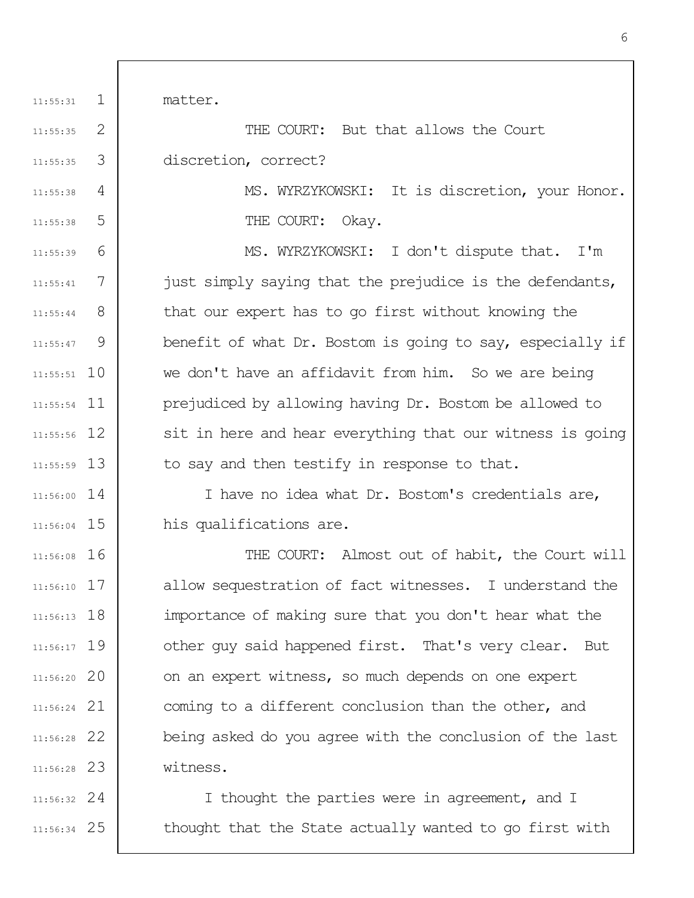matter.

THE COURT: But that allows the Court discretion, correct?

MS. WYRZYKOWSKI: It is discretion, your Honor.

THE COURT: Okay.

MS. WYRZYKOWSKI: I don't dispute that. I'm just simply saying that the prejudice is the defendants, that our expert has to go first without knowing the benefit of what Dr. Bostom is going to say, especially if we don't have an affidavit from him. So we are being prejudiced by allowing having Dr. Bostom be allowed to sit in here and hear everything that our witness is going to say and then testify in response to that.

I have no idea what Dr. Bostom's credentials are, his qualifications are.

THE COURT: Almost out of habit, the Court will allow sequestration of fact witnesses. I understand the importance of making sure that you don't hear what the other guy said happened first. That's very clear. But on an expert witness, so much depends on one expert coming to a different conclusion than the other, and being asked do you agree with the conclusion of the last witness.

I thought the parties were in agreement, and I thought that the State actually wanted to go first with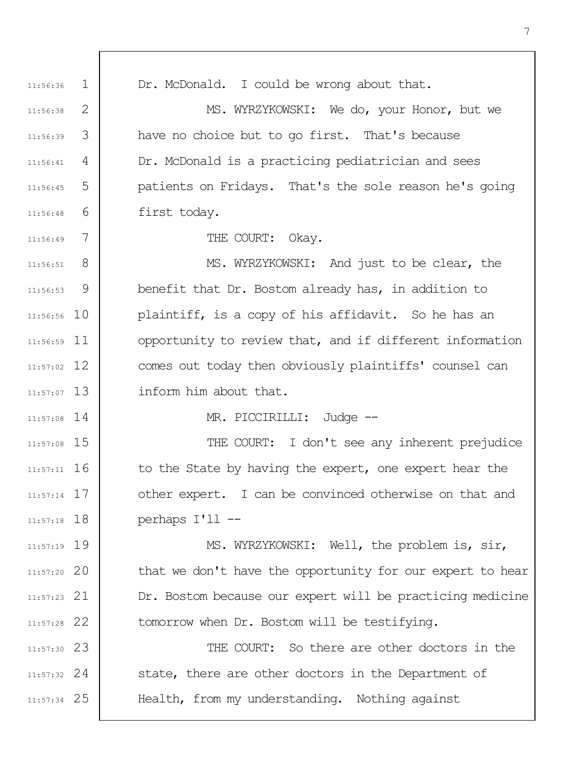Dr. McDonald. I could be wrong about that.

MS. WYRZYKOWSKI: We do, your Honor, but we have no choice but to go first. That's because Dr. McDonald is a practicing pediatrician and sees patients on Fridays. That's the sole reason he's going first today.

THE COURT: Okay.

MS. WYRZYKOWSKI: And just to be clear, the benefit that Dr. Bostom already has, in addition to plaintiff, is a copy of his affidavit. So he has an opportunity to review that, and if different information comes out today then obviously plaintiffs' counsel can inform him about that.

MR. PICCIRILLI: Judge --

THE COURT: I don't see any inherent prejudice to the State by having the expert, one expert hear the other expert. I can be convinced otherwise on that and perhaps I'll --

MS. WYRZYKOWSKI: Well, the problem is, sir, that we don't have the opportunity for our expert to hear Dr. Bostom because our expert will be practicing medicine tomorrow when Dr. Bostom will be testifying.

THE COURT: So there are other doctors in the state, there are other doctors in the Department of Health, from my understanding. Nothing against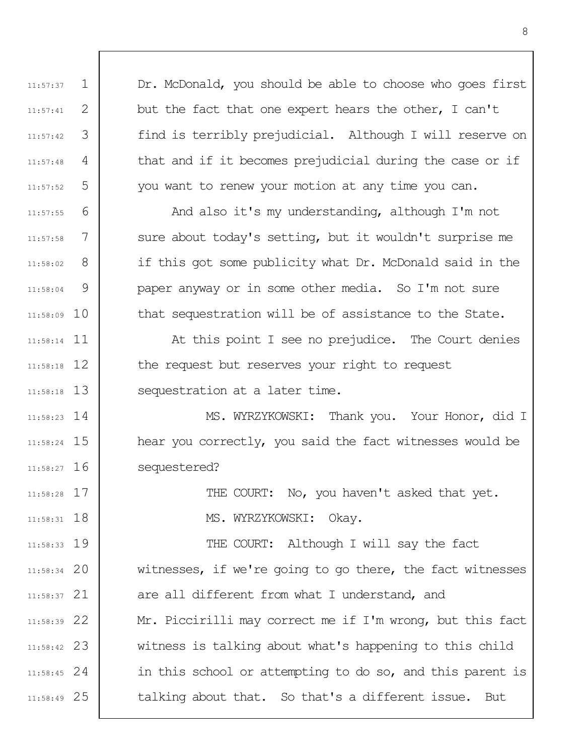Dr. McDonald, you should be able to choose who goes first but the fact that one expert hears the other, I can't find is terribly prejudicial. Although I will reserve on that and if it becomes prejudicial during the case or if you want to renew your motion at any time you can.

And also it's my understanding, although I'm not sure about today's setting, but it wouldn't surprise me if this got some publicity what Dr. McDonald said in the paper anyway or in some other media. So I'm not sure that sequestration will be of assistance to the State.

At this point I see no prejudice. The Court denies the request but reserves your right to request sequestration at a later time.

MS. WYRZYKOWSKI: Thank you. Your Honor, did I hear you correctly, you said the fact witnesses would be sequestered?

THE COURT: No, you haven't asked that yet.

MS. WYRZYKOWSKI: Okay.

THE COURT: Although I will say the fact witnesses, if we're going to go there, the fact witnesses are all different from what I understand, and Mr. Piccirilli may correct me if I'm wrong, but this fact witness is talking about what's happening to this child in this school or attempting to do so, and this parent is talking about that. So that's a different issue. But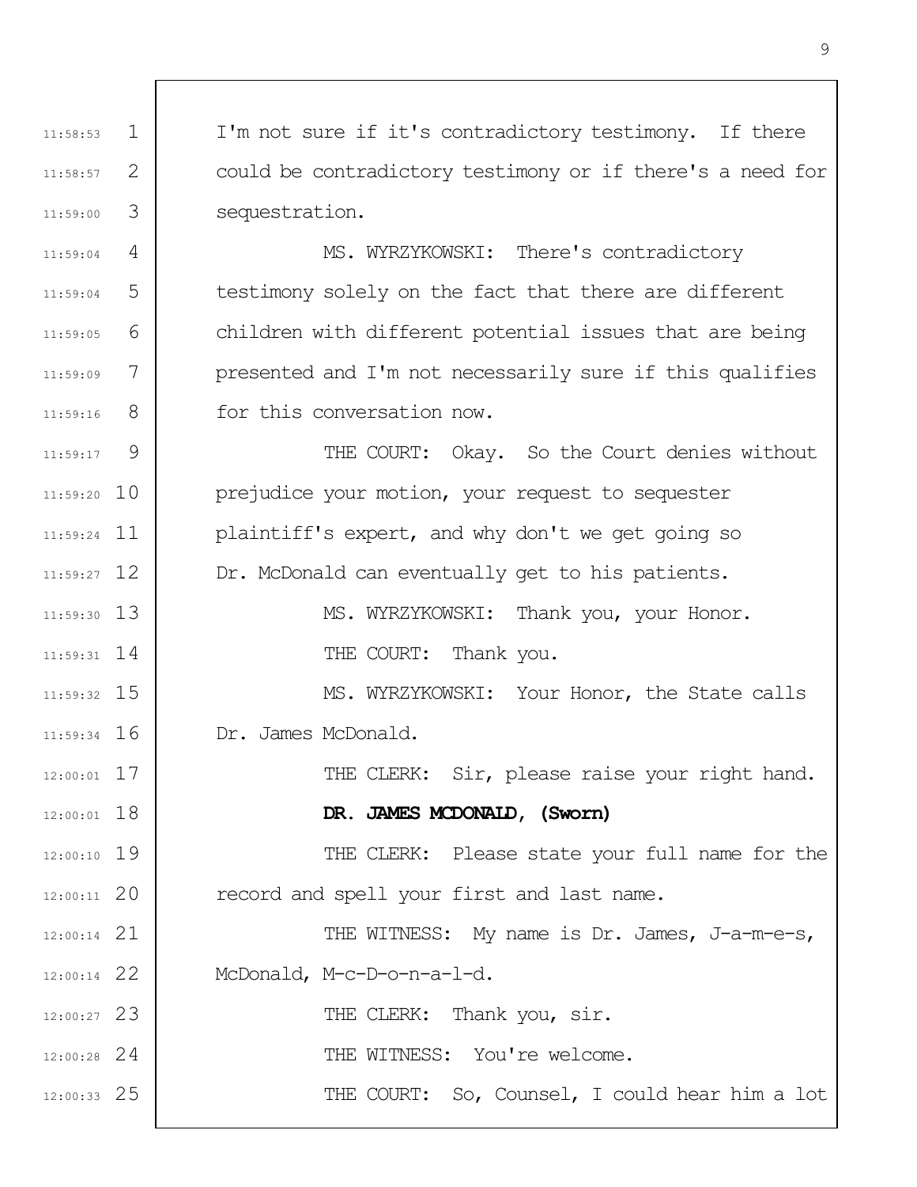I'm not sure if it's contradictory testimony. If there could be contradictory testimony or if there's a need for sequestration.

MS. WYRZYKOWSKI: There's contradictory testimony solely on the fact that there are different children with different potential issues that are being presented and I'm not necessarily sure if this qualifies for this conversation now.

THE COURT: Okay. So the Court denies without prejudice your motion, your request to sequester plaintiff's expert, and why don't we get going so Dr. McDonald can eventually get to his patients.

MS. WYRZYKOWSKI: Thank you, your Honor.

THE COURT: Thank you.

MS. WYRZYKOWSKI: Your Honor, the State calls Dr. James McDonald.

THE CLERK: Sir, please raise your right hand.

**DR. JAMES MCDONALD, (Sworn)**

THE CLERK: Please state your full name for the record and spell your first and last name.

THE WITNESS: My name is Dr. James, J-a-m-e-s, McDonald, M-c-D-o-n-a-l-d.

THE CLERK: Thank you, sir.

THE WITNESS: You're welcome.

THE COURT: So, Counsel, I could hear him a lot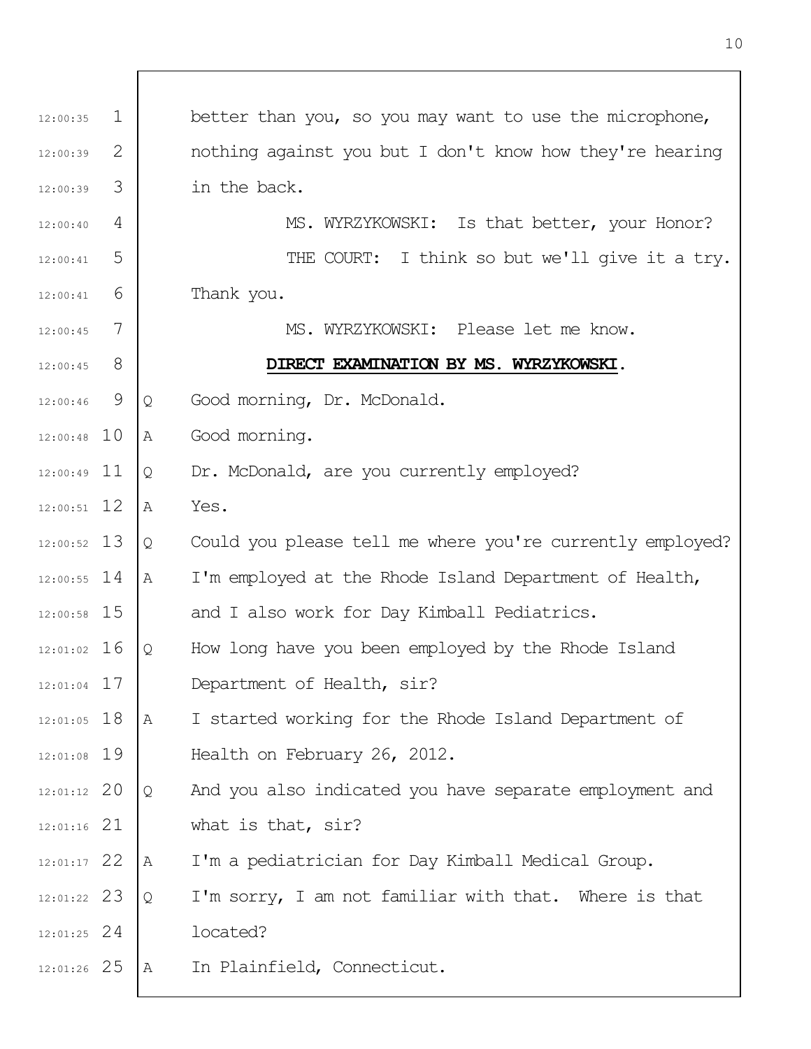better than you, so you may want to use the microphone, nothing against you but I don't know how they're hearing in the back.

MS. WYRZYKOWSKI: Is that better, your Honor?

THE COURT: I think so but we'll give it a try. Thank you.

MS. WYRZYKOWSKI: Please let me know.

**DIRECT EXAMINATION BY MS. WYRZYKOWSKI.**

Q Good morning, Dr. McDonald.

A Good morning.

Q Dr. McDonald, are you currently employed?

A Yes.

Q Could you please tell me where you're currently employed?

A I'm employed at the Rhode Island Department of Health, and I also work for Day Kimball Pediatrics.

Q How long have you been employed by the Rhode Island Department of Health, sir?

A I started working for the Rhode Island Department of Health on February 26, 2012.

Q And you also indicated you have separate employment and what is that, sir?

A I'm a pediatrician for Day Kimball Medical Group.

Q I'm sorry, I am not familiar with that. Where is that located?

A In Plainfield, Connecticut.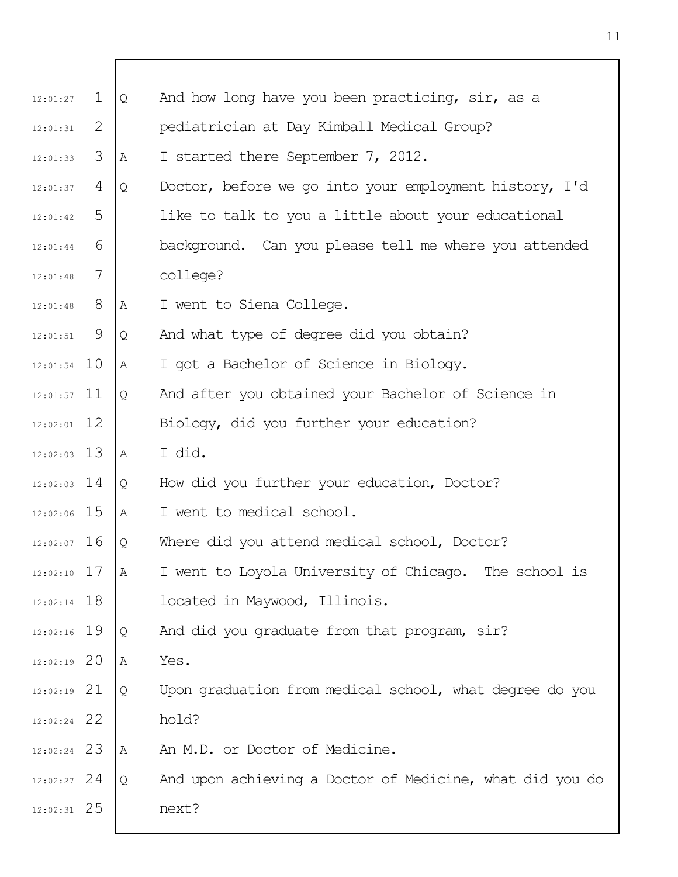Q And how long have you been practicing, sir, as a pediatrician at Day Kimball Medical Group?

A I started there September 7, 2012.

Q Doctor, before we go into your employment history, I'd like to talk to you a little about your educational background. Can you please tell me where you attended college?

A I went to Siena College.

Q And what type of degree did you obtain?

A I got a Bachelor of Science in Biology.

Q And after you obtained your Bachelor of Science in Biology, did you further your education?

A I did.

Q How did you further your education, Doctor?

A I went to medical school.

Q Where did you attend medical school, Doctor?

A I went to Loyola University of Chicago. The school is located in Maywood, Illinois.

Q And did you graduate from that program, sir?

A Yes.

Q Upon graduation from medical school, what degree do you hold?

A An M.D. or Doctor of Medicine.

Q And upon achieving a Doctor of Medicine, what did you do next?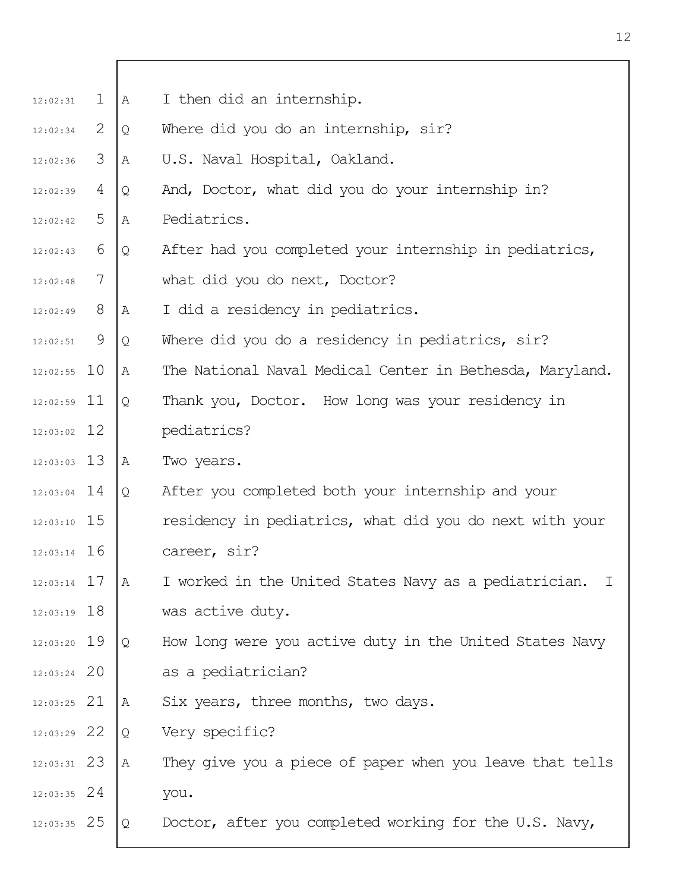A I then did an internship.

Q Where did you do an internship, sir?

A U.S. Naval Hospital, Oakland.

Q And, Doctor, what did you do your internship in?

A Pediatrics.

Q After had you completed your internship in pediatrics, what did you do next, Doctor?

A I did a residency in pediatrics.

Q Where did you do a residency in pediatrics, sir?

A The National Naval Medical Center in Bethesda, Maryland.

Q Thank you, Doctor. How long was your residency in pediatrics?

A Two years.

Q After you completed both your internship and your residency in pediatrics, what did you do next with your career, sir?

A I worked in the United States Navy as a pediatrician. I was active duty.

Q How long were you active duty in the United States Navy as a pediatrician?

A Six years, three months, two days.

Q Very specific?

A They give you a piece of paper when you leave that tells you.

Q Doctor, after you completed working for the U.S. Navy,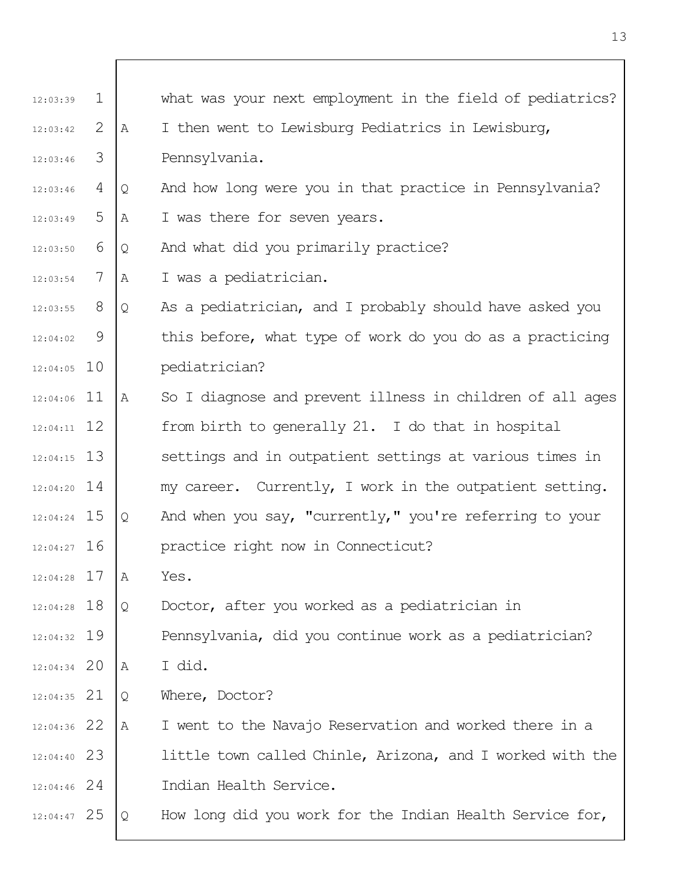what was your next employment in the field of pediatrics?

A I then went to Lewisburg Pediatrics in Lewisburg, Pennsylvania.

Q And how long were you in that practice in Pennsylvania?

A I was there for seven years.

Q And what did you primarily practice?

A I was a pediatrician.

Q As a pediatrician, and I probably should have asked you this before, what type of work do you do as a practicing pediatrician?

A So I diagnose and prevent illness in children of all ages from birth to generally 21. I do that in hospital settings and in outpatient settings at various times in my career. Currently, I work in the outpatient setting.

Q And when you say, "currently," you're referring to your practice right now in Connecticut?

A Yes.

Q Doctor, after you worked as a pediatrician in Pennsylvania, did you continue work as a pediatrician?

A I did.

Q Where, Doctor?

A I went to the Navajo Reservation and worked there in a little town called Chinle, Arizona, and I worked with the Indian Health Service.

Q How long did you work for the Indian Health Service for,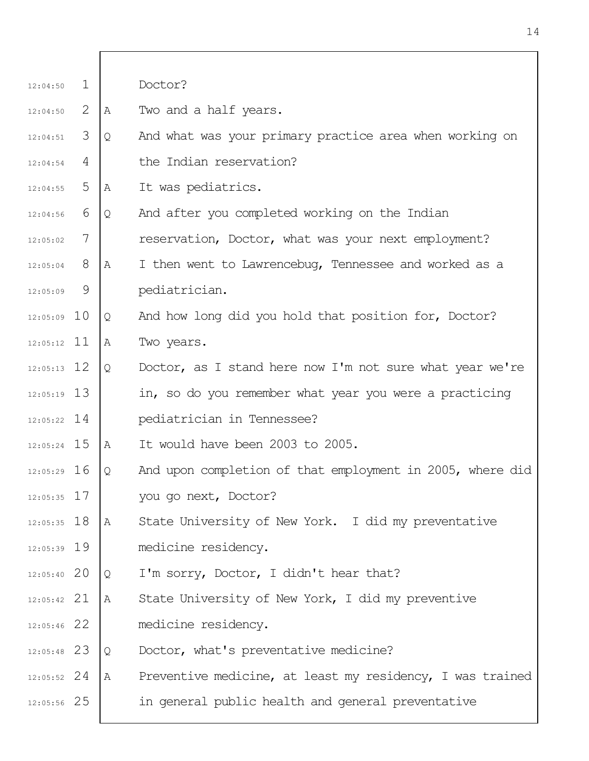Doctor?

A Two and a half years.

Q And what was your primary practice area when working on the Indian reservation?

A It was pediatrics.

Q And after you completed working on the Indian reservation, Doctor, what was your next employment?

A I then went to Lawrencebug, Tennessee and worked as a pediatrician.

Q And how long did you hold that position for, Doctor?

A Two years.

Q Doctor, as I stand here now I'm not sure what year we're in, so do you remember what year you were a practicing pediatrician in Tennessee?

A It would have been 2003 to 2005.

Q And upon completion of that employment in 2005, where did you go next, Doctor?

A State University of New York. I did my preventative medicine residency.

Q I'm sorry, Doctor, I didn't hear that?

A State University of New York, I did my preventive medicine residency.

Q Doctor, what's preventative medicine?

A Preventive medicine, at least my residency, I was trained in general public health and general preventative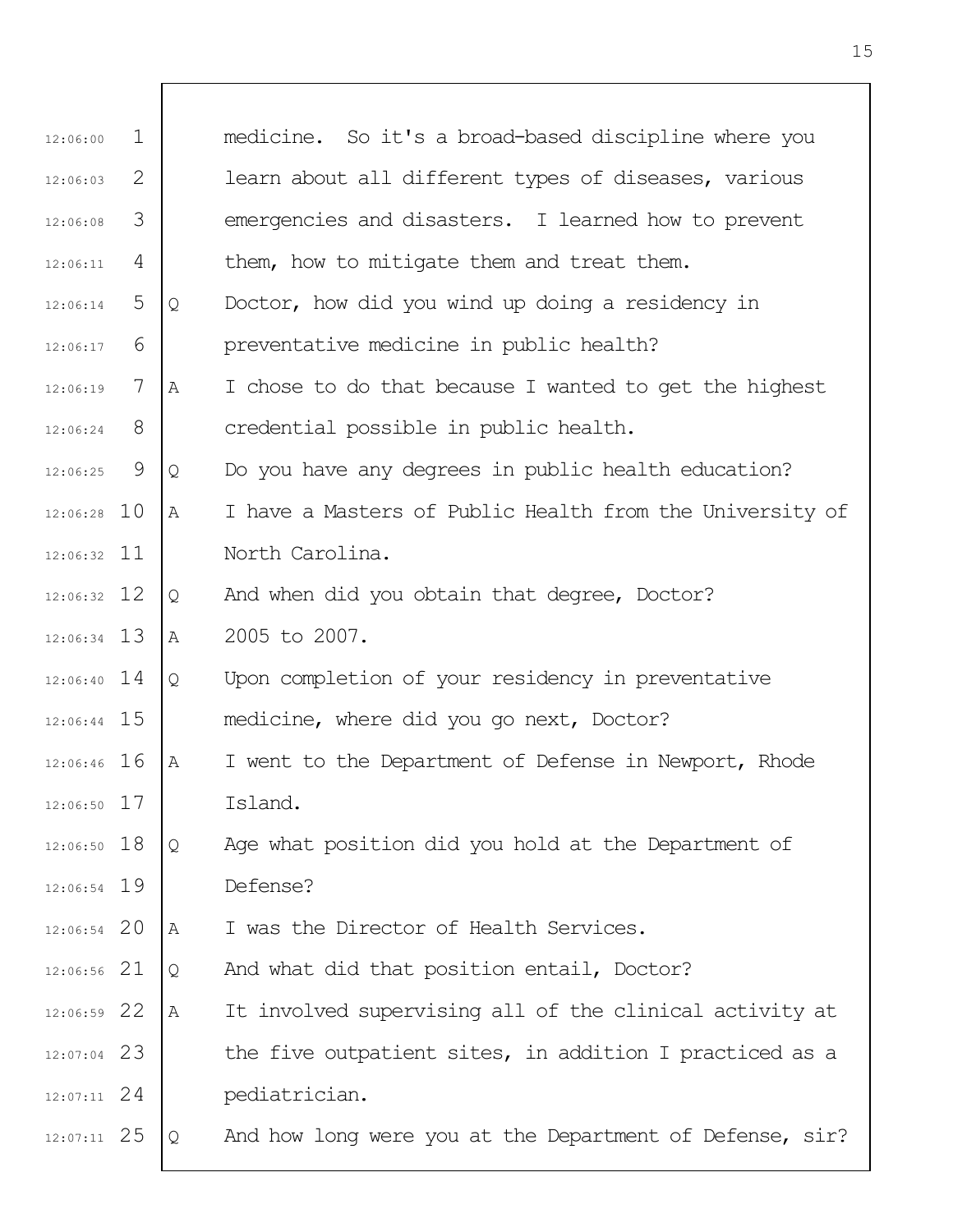medicine. So it's a broad-based discipline where you learn about all different types of diseases, various emergencies and disasters. I learned how to prevent them, how to mitigate them and treat them.

Q Doctor, how did you wind up doing a residency in preventative medicine in public health?

A I chose to do that because I wanted to get the highest credential possible in public health.

Q Do you have any degrees in public health education?

A I have a Masters of Public Health from the University of North Carolina.

Q And when did you obtain that degree, Doctor?

A 2005 to 2007.

Q Upon completion of your residency in preventative medicine, where did you go next, Doctor?

A I went to the Department of Defense in Newport, Rhode Island.

Q Age what position did you hold at the Department of Defense?

A I was the Director of Health Services.

Q And what did that position entail, Doctor?

A It involved supervising all of the clinical activity at the five outpatient sites, in addition I practiced as a pediatrician.

Q And how long were you at the Department of Defense, sir?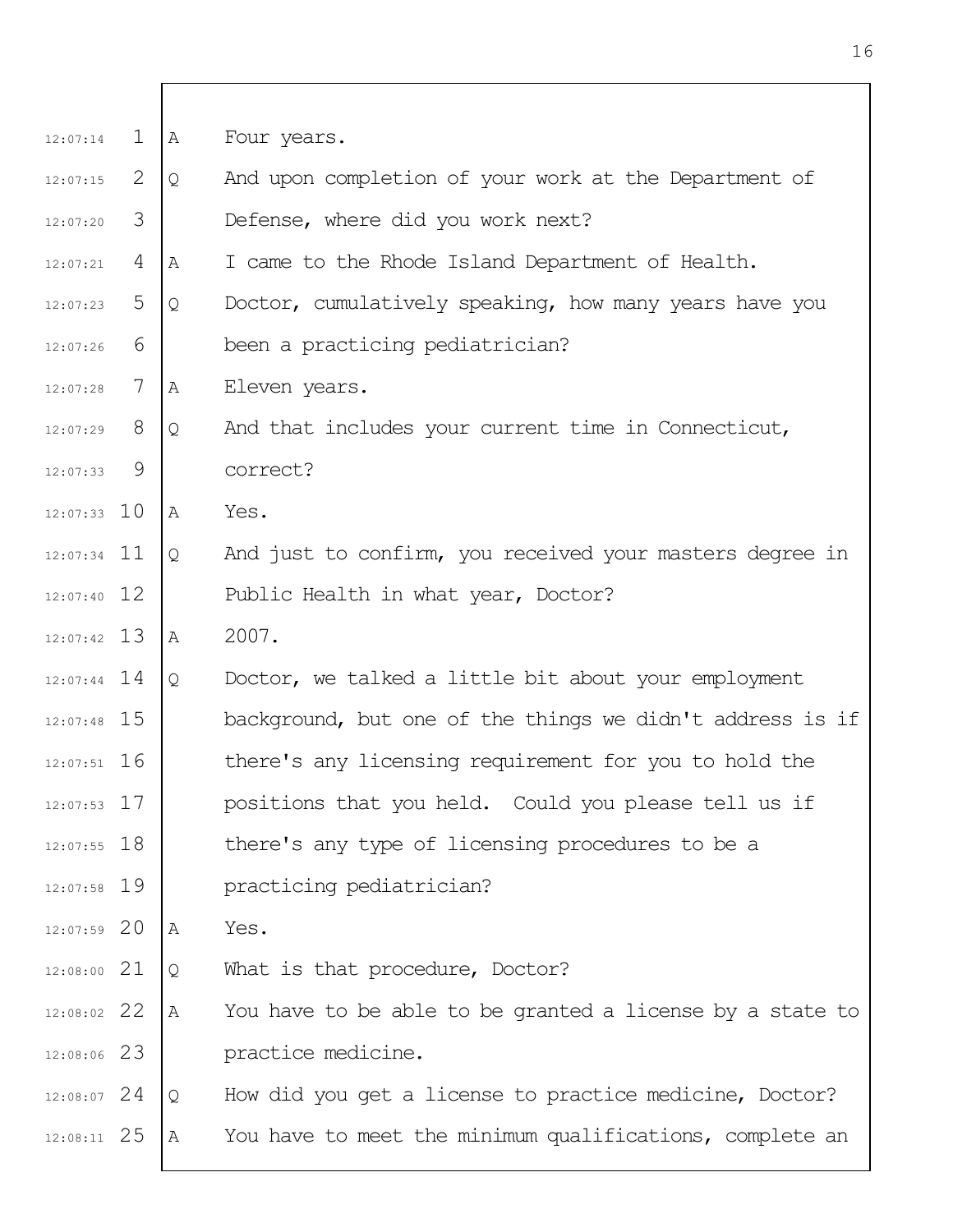A Four years.

Q And upon completion of your work at the Department of Defense, where did you work next?

A I came to the Rhode Island Department of Health.

Q Doctor, cumulatively speaking, how many years have you been a practicing pediatrician?

A Eleven years.

Q And that includes your current time in Connecticut, correct?

A Yes.

Q And just to confirm, you received your masters degree in Public Health in what year, Doctor?

A 2007.

Q Doctor, we talked a little bit about your employment background, but one of the things we didn't address is if there's any licensing requirement for you to hold the positions that you held. Could you please tell us if there's any type of licensing procedures to be a practicing pediatrician?

A Yes.

Q What is that procedure, Doctor?

A You have to be able to be granted a license by a state to practice medicine.

Q How did you get a license to practice medicine, Doctor?

A You have to meet the minimum qualifications, complete an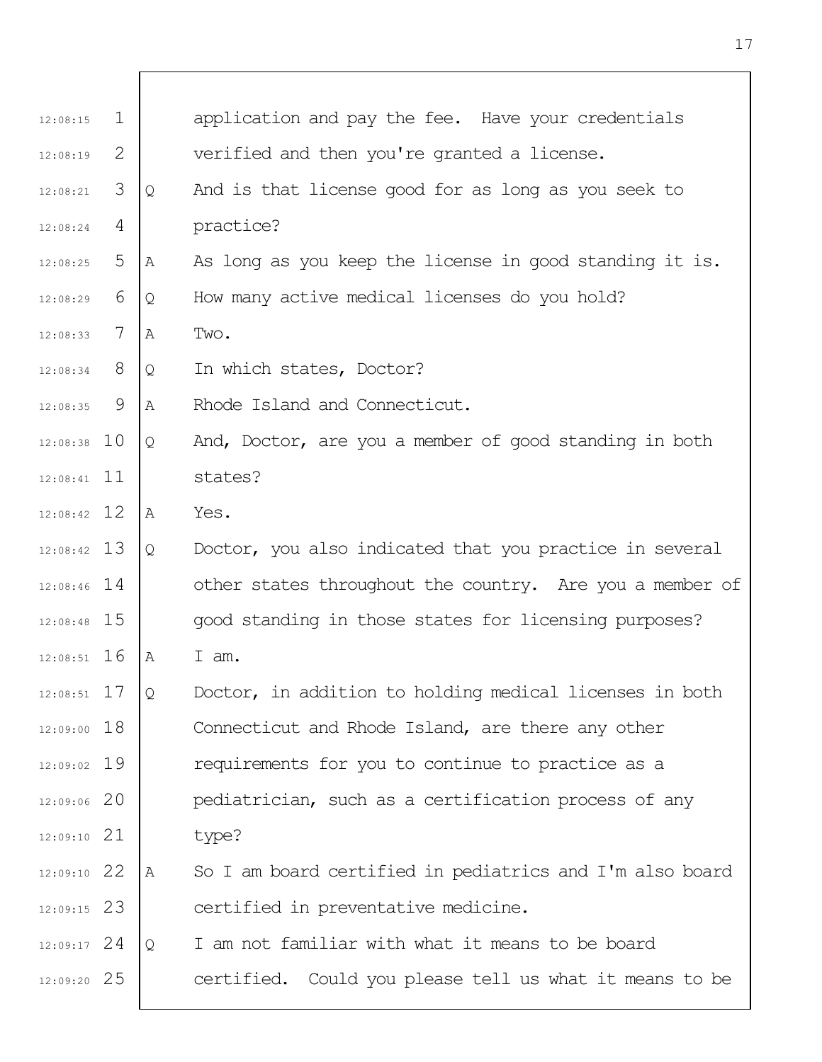application and pay the fee. Have your credentials verified and then you're granted a license.

Q And is that license good for as long as you seek to practice?

A As long as you keep the license in good standing it is.

Q How many active medical licenses do you hold?

A Two.

Q In which states, Doctor?

A Rhode Island and Connecticut.

Q And, Doctor, are you a member of good standing in both states?

A Yes.

Q Doctor, you also indicated that you practice in several other states throughout the country. Are you a member of good standing in those states for licensing purposes?

A I am.

Q Doctor, in addition to holding medical licenses in both Connecticut and Rhode Island, are there any other requirements for you to continue to practice as a pediatrician, such as a certification process of any type?

A So I am board certified in pediatrics and I'm also board certified in preventative medicine.

Q I am not familiar with what it means to be board certified. Could you please tell us what it means to be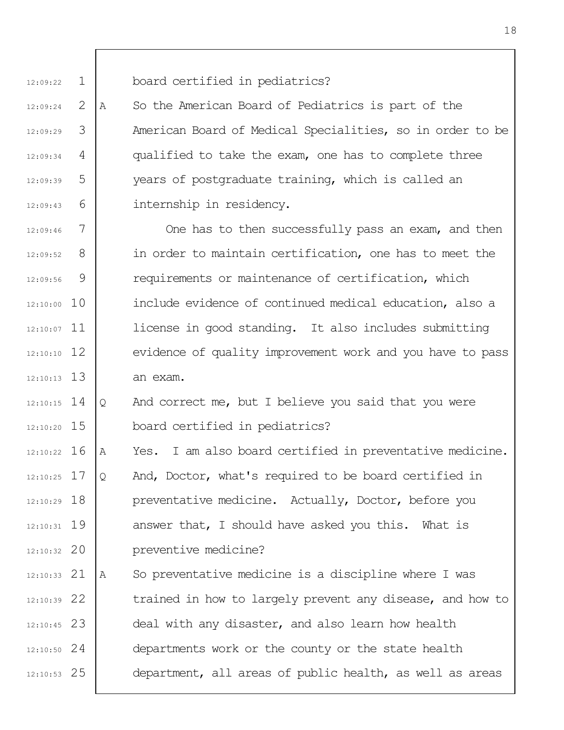board certified in pediatrics?

A So the American Board of Pediatrics is part of the American Board of Medical Specialities, so in order to be qualified to take the exam, one has to complete three years of postgraduate training, which is called an internship in residency.

One has to then successfully pass an exam, and then in order to maintain certification, one has to meet the requirements or maintenance of certification, which include evidence of continued medical education, also a license in good standing. It also includes submitting evidence of quality improvement work and you have to pass an exam.

Q And correct me, but I believe you said that you were board certified in pediatrics?

A Yes. I am also board certified in preventative medicine.

Q And, Doctor, what's required to be board certified in preventative medicine. Actually, Doctor, before you answer that, I should have asked you this. What is preventive medicine?

A So preventative medicine is a discipline where I was trained in how to largely prevent any disease, and how to deal with any disaster, and also learn how health departments work or the county or the state health department, all areas of public health, as well as areas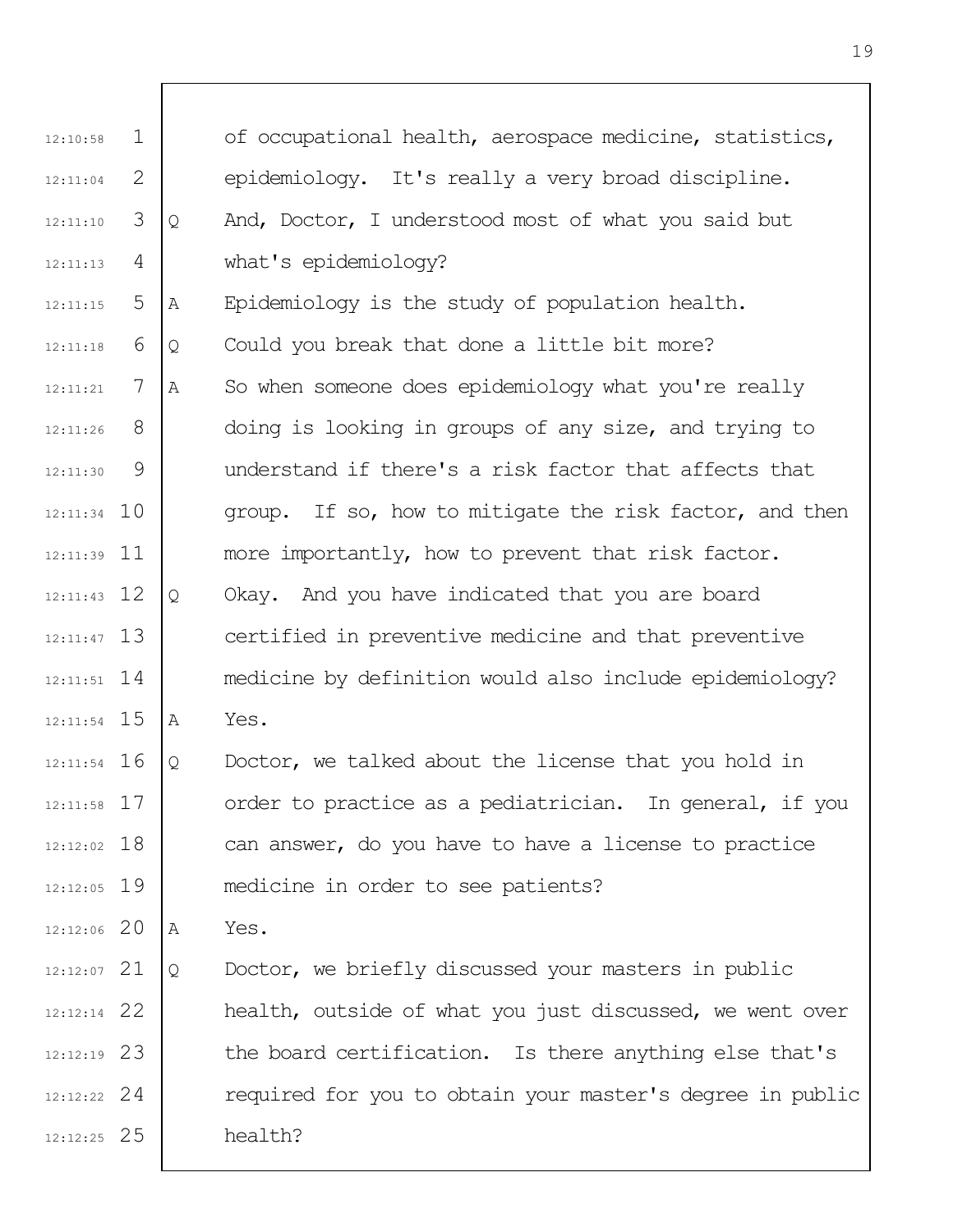of occupational health, aerospace medicine, statistics, epidemiology. It's really a very broad discipline.

Q And, Doctor, I understood most of what you said but what's epidemiology?

A Epidemiology is the study of population health.

Q Could you break that done a little bit more?

A So when someone does epidemiology what you're really doing is looking in groups of any size, and trying to understand if there's a risk factor that affects that group. If so, how to mitigate the risk factor, and then more importantly, how to prevent that risk factor.

Q Okay. And you have indicated that you are board certified in preventive medicine and that preventive medicine by definition would also include epidemiology?

A Yes.

Q Doctor, we talked about the license that you hold in order to practice as a pediatrician. In general, if you can answer, do you have to have a license to practice medicine in order to see patients?

A Yes.

Q Doctor, we briefly discussed your masters in public health, outside of what you just discussed, we went over the board certification. Is there anything else that's required for you to obtain your master's degree in public health?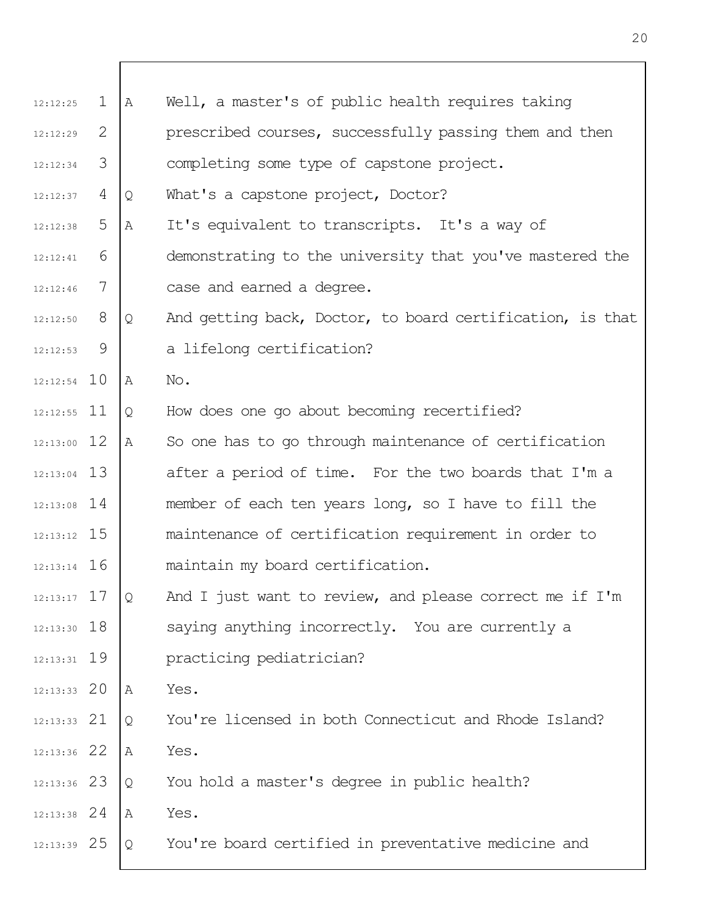A Well, a master's of public health requires taking prescribed courses, successfully passing them and then completing some type of capstone project.

Q What's a capstone project, Doctor?

A It's equivalent to transcripts. It's a way of demonstrating to the university that you've mastered the case and earned a degree.

Q And getting back, Doctor, to board certification, is that a lifelong certification?

A No.

Q How does one go about becoming recertified?

A So one has to go through maintenance of certification after a period of time. For the two boards that I'm a member of each ten years long, so I have to fill the maintenance of certification requirement in order to maintain my board certification.

Q And I just want to review, and please correct me if I'm saying anything incorrectly. You are currently a practicing pediatrician?

A Yes.

Q You're licensed in both Connecticut and Rhode Island?

A Yes.

Q You hold a master's degree in public health?

A Yes.

Q You're board certified in preventative medicine and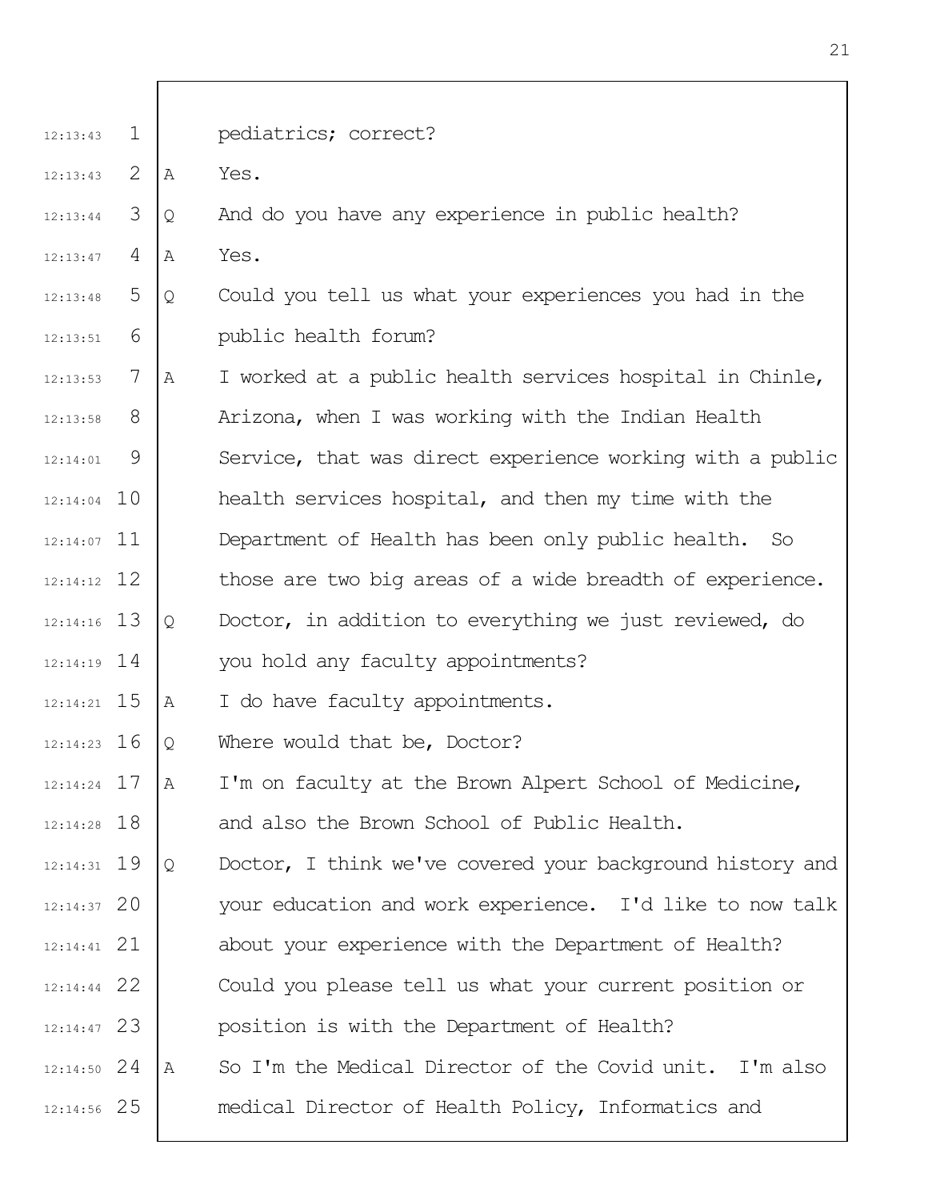pediatrics; correct?

A Yes.

Q And do you have any experience in public health?

A Yes.

Q Could you tell us what your experiences you had in the public health forum?

A I worked at a public health services hospital in Chinle, Arizona, when I was working with the Indian Health Service, that was direct experience working with a public health services hospital, and then my time with the Department of Health has been only public health. So those are two big areas of a wide breadth of experience.

Q Doctor, in addition to everything we just reviewed, do you hold any faculty appointments?

A I do have faculty appointments.

Q Where would that be, Doctor?

A I'm on faculty at the Brown Alpert School of Medicine, and also the Brown School of Public Health.

Q Doctor, I think we've covered your background history and your education and work experience. I'd like to now talk about your experience with the Department of Health? Could you please tell us what your current position or position is with the Department of Health?

A So I'm the Medical Director of the Covid unit. I'm also medical Director of Health Policy, Informatics and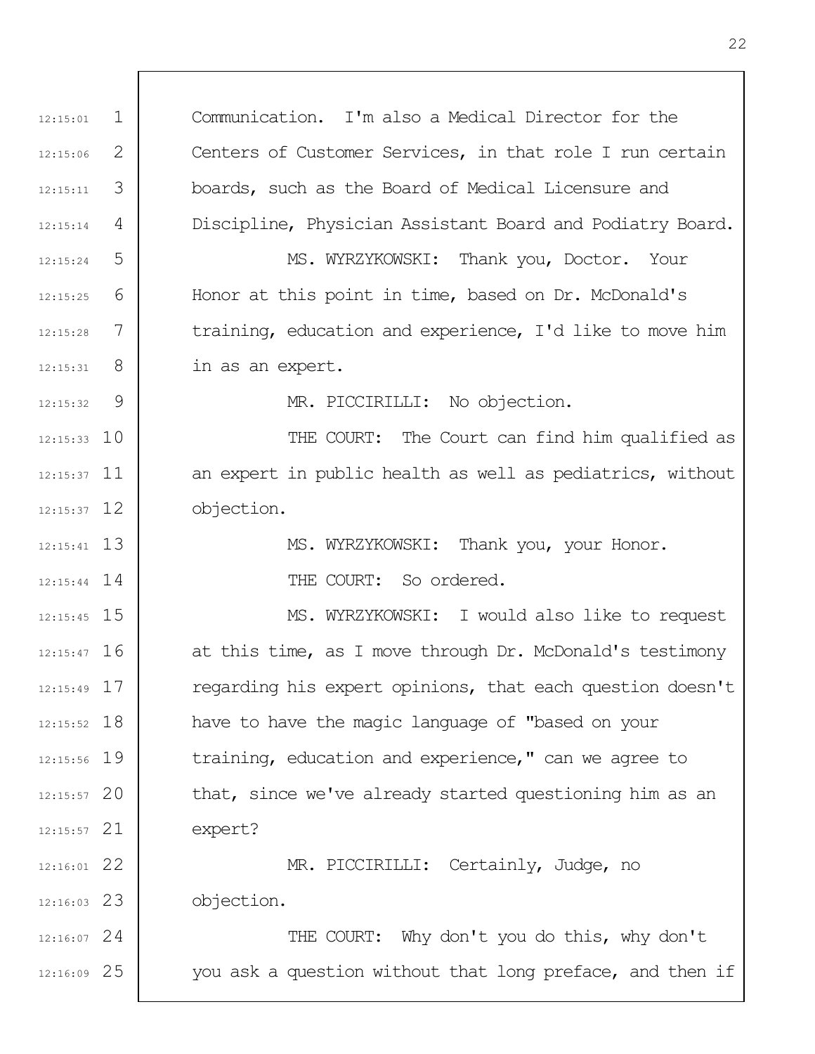Communication. I'm also a Medical Director for the Centers of Customer Services, in that role I run certain boards, such as the Board of Medical Licensure and Discipline, Physician Assistant Board and Podiatry Board.

MS. WYRZYKOWSKI: Thank you, Doctor. Your Honor at this point in time, based on Dr. McDonald's training, education and experience, I'd like to move him in as an expert.

MR. PICCIRILLI: No objection.

THE COURT: The Court can find him qualified as an expert in public health as well as pediatrics, without objection.

MS. WYRZYKOWSKI: Thank you, your Honor.

THE COURT: So ordered.

MS. WYRZYKOWSKI: I would also like to request at this time, as I move through Dr. McDonald's testimony regarding his expert opinions, that each question doesn't have to have the magic language of "based on your training, education and experience," can we agree to that, since we've already started questioning him as an expert?

MR. PICCIRILLI: Certainly, Judge, no objection.

THE COURT: Why don't you do this, why don't you ask a question without that long preface, and then if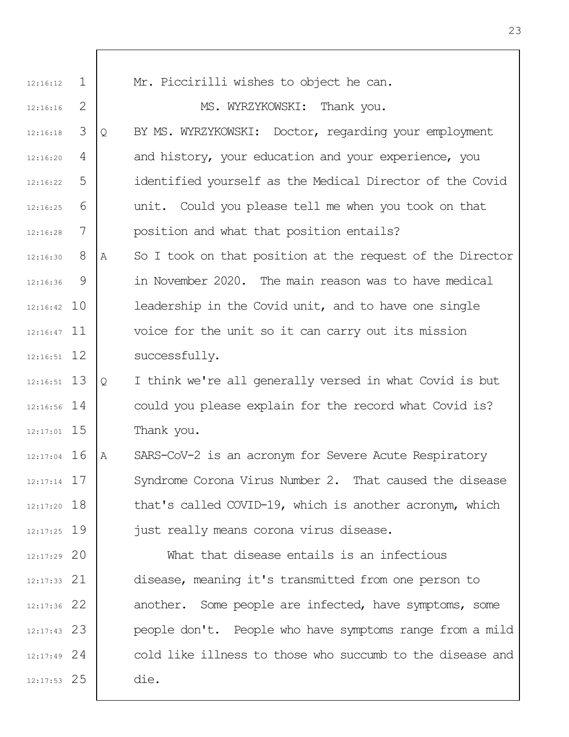Mr. Piccirilli wishes to object he can.

MS. WYRZYKOWSKI: Thank you.

Q BY MS. WYRZYKOWSKI: Doctor, regarding your employment and history, your education and your experience, you identified yourself as the Medical Director of the Covid unit. Could you please tell me when you took on that position and what that position entails?

A So I took on that position at the request of the Director in November 2020. The main reason was to have medical leadership in the Covid unit, and to have one single voice for the unit so it can carry out its mission successfully.

Q I think we're all generally versed in what Covid is but could you please explain for the record what Covid is? Thank you.

A SARS-CoV-2 is an acronym for Severe Acute Respiratory Syndrome Corona Virus Number 2. That caused the disease that's called COVID-19, which is another acronym, which just really means corona virus disease.

What that disease entails is an infectious disease, meaning it's transmitted from one person to another. Some people are infected, have symptoms, some people don't. People who have symptoms range from a mild cold like illness to those who succumb to the disease and die.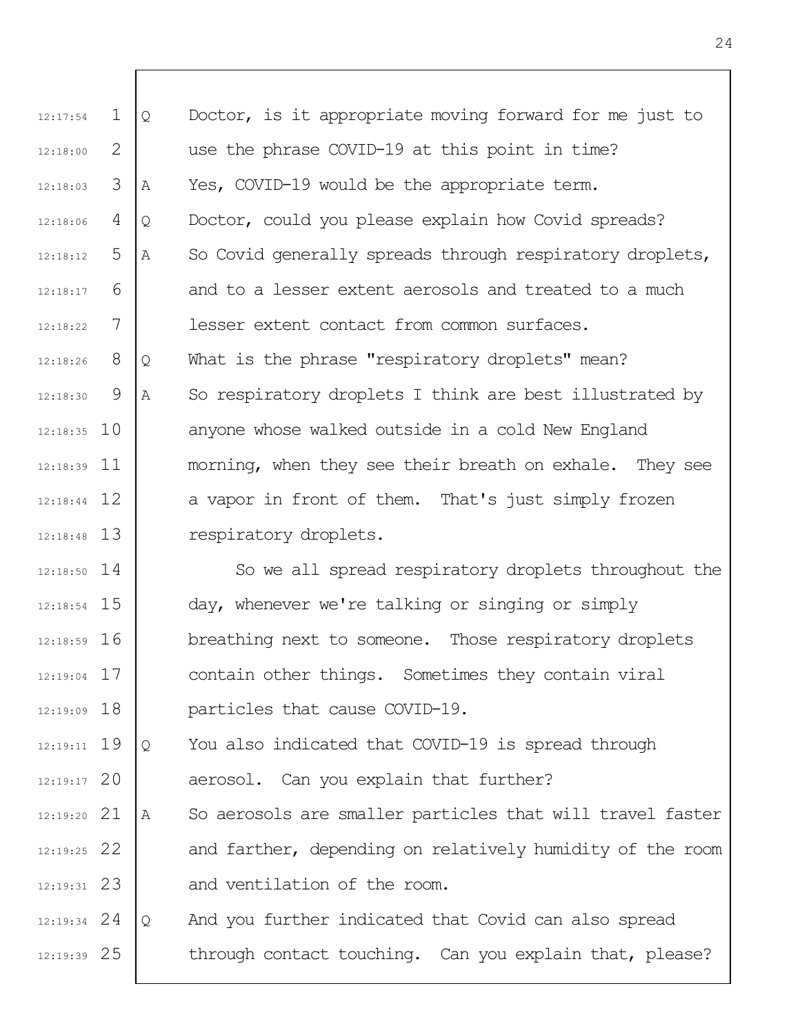Q Doctor, is it appropriate moving forward for me just to use the phrase COVID-19 at this point in time?

A Yes, COVID-19 would be the appropriate term.

Q Doctor, could you please explain how Covid spreads?

A So Covid generally spreads through respiratory droplets, and to a lesser extent aerosols and treated to a much lesser extent contact from common surfaces.

Q What is the phrase "respiratory droplets" mean?

A So respiratory droplets I think are best illustrated by anyone whose walked outside in a cold New England morning, when they see their breath on exhale. They see a vapor in front of them. That's just simply frozen respiratory droplets.

So we all spread respiratory droplets throughout the day, whenever we're talking or singing or simply breathing next to someone. Those respiratory droplets contain other things. Sometimes they contain viral particles that cause COVID-19.

Q You also indicated that COVID-19 is spread through aerosol. Can you explain that further?

A So aerosols are smaller particles that will travel faster and farther, depending on relatively humidity of the room and ventilation of the room.

Q And you further indicated that Covid can also spread through contact touching. Can you explain that, please?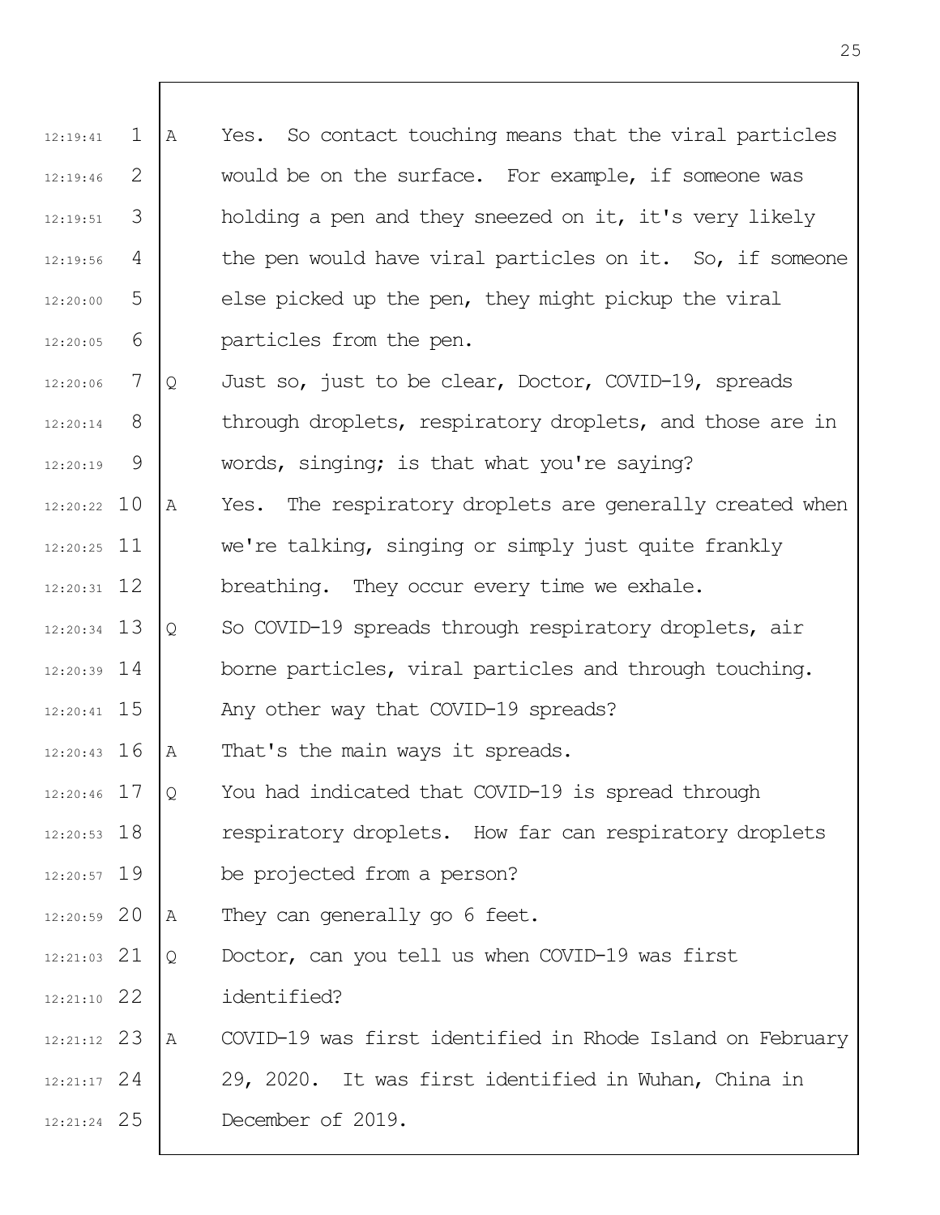A Yes. So contact touching means that the viral particles would be on the surface. For example, if someone was holding a pen and they sneezed on it, it's very likely the pen would have viral particles on it. So, if someone else picked up the pen, they might pickup the viral particles from the pen.

Q Just so, just to be clear, Doctor, COVID-19, spreads through droplets, respiratory droplets, and those are in words, singing; is that what you're saying?

A Yes. The respiratory droplets are generally created when we're talking, singing or simply just quite frankly breathing. They occur every time we exhale.

Q So COVID-19 spreads through respiratory droplets, air borne particles, viral particles and through touching. Any other way that COVID-19 spreads?

A That's the main ways it spreads.

Q You had indicated that COVID-19 is spread through respiratory droplets. How far can respiratory droplets be projected from a person?

A They can generally go 6 feet.

Q Doctor, can you tell us when COVID-19 was first identified?

A COVID-19 was first identified in Rhode Island on February 29, 2020. It was first identified in Wuhan, China in December of 2019.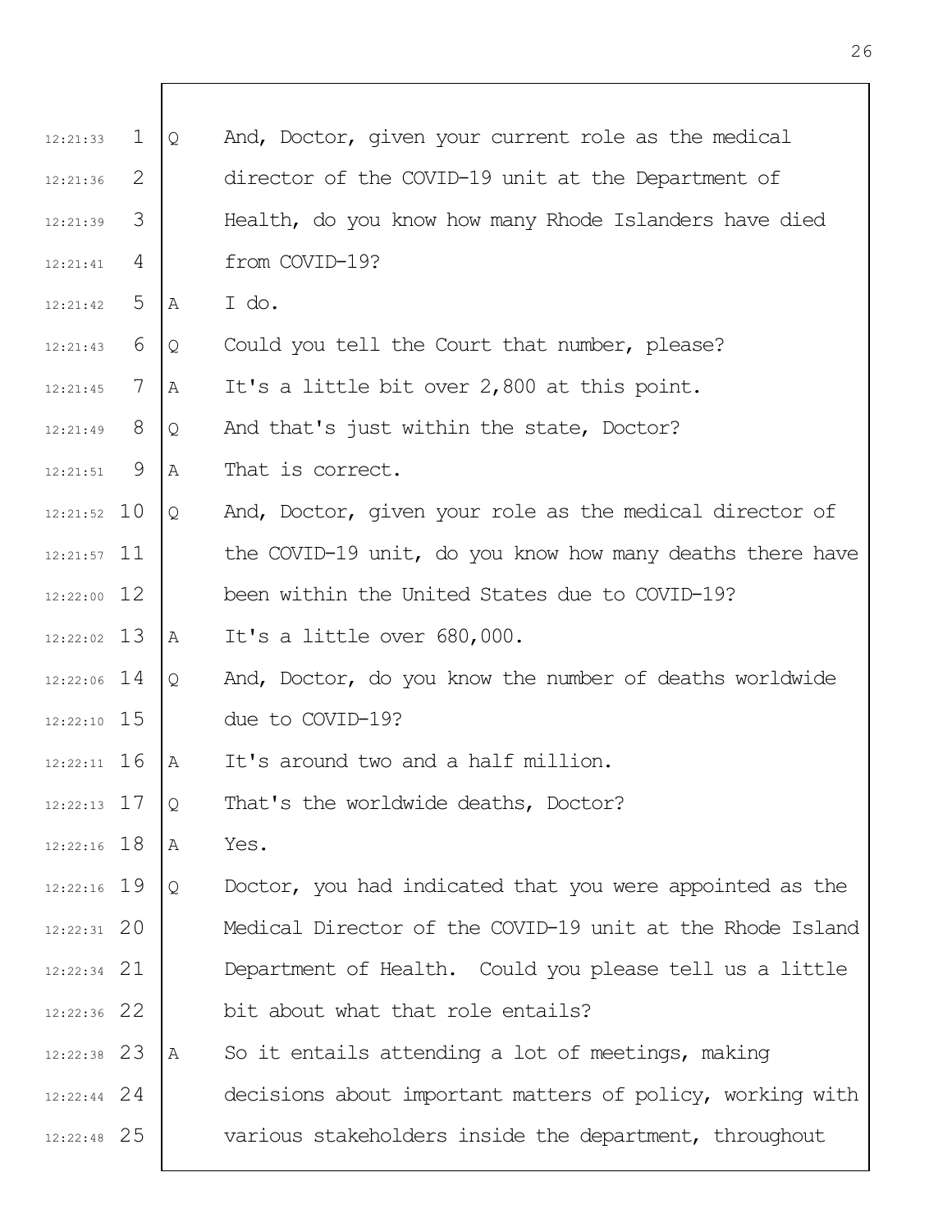Q And, Doctor, given your current role as the medical director of the COVID-19 unit at the Department of Health, do you know how many Rhode Islanders have died from COVID-19?

A I do.

Q Could you tell the Court that number, please?

A It's a little bit over 2,800 at this point.

Q And that's just within the state, Doctor?

A That is correct.

Q And, Doctor, given your role as the medical director of the COVID-19 unit, do you know how many deaths there have been within the United States due to COVID-19?

A It's a little over 680,000.

Q And, Doctor, do you know the number of deaths worldwide due to COVID-19?

A It's around two and a half million.

Q That's the worldwide deaths, Doctor?

A Yes.

Q Doctor, you had indicated that you were appointed as the Medical Director of the COVID-19 unit at the Rhode Island Department of Health. Could you please tell us a little bit about what that role entails?

A So it entails attending a lot of meetings, making decisions about important matters of policy, working with various stakeholders inside the department, throughout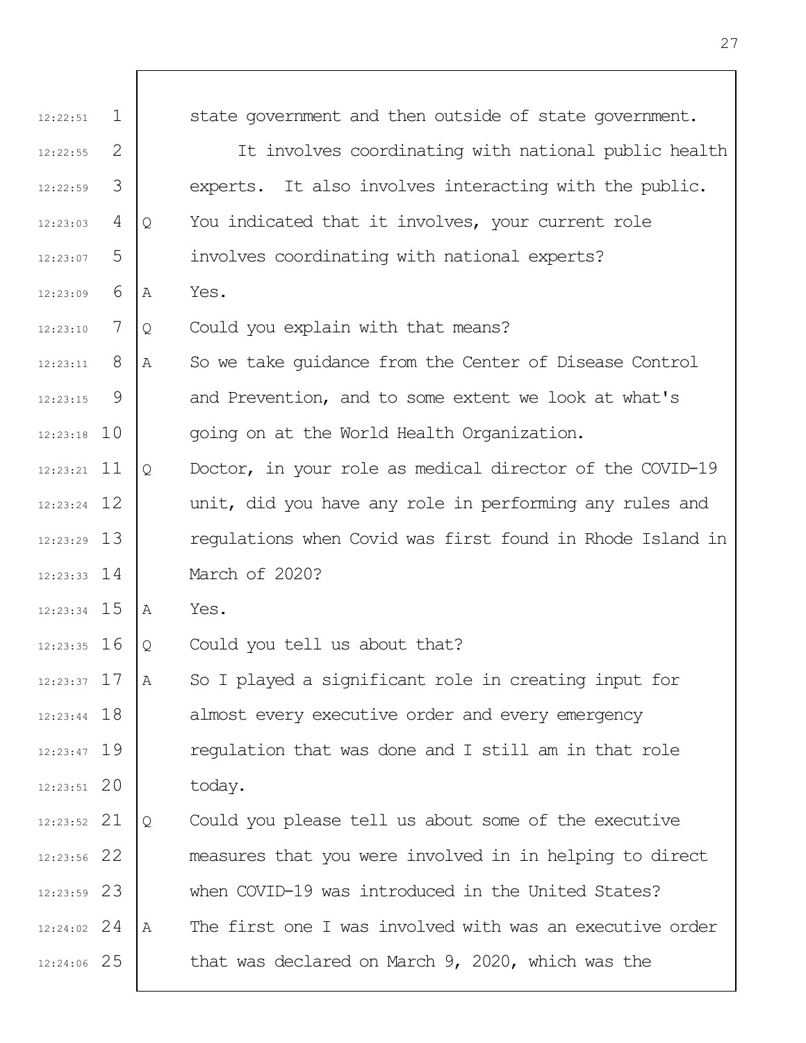state government and then outside of state government.

It involves coordinating with national public health experts. It also involves interacting with the public.

Q You indicated that it involves, your current role involves coordinating with national experts?

A Yes.

Q Could you explain with that means?

A So we take guidance from the Center of Disease Control and Prevention, and to some extent we look at what's going on at the World Health Organization.

Q Doctor, in your role as medical director of the COVID-19 unit, did you have any role in performing any rules and regulations when Covid was first found in Rhode Island in March of 2020?

A Yes.

Q Could you tell us about that?

A So I played a significant role in creating input for almost every executive order and every emergency regulation that was done and I still am in that role today.

Q Could you please tell us about some of the executive measures that you were involved in in helping to direct when COVID-19 was introduced in the United States?

A The first one I was involved with was an executive order that was declared on March 9, 2020, which was the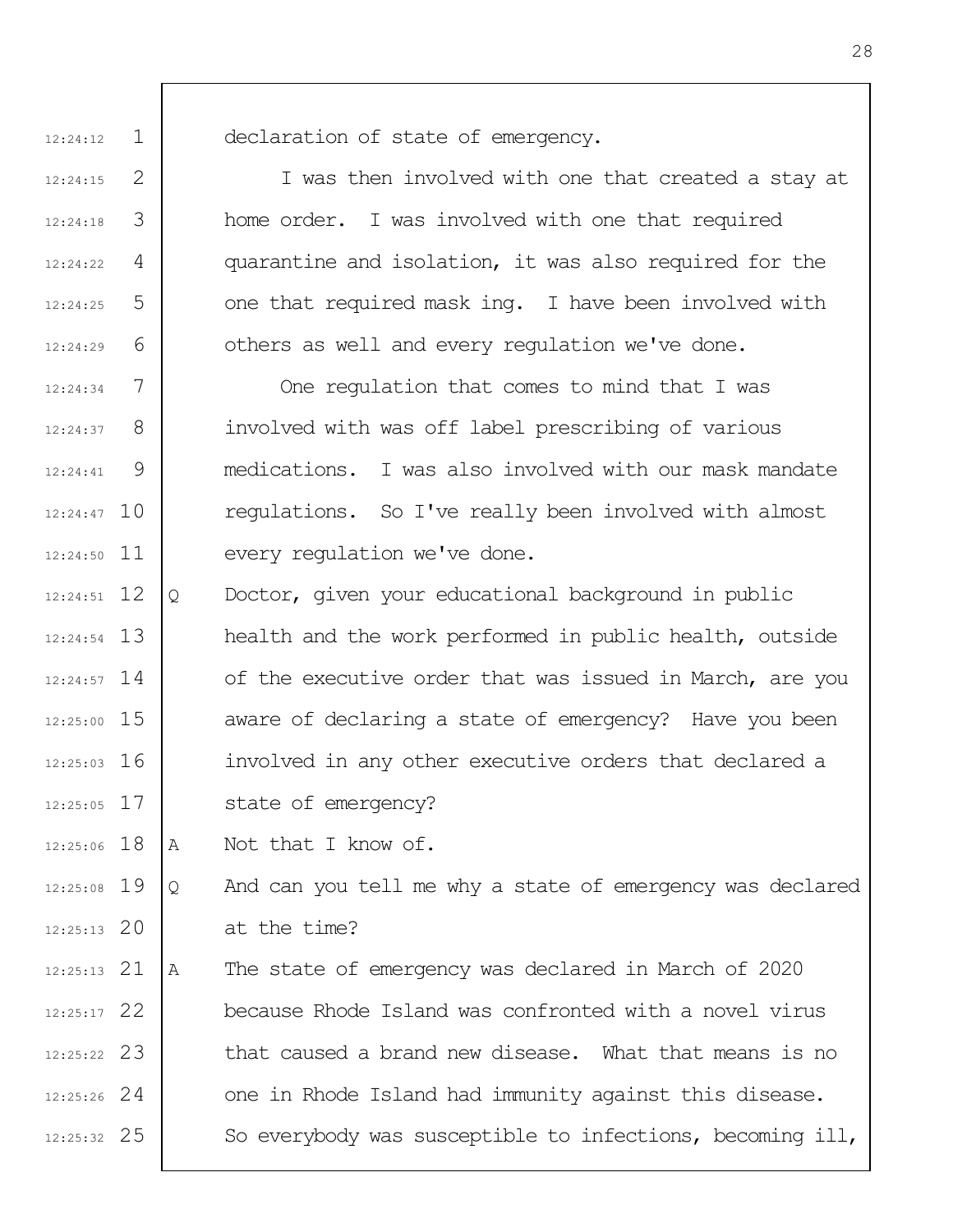declaration of state of emergency.

I was then involved with one that created a stay at home order. I was involved with one that required quarantine and isolation, it was also required for the one that required mask ing. I have been involved with others as well and every regulation we've done.

One regulation that comes to mind that I was involved with was off label prescribing of various medications. I was also involved with our mask mandate regulations. So I've really been involved with almost every regulation we've done.

Q Doctor, given your educational background in public health and the work performed in public health, outside of the executive order that was issued in March, are you aware of declaring a state of emergency? Have you been involved in any other executive orders that declared a state of emergency?

A Not that I know of.

Q And can you tell me why a state of emergency was declared at the time?

A The state of emergency was declared in March of 2020 because Rhode Island was confronted with a novel virus that caused a brand new disease. What that means is no one in Rhode Island had immunity against this disease. So everybody was susceptible to infections, becoming ill,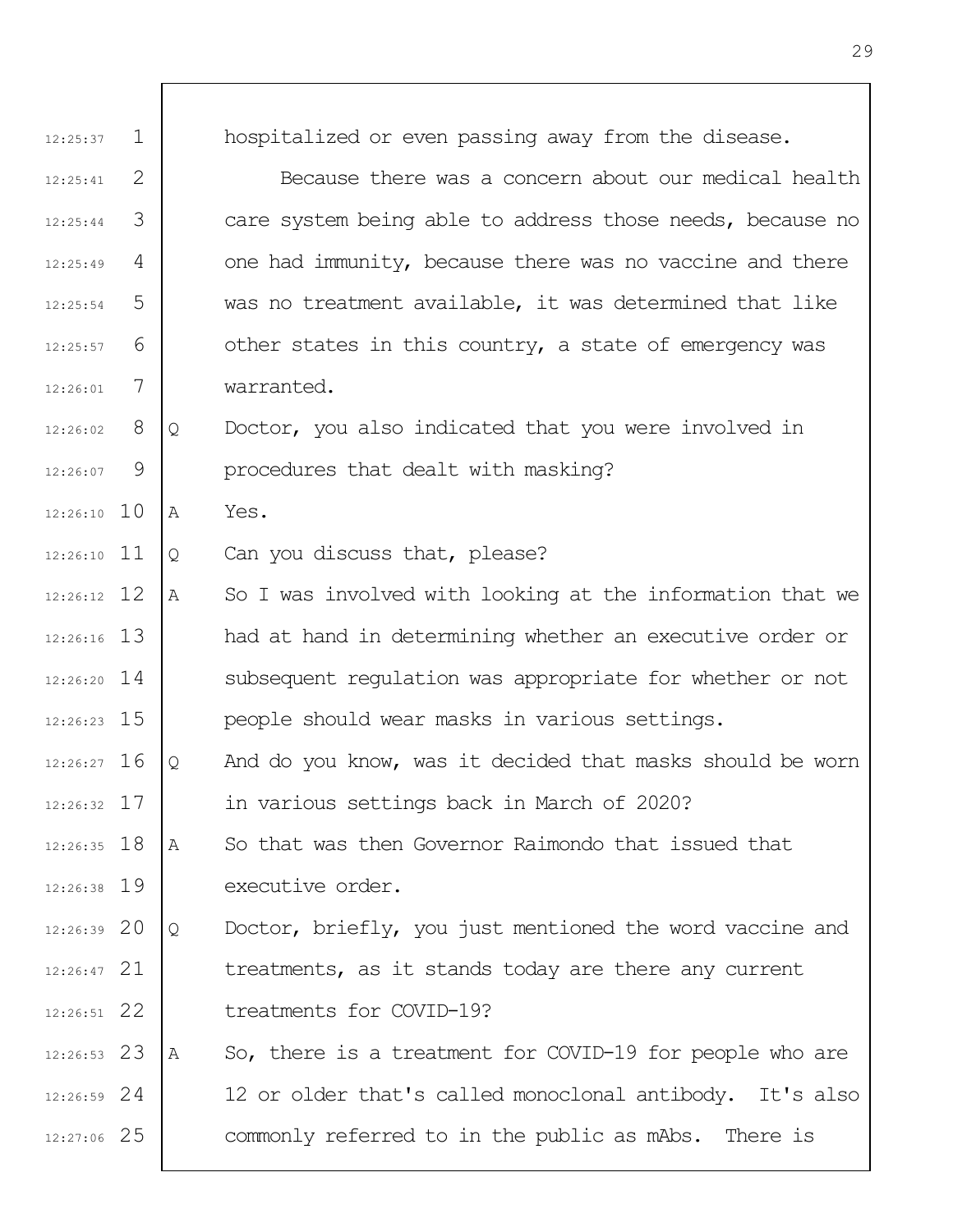hospitalized or even passing away from the disease.

Because there was a concern about our medical health care system being able to address those needs, because no one had immunity, because there was no vaccine and there was no treatment available, it was determined that like other states in this country, a state of emergency was warranted.

Q Doctor, you also indicated that you were involved in procedures that dealt with masking?

A Yes.

Q Can you discuss that, please?

A So I was involved with looking at the information that we had at hand in determining whether an executive order or subsequent regulation was appropriate for whether or not people should wear masks in various settings.

Q And do you know, was it decided that masks should be worn in various settings back in March of 2020?

A So that was then Governor Raimondo that issued that executive order.

Q Doctor, briefly, you just mentioned the word vaccine and treatments, as it stands today are there any current treatments for COVID-19?

A So, there is a treatment for COVID-19 for people who are 12 or older that's called monoclonal antibody. It's also commonly referred to in the public as mAbs. There is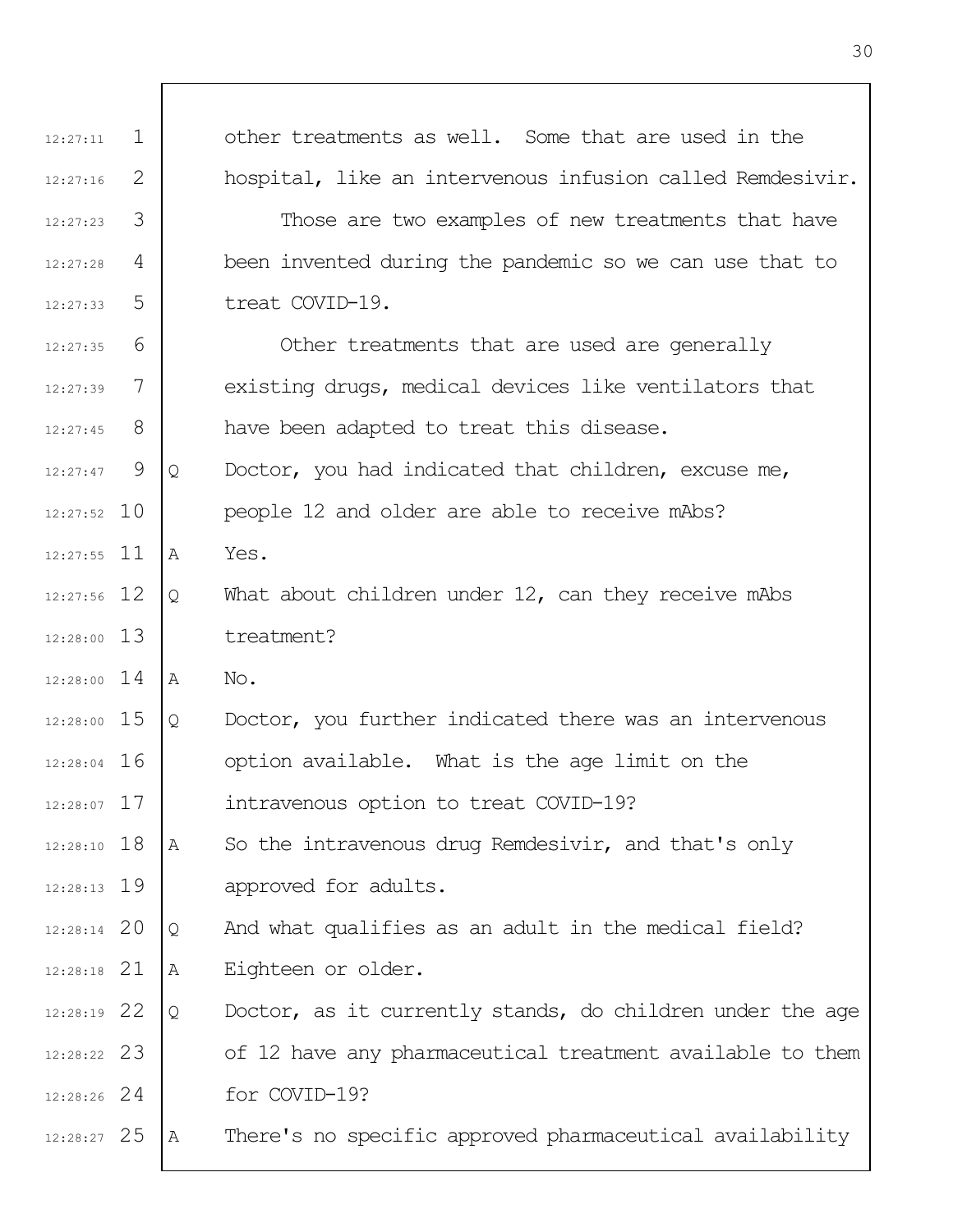other treatments as well. Some that are used in the hospital, like an intervenous infusion called Remdesivir.

Those are two examples of new treatments that have been invented during the pandemic so we can use that to treat COVID-19.

Other treatments that are used are generally existing drugs, medical devices like ventilators that have been adapted to treat this disease.

Q Doctor, you had indicated that children, excuse me, people 12 and older are able to receive mAbs?

A Yes.

Q What about children under 12, can they receive mAbs treatment?

A No.

Q Doctor, you further indicated there was an intervenous option available. What is the age limit on the intravenous option to treat COVID-19?

A So the intravenous drug Remdesivir, and that's only approved for adults.

Q And what qualifies as an adult in the medical field?

A Eighteen or older.

Q Doctor, as it currently stands, do children under the age of 12 have any pharmaceutical treatment available to them for COVID-19?

A There's no specific approved pharmaceutical availability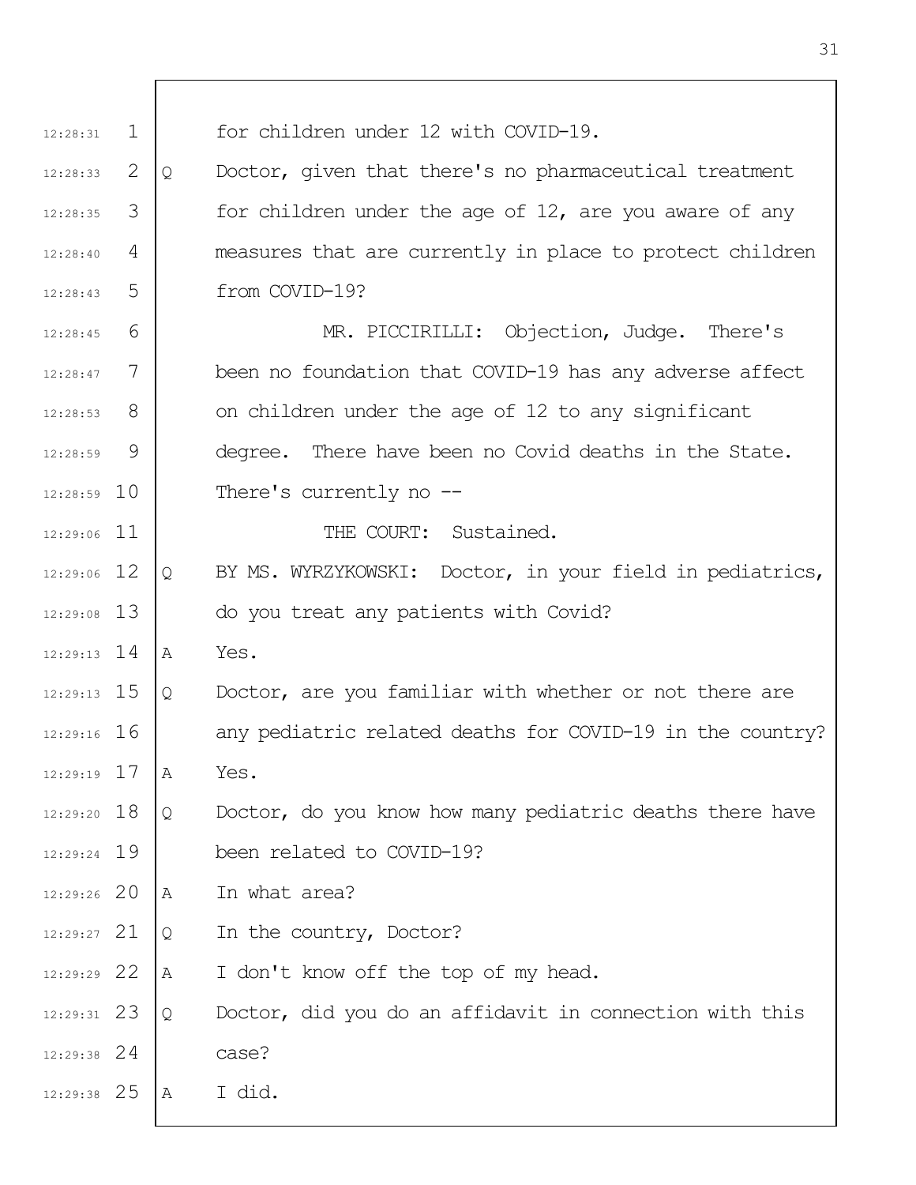12:28:31 1 for children under 12 with COVID-19.

12:28:33 2 Q Doctor, given that there's no pharmaceutical treatment

12:28:35 3 for children under the age of 12, are you aware of any

12:28:40 4 measures that are currently in place to protect children

12:28:43 5 from COVID-19?

12:28:45 6 MR. PICCIRILLI: Objection, Judge. There's

12:28:47 7 been no foundation that COVID-19 has any adverse affect

12:28:53 8 on children under the age of 12 to any significant

12:28:59 9 degree. There have been no Covid deaths in the State.

12:28:59 10 There's currently no --

12:29:06 11 THE COURT: Sustained.

12:29:06 12 Q BY MS. WYRZYKOWSKI: Doctor, in your field in pediatrics,

12:29:08 13 do you treat any patients with Covid?

12:29:13 14 A Yes.

12:29:13 15 Q Doctor, are you familiar with whether or not there are

12:29:16 16 any pediatric related deaths for COVID-19 in the country?

12:29:19 17 A Yes.

12:29:20 18 Q Doctor, do you know how many pediatric deaths there have

12:29:24 19 been related to COVID-19?

12:29:26 20 A In what area?

12:29:27 21 Q In the country, Doctor?

12:29:29 22 A I don't know off the top of my head.

12:29:31 23 Q Doctor, did you do an affidavit in connection with this

12:29:38 24 case?

12:29:38 25 A I did.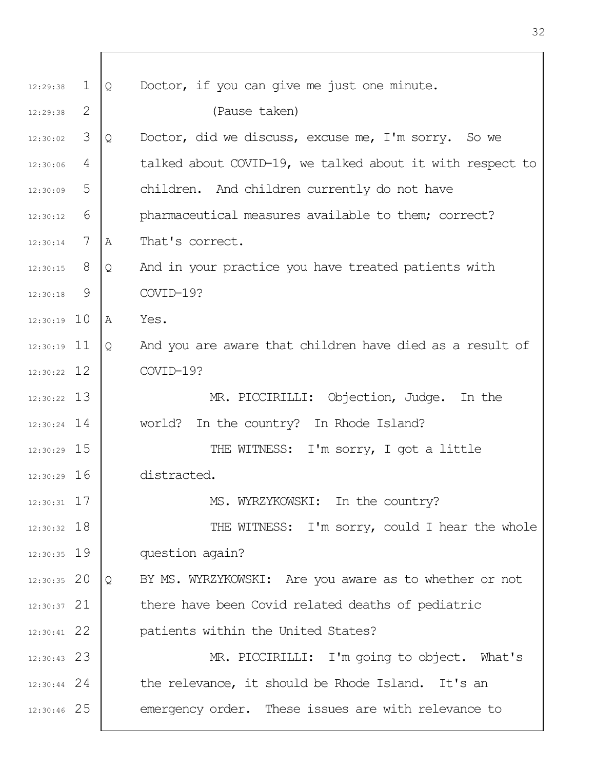12:29:38 1 Q Doctor, if you can give me just one minute.

12:29:38 2 (Pause taken)

12:30:02 3 Q Doctor, did we discuss, excuse me, I'm sorry. So we

12:30:06 4 talked about COVID-19, we talked about it with respect to

12:30:09 5 children. And children currently do not have

12:30:12 6 pharmaceutical measures available to them; correct?

12:30:14 7 A That's correct.

12:30:15 8 Q And in your practice you have treated patients with

12:30:18 9 COVID-19?

12:30:19 10 A Yes.

12:30:19 11 Q And you are aware that children have died as a result of

12:30:22 12 COVID-19?

12:30:22 13 MR. PICCIRILLI: Objection, Judge. In the

12:30:24 14 world? In the country? In Rhode Island?

12:30:29 15 THE WITNESS: I'm sorry, I got a little

12:30:29 16 distracted.

12:30:31 17 MS. WYRZYKOWSKI: In the country?

12:30:32 18 THE WITNESS: I'm sorry, could I hear the whole

12:30:35 19 question again?

12:30:35 20 Q BY MS. WYRZYKOWSKI: Are you aware as to whether or not

12:30:37 21 there have been Covid related deaths of pediatric

12:30:41 22 patients within the United States?

12:30:43 23 MR. PICCIRILLI: I'm going to object. What's

12:30:44 24 the relevance, it should be Rhode Island. It's an

12:30:46 25 emergency order. These issues are with relevance to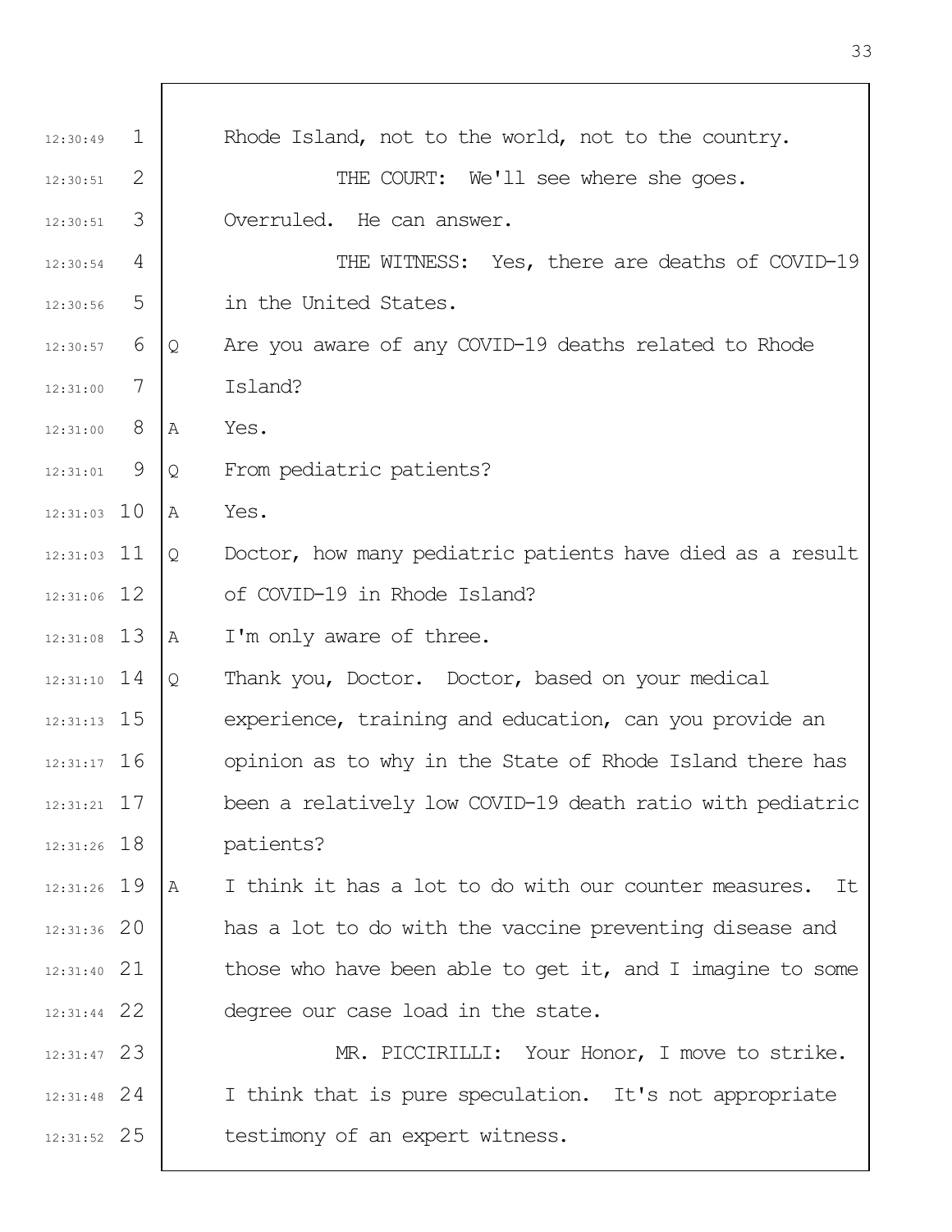Rhode Island, not to the world, not to the country.

THE COURT: We'll see where she goes. Overruled. He can answer.

THE WITNESS: Yes, there are deaths of COVID-19 in the United States.

Q Are you aware of any COVID-19 deaths related to Rhode Island?

A Yes.

Q From pediatric patients?

A Yes.

Q Doctor, how many pediatric patients have died as a result of COVID-19 in Rhode Island?

A I'm only aware of three.

Q Thank you, Doctor. Doctor, based on your medical experience, training and education, can you provide an opinion as to why in the State of Rhode Island there has been a relatively low COVID-19 death ratio with pediatric patients?

A I think it has a lot to do with our counter measures. It has a lot to do with the vaccine preventing disease and those who have been able to get it, and I imagine to some degree our case load in the state.

MR. PICCIRILLI: Your Honor, I move to strike. I think that is pure speculation. It's not appropriate testimony of an expert witness.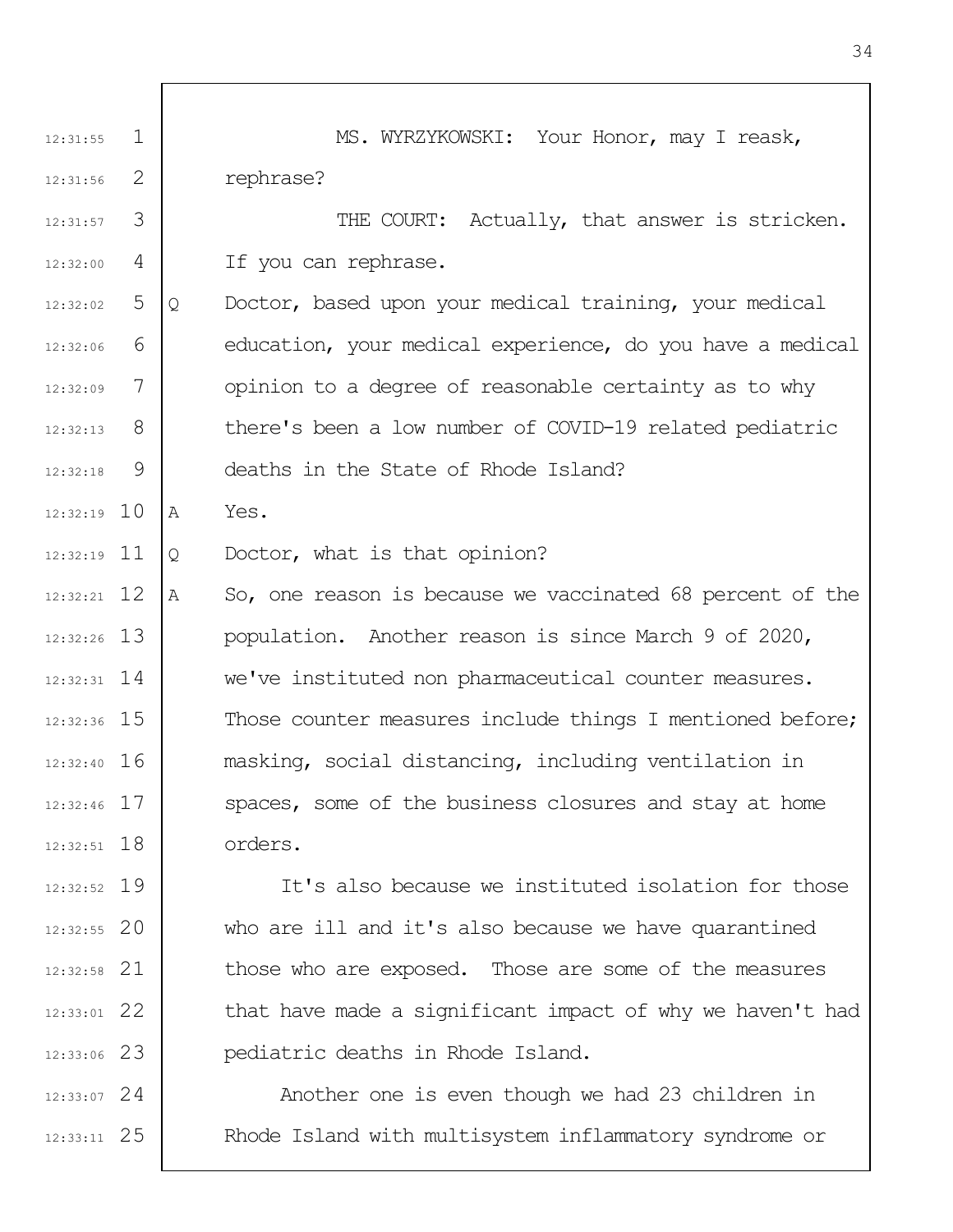MS. WYRZYKOWSKI: Your Honor, may I reask, rephrase?

THE COURT: Actually, that answer is stricken. If you can rephrase.

Q Doctor, based upon your medical training, your medical education, your medical experience, do you have a medical opinion to a degree of reasonable certainty as to why there's been a low number of COVID-19 related pediatric deaths in the State of Rhode Island?

A Yes.

Q Doctor, what is that opinion?

A So, one reason is because we vaccinated 68 percent of the population. Another reason is since March 9 of 2020, we've instituted non pharmaceutical counter measures. Those counter measures include things I mentioned before; masking, social distancing, including ventilation in spaces, some of the business closures and stay at home orders.

It's also because we instituted isolation for those who are ill and it's also because we have quarantined those who are exposed. Those are some of the measures that have made a significant impact of why we haven't had pediatric deaths in Rhode Island.

Another one is even though we had 23 children in Rhode Island with multisystem inflammatory syndrome or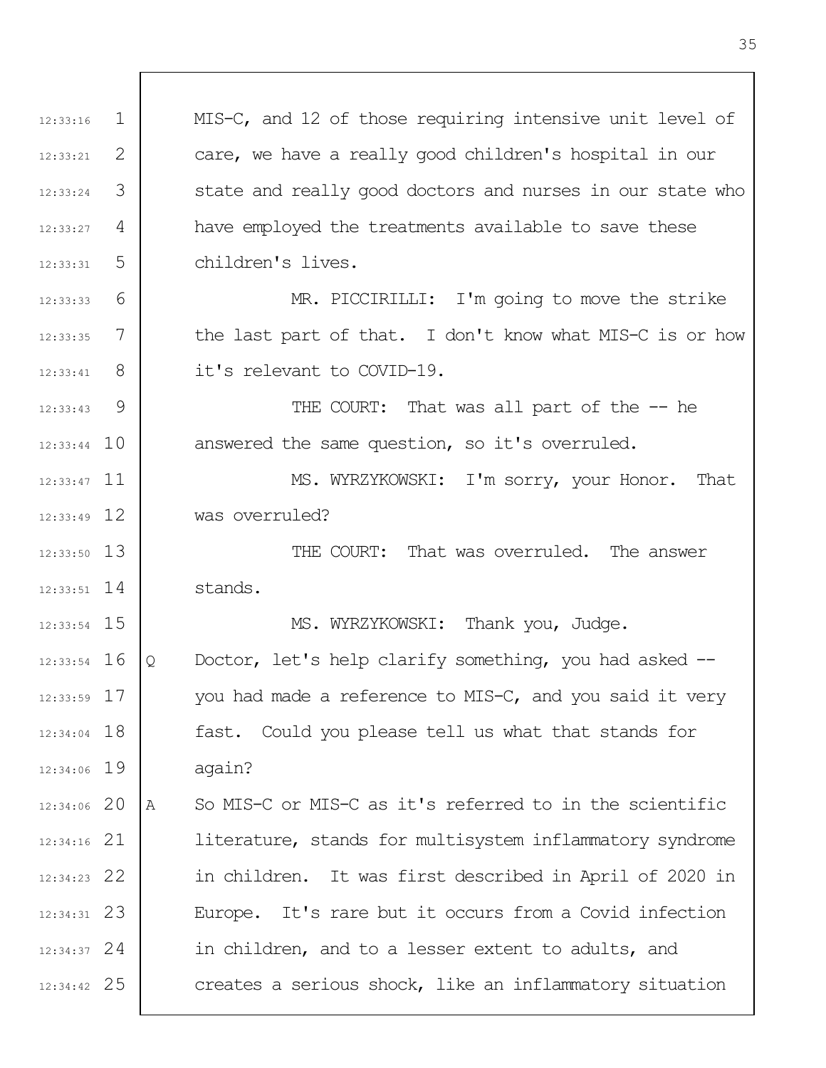MIS-C, and 12 of those requiring intensive unit level of care, we have a really good children's hospital in our state and really good doctors and nurses in our state who have employed the treatments available to save these children's lives.

MR. PICCIRILLI: I'm going to move the strike the last part of that. I don't know what MIS-C is or how it's relevant to COVID-19.

THE COURT: That was all part of the -- he answered the same question, so it's overruled.

MS. WYRZYKOWSKI: I'm sorry, your Honor. That was overruled?

THE COURT: That was overruled. The answer stands.

MS. WYRZYKOWSKI: Thank you, Judge.

Q Doctor, let's help clarify something, you had asked -- you had made a reference to MIS-C, and you said it very fast. Could you please tell us what that stands for again?

A So MIS-C or MIS-C as it's referred to in the scientific literature, stands for multisystem inflammatory syndrome in children. It was first described in April of 2020 in Europe. It's rare but it occurs from a Covid infection in children, and to a lesser extent to adults, and creates a serious shock, like an inflammatory situation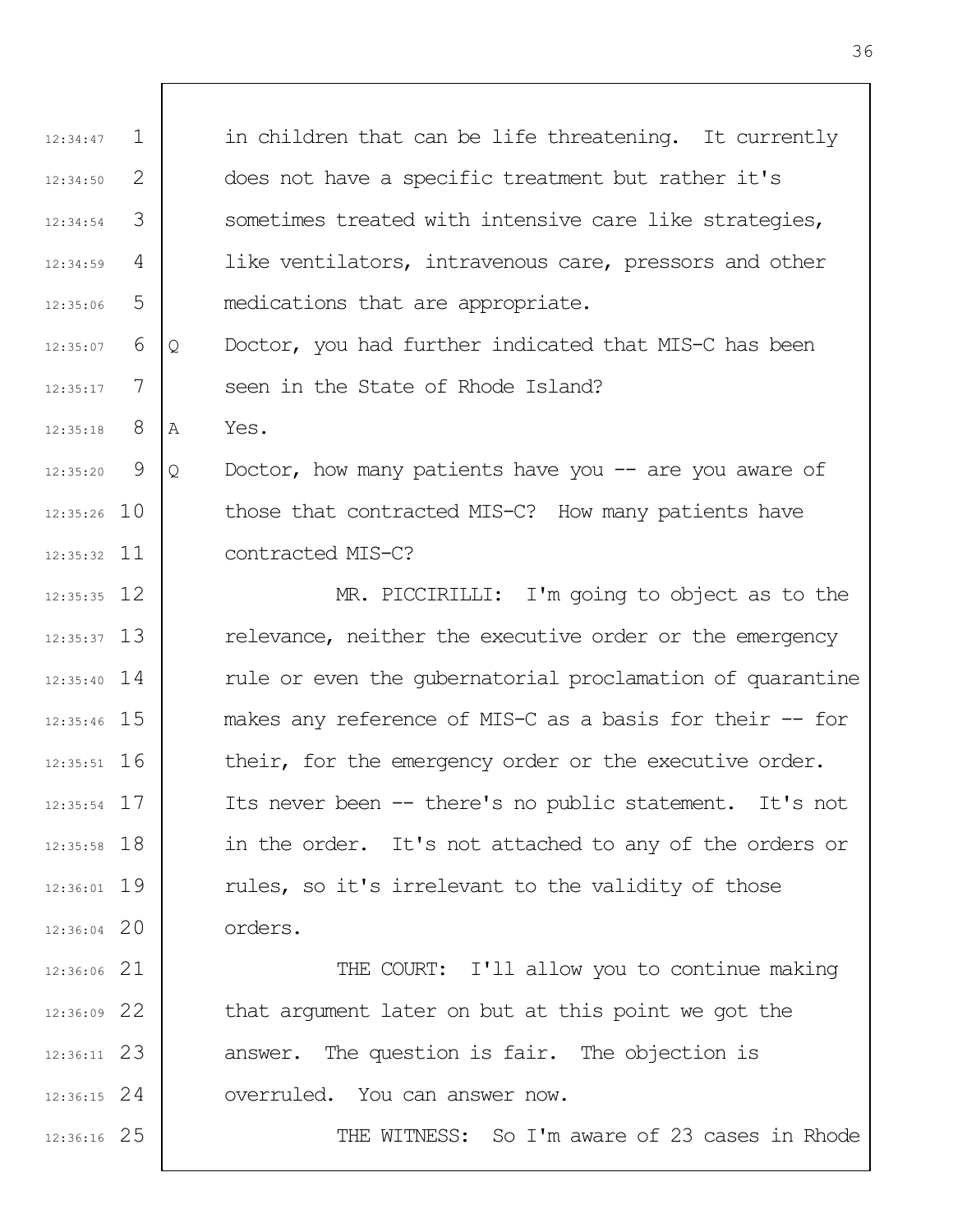in children that can be life threatening. It currently does not have a specific treatment but rather it's sometimes treated with intensive care like strategies, like ventilators, intravenous care, pressors and other medications that are appropriate.

Q Doctor, you had further indicated that MIS-C has been seen in the State of Rhode Island?

A Yes.

Q Doctor, how many patients have you -- are you aware of those that contracted MIS-C? How many patients have contracted MIS-C?

MR. PICCIRILLI: I'm going to object as to the relevance, neither the executive order or the emergency rule or even the gubernatorial proclamation of quarantine makes any reference of MIS-C as a basis for their -- for their, for the emergency order or the executive order. Its never been -- there's no public statement. It's not in the order. It's not attached to any of the orders or rules, so it's irrelevant to the validity of those orders.

THE COURT: I'll allow you to continue making that argument later on but at this point we got the answer. The question is fair. The objection is overruled. You can answer now.

THE WITNESS: So I'm aware of 23 cases in Rhode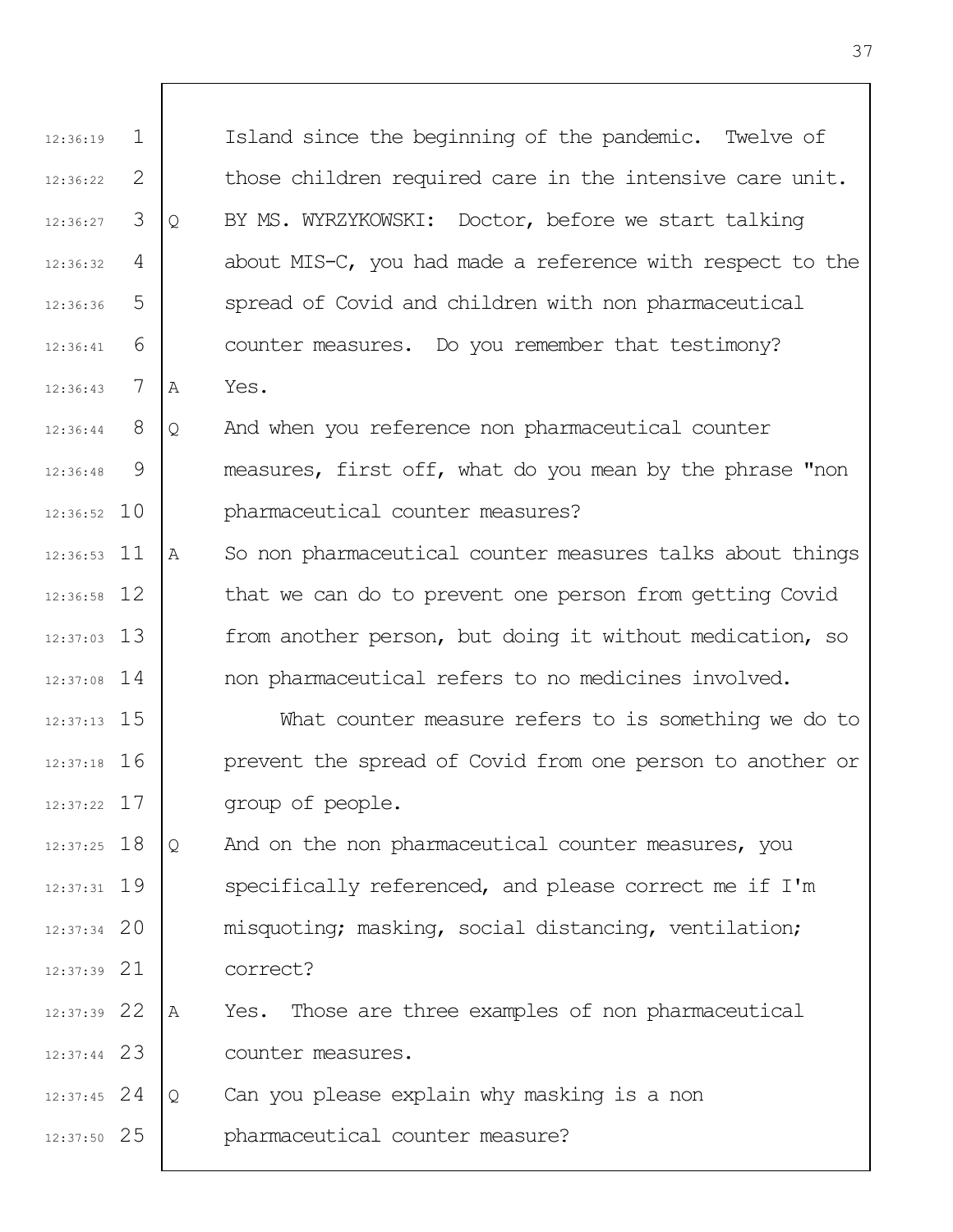Island since the beginning of the pandemic. Twelve of those children required care in the intensive care unit.

Q BY MS. WYRZYKOWSKI: Doctor, before we start talking about MIS-C, you had made a reference with respect to the spread of Covid and children with non pharmaceutical counter measures. Do you remember that testimony?

A Yes.

Q And when you reference non pharmaceutical counter measures, first off, what do you mean by the phrase "non pharmaceutical counter measures?

A So non pharmaceutical counter measures talks about things that we can do to prevent one person from getting Covid from another person, but doing it without medication, so non pharmaceutical refers to no medicines involved.

What counter measure refers to is something we do to prevent the spread of Covid from one person to another or group of people.

Q And on the non pharmaceutical counter measures, you specifically referenced, and please correct me if I'm misquoting; masking, social distancing, ventilation; correct?

A Yes. Those are three examples of non pharmaceutical counter measures.

Q Can you please explain why masking is a non pharmaceutical counter measure?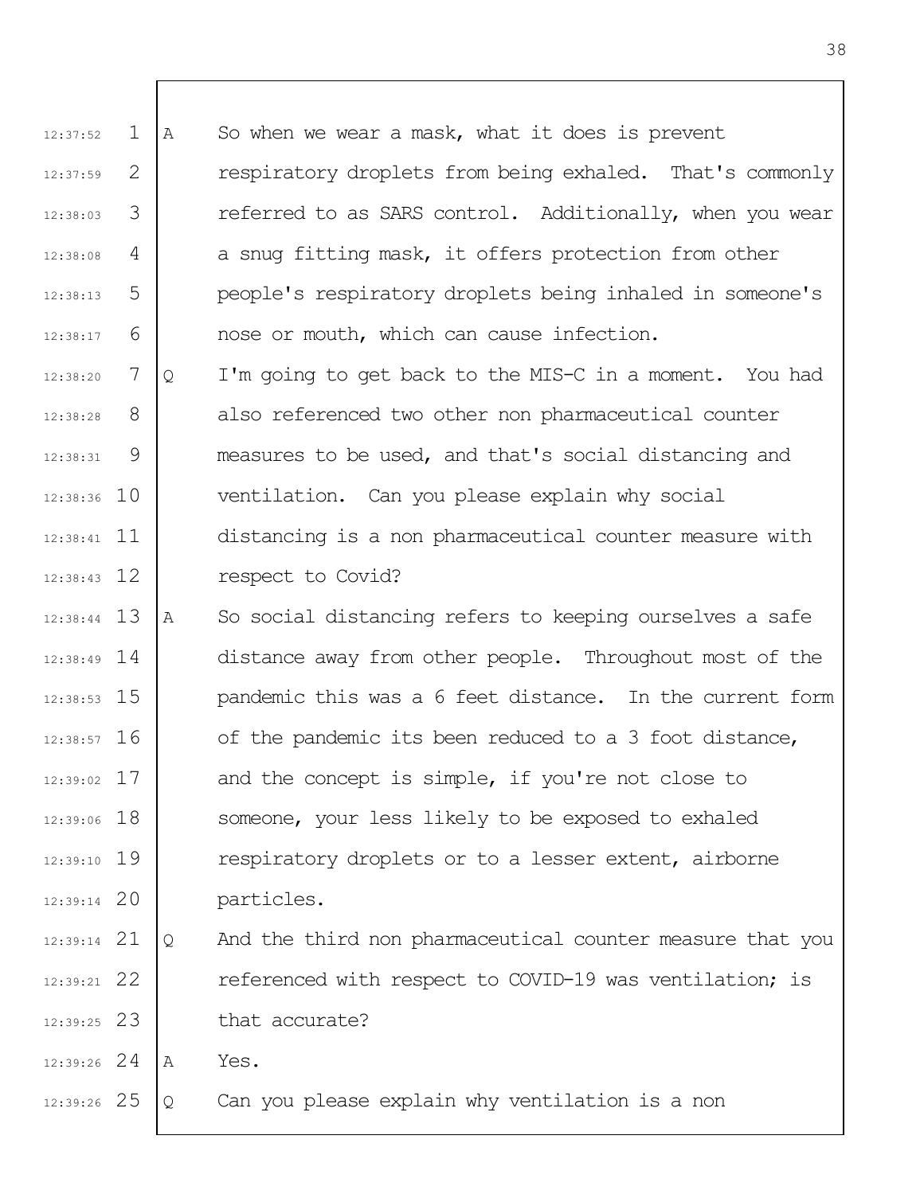12:37:52 1 A So when we wear a mask, what it does is prevent
12:37:59 2 respiratory droplets from being exhaled. That's commonly
12:38:03 3 referred to as SARS control. Additionally, when you wear
12:38:08 4 a snug fitting mask, it offers protection from other
12:38:13 5 people's respiratory droplets being inhaled in someone's
12:38:17 6 nose or mouth, which can cause infection.
12:38:20 7 Q I'm going to get back to the MIS-C in a moment. You had
12:38:28 8 also referenced two other non pharmaceutical counter
12:38:31 9 measures to be used, and that's social distancing and
12:38:36 10 ventilation. Can you please explain why social
12:38:41 11 distancing is a non pharmaceutical counter measure with
12:38:43 12 respect to Covid?
12:38:44 13 A So social distancing refers to keeping ourselves a safe
12:38:49 14 distance away from other people. Throughout most of the
12:38:53 15 pandemic this was a 6 feet distance. In the current form
12:38:57 16 of the pandemic its been reduced to a 3 foot distance,
12:39:02 17 and the concept is simple, if you're not close to
12:39:06 18 someone, your less likely to be exposed to exhaled
12:39:10 19 respiratory droplets or to a lesser extent, airborne
12:39:14 20 particles.
12:39:14 21 Q And the third non pharmaceutical counter measure that you
12:39:21 22 referenced with respect to COVID-19 was ventilation; is
12:39:25 23 that accurate?
12:39:26 24 A Yes.
12:39:26 25 Q Can you please explain why ventilation is a non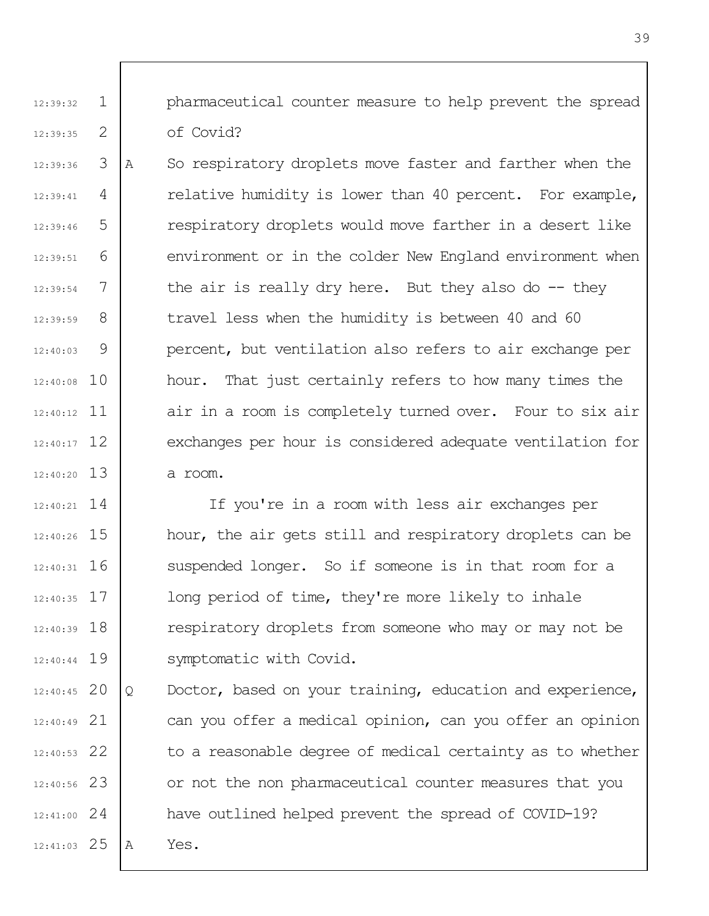pharmaceutical counter measure to help prevent the spread of Covid?

A So respiratory droplets move faster and farther when the relative humidity is lower than 40 percent. For example, respiratory droplets would move farther in a desert like environment or in the colder New England environment when the air is really dry here. But they also do -- they travel less when the humidity is between 40 and 60 percent, but ventilation also refers to air exchange per hour. That just certainly refers to how many times the air in a room is completely turned over. Four to six air exchanges per hour is considered adequate ventilation for a room.

If you're in a room with less air exchanges per hour, the air gets still and respiratory droplets can be suspended longer. So if someone is in that room for a long period of time, they're more likely to inhale respiratory droplets from someone who may or may not be symptomatic with Covid.

Q Doctor, based on your training, education and experience, can you offer a medical opinion, can you offer an opinion to a reasonable degree of medical certainty as to whether or not the non pharmaceutical counter measures that you have outlined helped prevent the spread of COVID-19?

A Yes.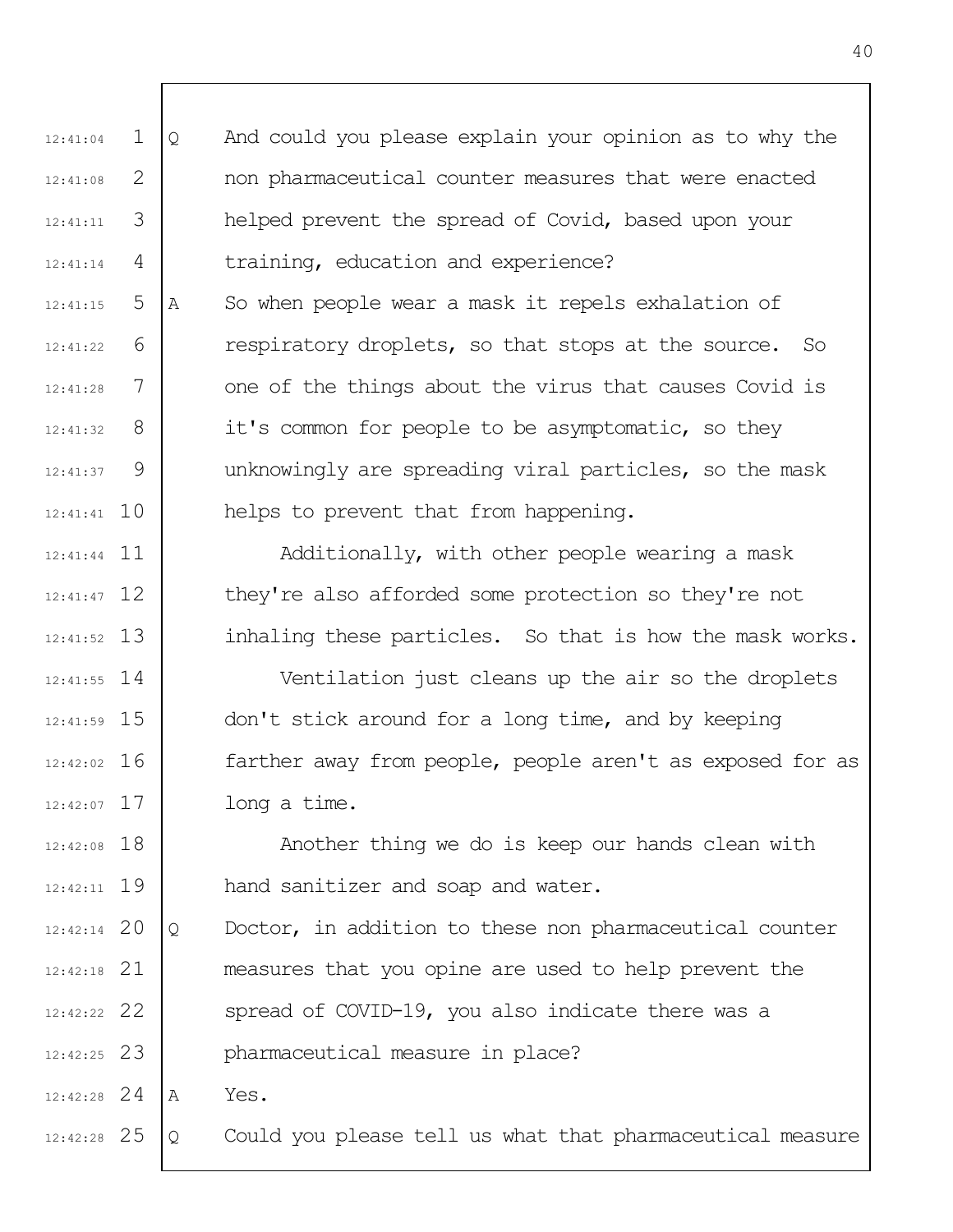12:41:04 1 Q And could you please explain your opinion as to why the
12:41:08 2 non pharmaceutical counter measures that were enacted
12:41:11 3 helped prevent the spread of Covid, based upon your
12:41:14 4 training, education and experience?
12:41:15 5 A So when people wear a mask it repels exhalation of
12:41:22 6 respiratory droplets, so that stops at the source. So
12:41:28 7 one of the things about the virus that causes Covid is
12:41:32 8 it's common for people to be asymptomatic, so they
12:41:37 9 unknowingly are spreading viral particles, so the mask
12:41:41 10 helps to prevent that from happening.
12:41:44 11 Additionally, with other people wearing a mask
12:41:47 12 they're also afforded some protection so they're not
12:41:52 13 inhaling these particles. So that is how the mask works.
12:41:55 14 Ventilation just cleans up the air so the droplets
12:41:59 15 don't stick around for a long time, and by keeping
12:42:02 16 farther away from people, people aren't as exposed for as
12:42:07 17 long a time.
12:42:08 18 Another thing we do is keep our hands clean with
12:42:11 19 hand sanitizer and soap and water.
12:42:14 20 Q Doctor, in addition to these non pharmaceutical counter
12:42:18 21 measures that you opine are used to help prevent the
12:42:22 22 spread of COVID-19, you also indicate there was a
12:42:25 23 pharmaceutical measure in place?
12:42:28 24 A Yes.
12:42:28 25 Q Could you please tell us what that pharmaceutical measure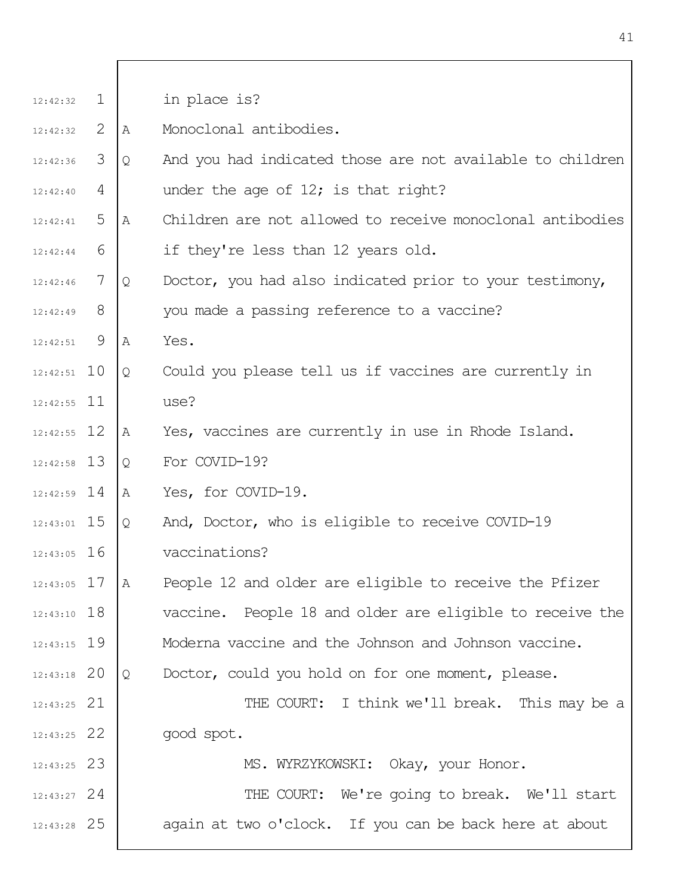in place is?

A Monoclonal antibodies.

Q And you had indicated those are not available to children under the age of 12; is that right?

A Children are not allowed to receive monoclonal antibodies if they're less than 12 years old.

Q Doctor, you had also indicated prior to your testimony, you made a passing reference to a vaccine?

A Yes.

Q Could you please tell us if vaccines are currently in use?

A Yes, vaccines are currently in use in Rhode Island.

Q For COVID-19?

A Yes, for COVID-19.

Q And, Doctor, who is eligible to receive COVID-19 vaccinations?

A People 12 and older are eligible to receive the Pfizer vaccine. People 18 and older are eligible to receive the Moderna vaccine and the Johnson and Johnson vaccine.

Q Doctor, could you hold on for one moment, please.

THE COURT: I think we'll break. This may be a good spot.

MS. WYRZYKOWSKI: Okay, your Honor.

THE COURT: We're going to break. We'll start again at two o'clock. If you can be back here at about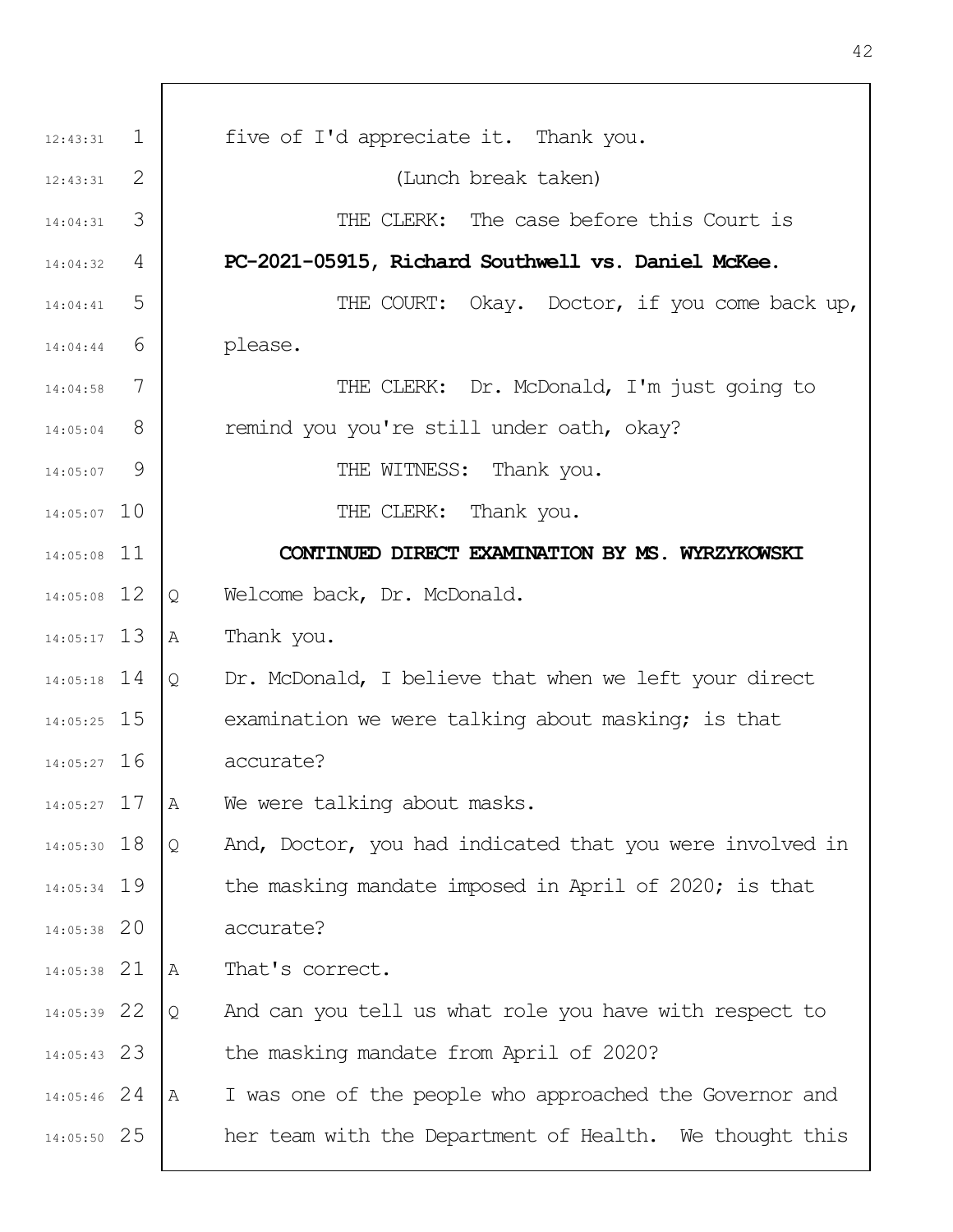five of I'd appreciate it. Thank you.

(Lunch break taken)

THE CLERK: The case before this Court is **PC-2021-05915, Richard Southwell vs. Daniel McKee.**

THE COURT: Okay. Doctor, if you come back up, please.

THE CLERK: Dr. McDonald, I'm just going to remind you you're still under oath, okay?

THE WITNESS: Thank you.

THE CLERK: Thank you.

**CONTINUED DIRECT EXAMINATION BY MS. WYRZYKOWSKI**

Q Welcome back, Dr. McDonald.

A Thank you.

Q Dr. McDonald, I believe that when we left your direct examination we were talking about masking; is that accurate?

A We were talking about masks.

Q And, Doctor, you had indicated that you were involved in the masking mandate imposed in April of 2020; is that accurate?

A That's correct.

Q And can you tell us what role you have with respect to the masking mandate from April of 2020?

A I was one of the people who approached the Governor and her team with the Department of Health. We thought this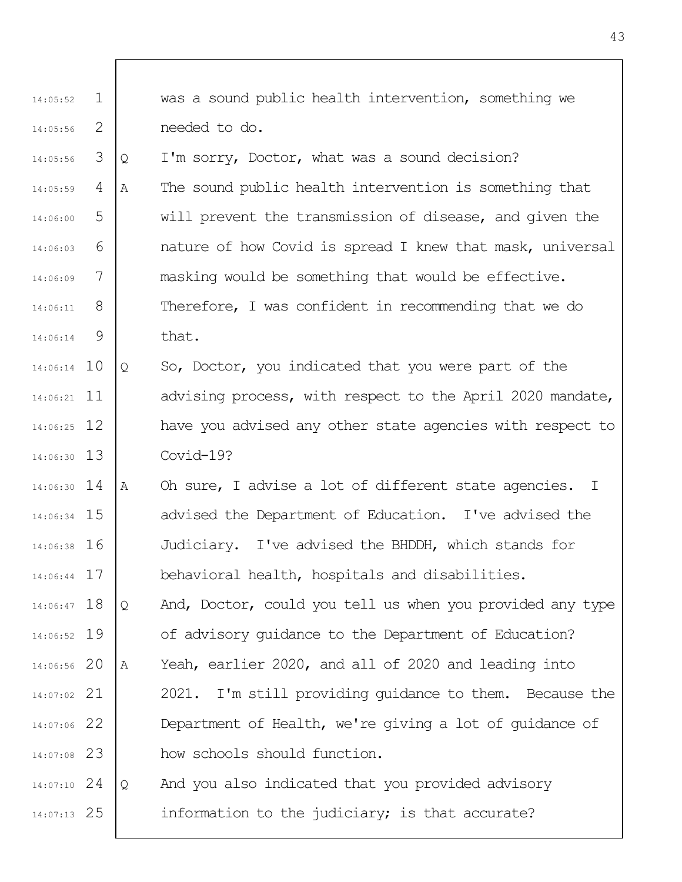was a sound public health intervention, something we needed to do.

Q I'm sorry, Doctor, what was a sound decision?

A The sound public health intervention is something that will prevent the transmission of disease, and given the nature of how Covid is spread I knew that mask, universal masking would be something that would be effective. Therefore, I was confident in recommending that we do that.

Q So, Doctor, you indicated that you were part of the advising process, with respect to the April 2020 mandate, have you advised any other state agencies with respect to Covid-19?

A Oh sure, I advise a lot of different state agencies. I advised the Department of Education. I've advised the Judiciary. I've advised the BHDDH, which stands for behavioral health, hospitals and disabilities.

Q And, Doctor, could you tell us when you provided any type of advisory guidance to the Department of Education?

A Yeah, earlier 2020, and all of 2020 and leading into 2021. I'm still providing guidance to them. Because the Department of Health, we're giving a lot of guidance of how schools should function.

Q And you also indicated that you provided advisory information to the judiciary; is that accurate?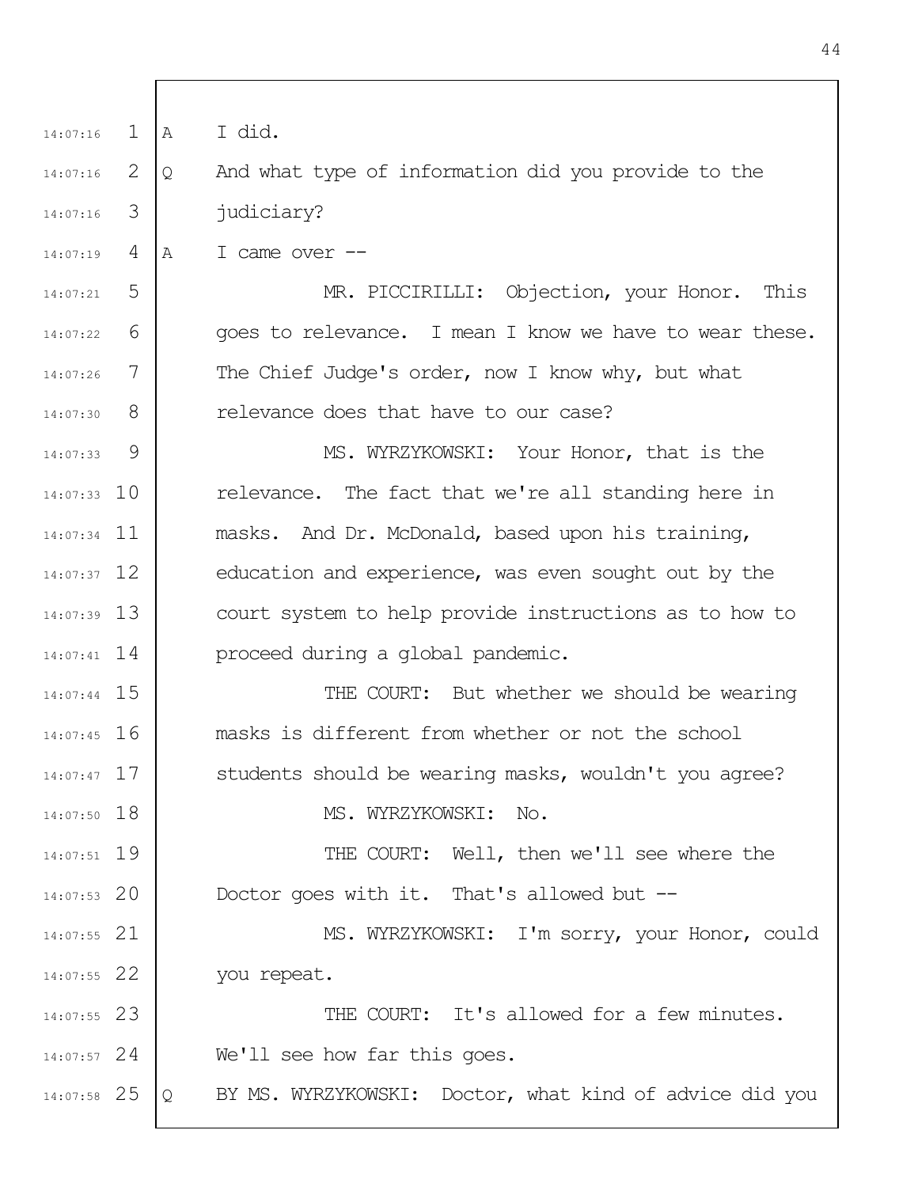A I did.

Q And what type of information did you provide to the judiciary?

A I came over --

MR. PICCIRILLI: Objection, your Honor. This goes to relevance. I mean I know we have to wear these. The Chief Judge's order, now I know why, but what relevance does that have to our case?

MS. WYRZYKOWSKI: Your Honor, that is the relevance. The fact that we're all standing here in masks. And Dr. McDonald, based upon his training, education and experience, was even sought out by the court system to help provide instructions as to how to proceed during a global pandemic.

THE COURT: But whether we should be wearing masks is different from whether or not the school students should be wearing masks, wouldn't you agree?

MS. WYRZYKOWSKI: No.

THE COURT: Well, then we'll see where the Doctor goes with it. That's allowed but --

MS. WYRZYKOWSKI: I'm sorry, your Honor, could you repeat.

THE COURT: It's allowed for a few minutes. We'll see how far this goes.

Q BY MS. WYRZYKOWSKI: Doctor, what kind of advice did you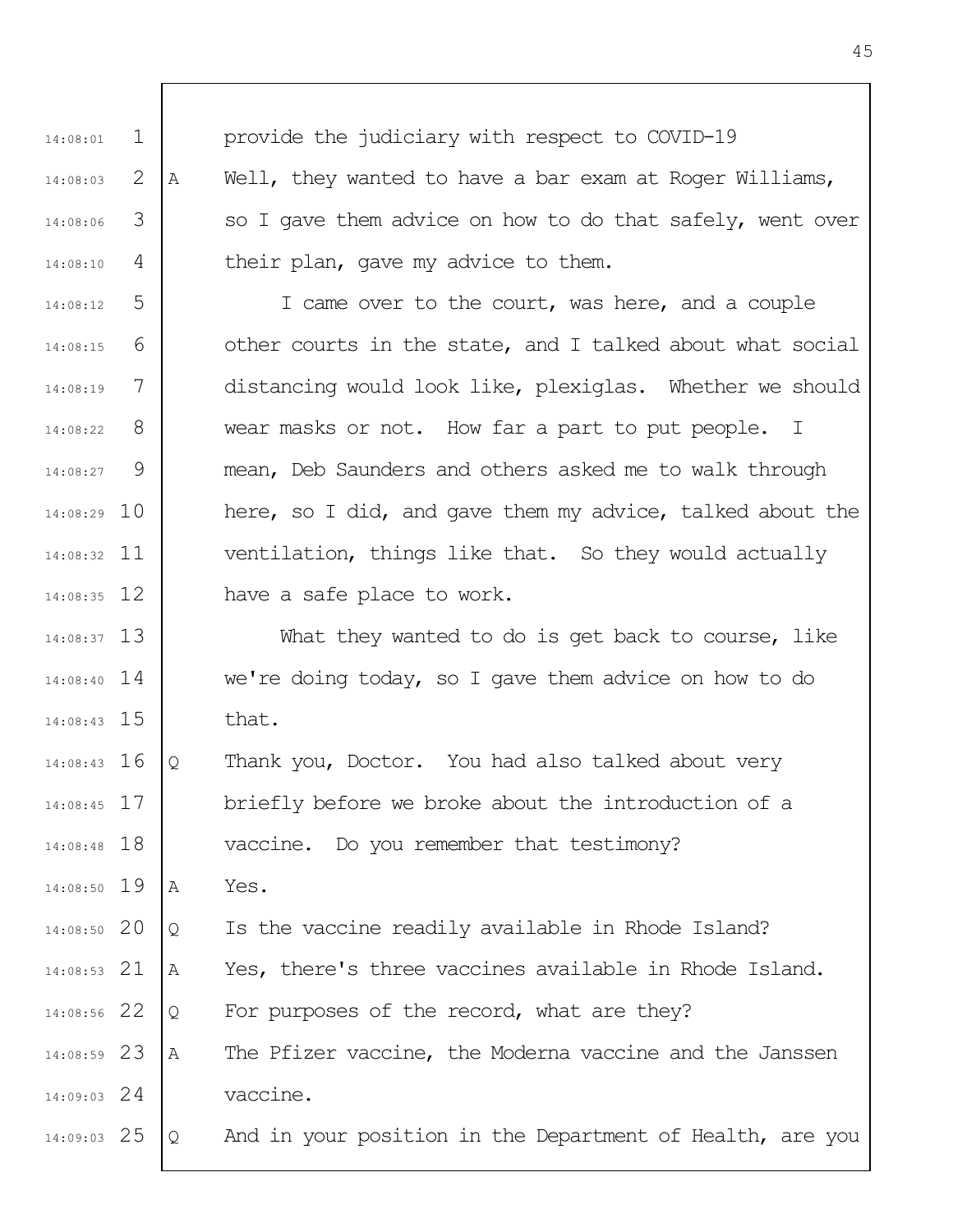provide the judiciary with respect to COVID-19

A Well, they wanted to have a bar exam at Roger Williams, so I gave them advice on how to do that safely, went over their plan, gave my advice to them.

I came over to the court, was here, and a couple other courts in the state, and I talked about what social distancing would look like, plexiglas. Whether we should wear masks or not. How far a part to put people. I mean, Deb Saunders and others asked me to walk through here, so I did, and gave them my advice, talked about the ventilation, things like that. So they would actually have a safe place to work.

What they wanted to do is get back to course, like we're doing today, so I gave them advice on how to do that.

Q Thank you, Doctor. You had also talked about very briefly before we broke about the introduction of a vaccine. Do you remember that testimony?

A Yes.

Q Is the vaccine readily available in Rhode Island?

A Yes, there's three vaccines available in Rhode Island.

Q For purposes of the record, what are they?

A The Pfizer vaccine, the Moderna vaccine and the Janssen vaccine.

Q And in your position in the Department of Health, are you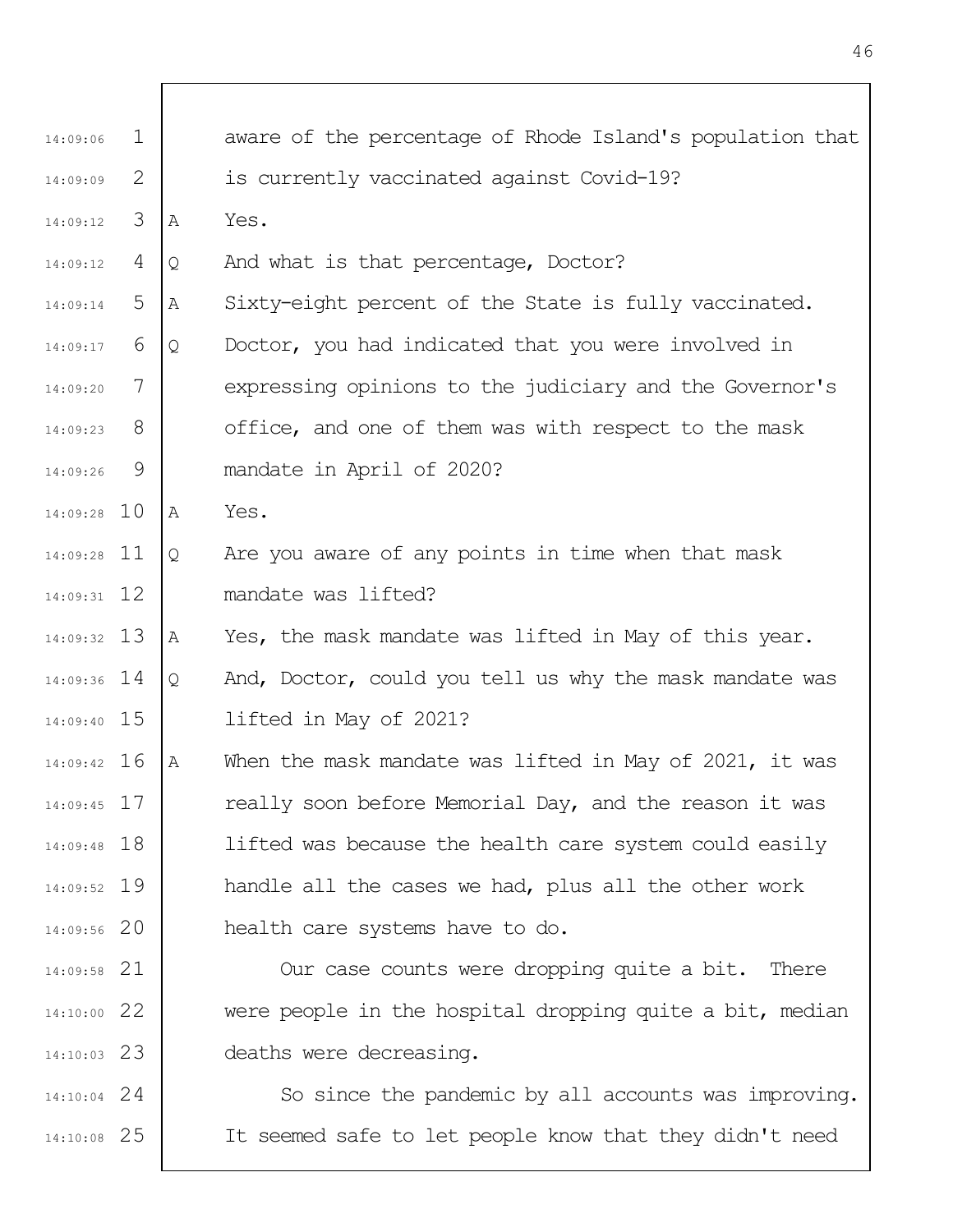aware of the percentage of Rhode Island's population that is currently vaccinated against Covid-19?

A Yes.

Q And what is that percentage, Doctor?

A Sixty-eight percent of the State is fully vaccinated.

Q Doctor, you had indicated that you were involved in expressing opinions to the judiciary and the Governor's office, and one of them was with respect to the mask mandate in April of 2020?

A Yes.

Q Are you aware of any points in time when that mask mandate was lifted?

A Yes, the mask mandate was lifted in May of this year.

Q And, Doctor, could you tell us why the mask mandate was lifted in May of 2021?

A When the mask mandate was lifted in May of 2021, it was really soon before Memorial Day, and the reason it was lifted was because the health care system could easily handle all the cases we had, plus all the other work health care systems have to do.

Our case counts were dropping quite a bit. There were people in the hospital dropping quite a bit, median deaths were decreasing.

So since the pandemic by all accounts was improving. It seemed safe to let people know that they didn't need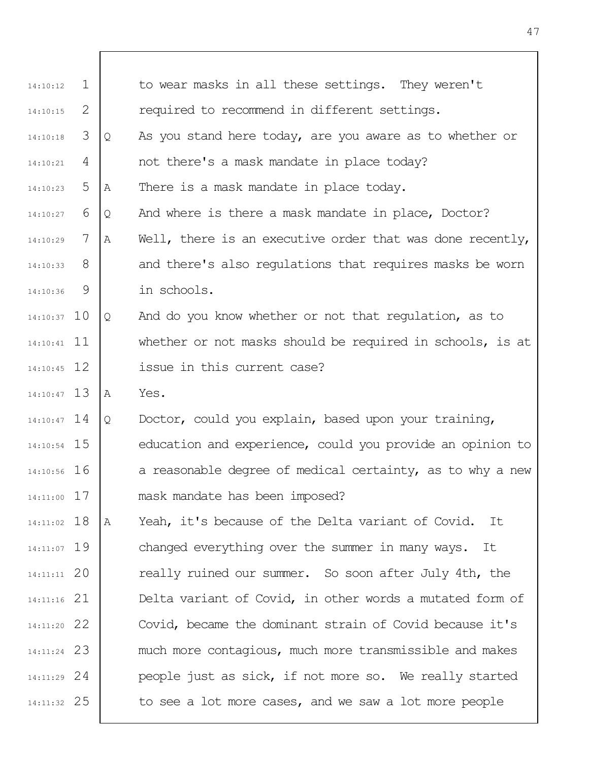to wear masks in all these settings. They weren't required to recommend in different settings.

Q As you stand here today, are you aware as to whether or not there's a mask mandate in place today?

A There is a mask mandate in place today.

Q And where is there a mask mandate in place, Doctor?

A Well, there is an executive order that was done recently, and there's also regulations that requires masks be worn in schools.

Q And do you know whether or not that regulation, as to whether or not masks should be required in schools, is at issue in this current case?

A Yes.

Q Doctor, could you explain, based upon your training, education and experience, could you provide an opinion to a reasonable degree of medical certainty, as to why a new mask mandate has been imposed?

A Yeah, it's because of the Delta variant of Covid. It changed everything over the summer in many ways. It really ruined our summer. So soon after July 4th, the Delta variant of Covid, in other words a mutated form of Covid, became the dominant strain of Covid because it's much more contagious, much more transmissible and makes people just as sick, if not more so. We really started to see a lot more cases, and we saw a lot more people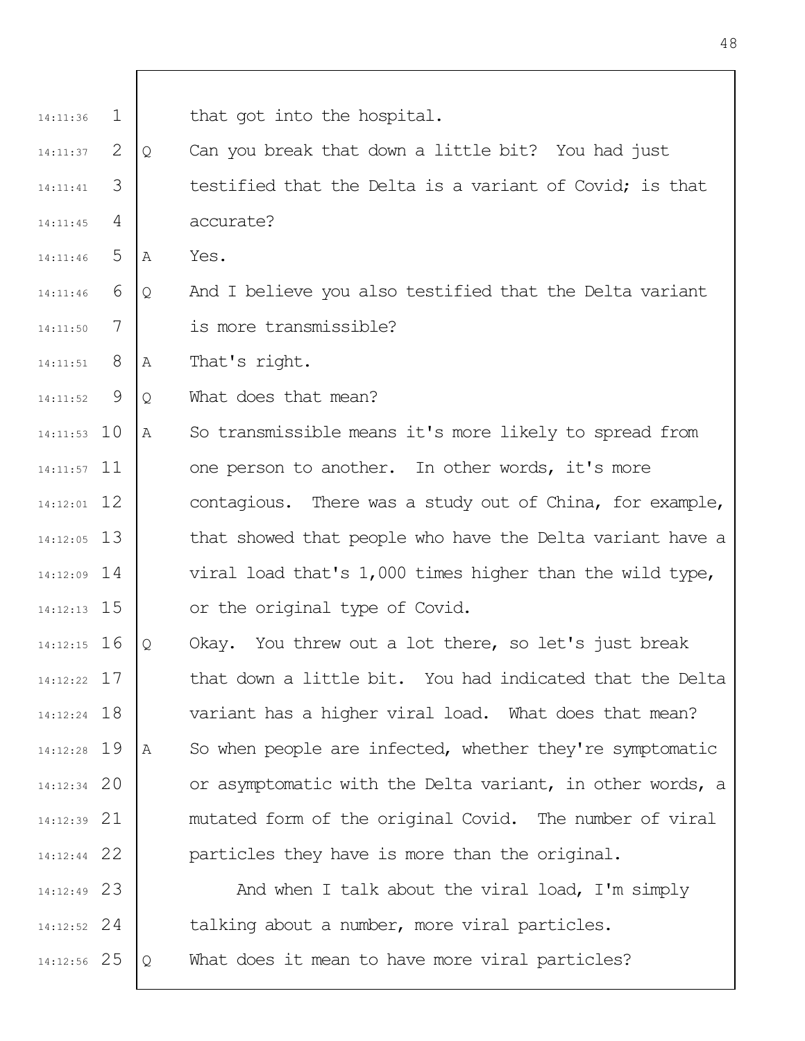that got into the hospital.

Q Can you break that down a little bit? You had just testified that the Delta is a variant of Covid; is that accurate?

A Yes.

Q And I believe you also testified that the Delta variant is more transmissible?

A That's right.

Q What does that mean?

A So transmissible means it's more likely to spread from one person to another. In other words, it's more contagious. There was a study out of China, for example, that showed that people who have the Delta variant have a viral load that's 1,000 times higher than the wild type, or the original type of Covid.

Q Okay. You threw out a lot there, so let's just break that down a little bit. You had indicated that the Delta variant has a higher viral load. What does that mean?

A So when people are infected, whether they're symptomatic or asymptomatic with the Delta variant, in other words, a mutated form of the original Covid. The number of viral particles they have is more than the original.

And when I talk about the viral load, I'm simply talking about a number, more viral particles.

Q What does it mean to have more viral particles?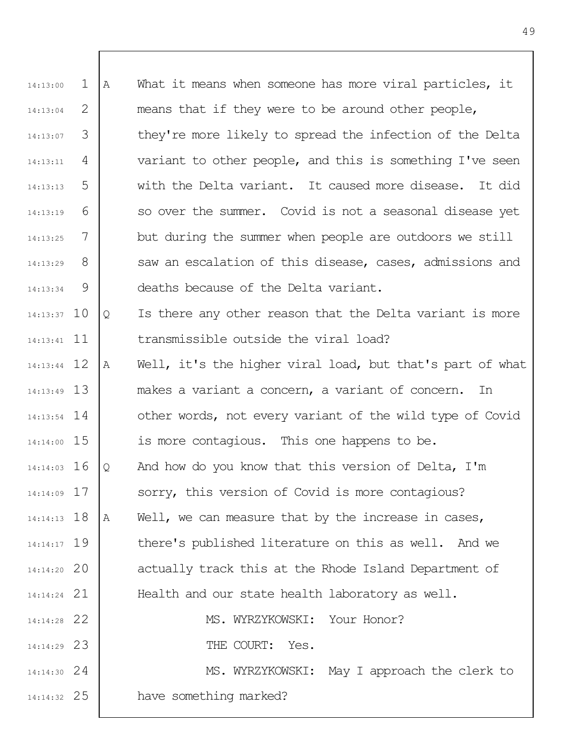A What it means when someone has more viral particles, it means that if they were to be around other people, they're more likely to spread the infection of the Delta variant to other people, and this is something I've seen with the Delta variant. It caused more disease. It did so over the summer. Covid is not a seasonal disease yet but during the summer when people are outdoors we still saw an escalation of this disease, cases, admissions and deaths because of the Delta variant.

Q Is there any other reason that the Delta variant is more transmissible outside the viral load?

A Well, it's the higher viral load, but that's part of what makes a variant a concern, a variant of concern. In other words, not every variant of the wild type of Covid is more contagious. This one happens to be.

Q And how do you know that this version of Delta, I'm sorry, this version of Covid is more contagious?

A Well, we can measure that by the increase in cases, there's published literature on this as well. And we actually track this at the Rhode Island Department of Health and our state health laboratory as well.

MS. WYRZYKOWSKI: Your Honor?

THE COURT: Yes.

MS. WYRZYKOWSKI: May I approach the clerk to have something marked?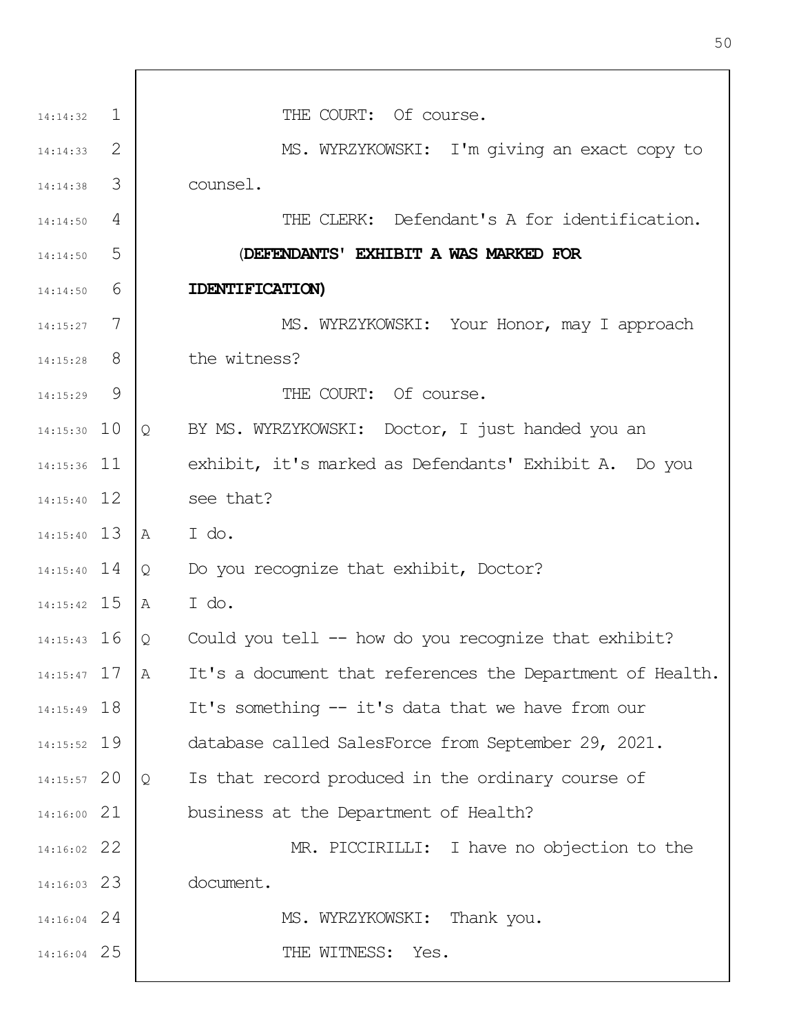14:14:32 1 THE COURT: Of course.

14:14:33 2 MS. WYRZYKOWSKI: I'm giving an exact copy to

14:14:38 3 counsel.

14:14:50 4 THE CLERK: Defendant's A for identification.

14:14:50 5 **(DEFENDANTS' EXHIBIT A WAS MARKED FOR**

14:14:50 6 **IDENTIFICATION)**

14:15:27 7 MS. WYRZYKOWSKI: Your Honor, may I approach

14:15:28 8 the witness?

14:15:29 9 THE COURT: Of course.

14:15:30 10 Q BY MS. WYRZYKOWSKI: Doctor, I just handed you an

14:15:36 11 exhibit, it's marked as Defendants' Exhibit A. Do you

14:15:40 12 see that?

14:15:40 13 A I do.

14:15:40 14 Q Do you recognize that exhibit, Doctor?

14:15:42 15 A I do.

14:15:43 16 Q Could you tell -- how do you recognize that exhibit?

14:15:47 17 A It's a document that references the Department of Health.

14:15:49 18 It's something -- it's data that we have from our

14:15:52 19 database called SalesForce from September 29, 2021.

14:15:57 20 Q Is that record produced in the ordinary course of

14:16:00 21 business at the Department of Health?

14:16:02 22 MR. PICCIRILLI: I have no objection to the

14:16:03 23 document.

14:16:04 24 MS. WYRZYKOWSKI: Thank you.

14:16:04 25 THE WITNESS: Yes.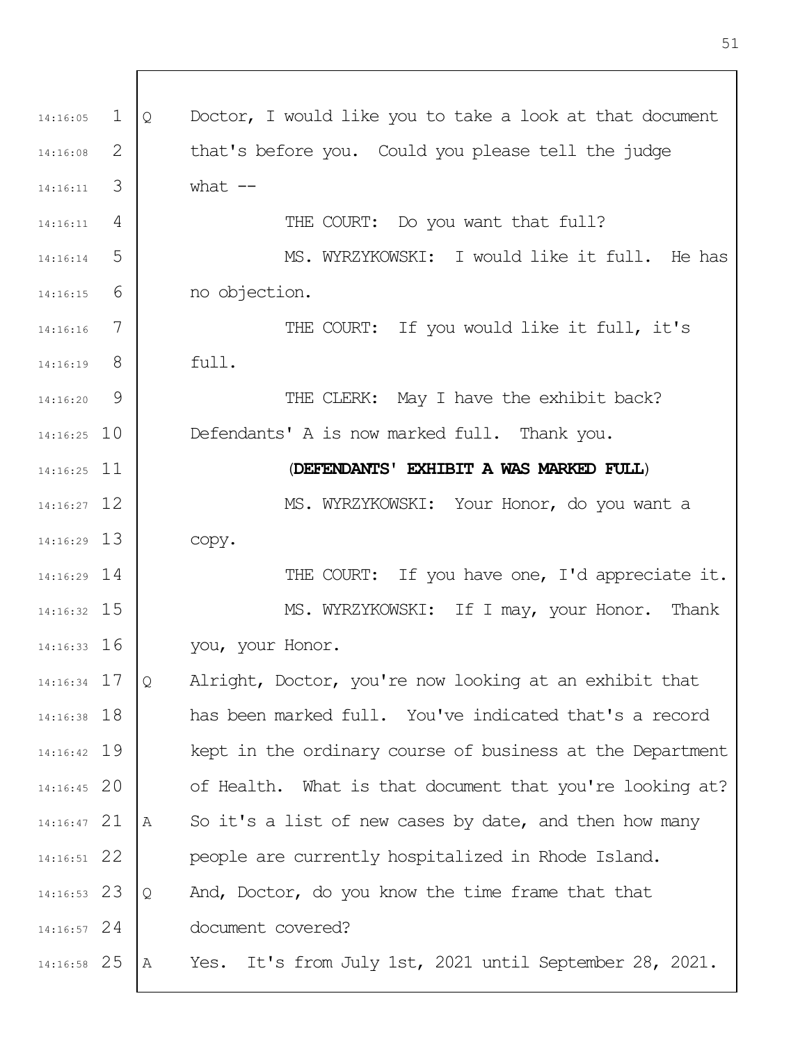Q Doctor, I would like you to take a look at that document that's before you. Could you please tell the judge what --

THE COURT: Do you want that full?

MS. WYRZYKOWSKI: I would like it full. He has no objection.

THE COURT: If you would like it full, it's full.

THE CLERK: May I have the exhibit back? Defendants' A is now marked full. Thank you.

**(DEFENDANTS' EXHIBIT A WAS MARKED FULL)**

MS. WYRZYKOWSKI: Your Honor, do you want a copy.

THE COURT: If you have one, I'd appreciate it.

MS. WYRZYKOWSKI: If I may, your Honor. Thank you, your Honor.

Q Alright, Doctor, you're now looking at an exhibit that has been marked full. You've indicated that's a record kept in the ordinary course of business at the Department of Health. What is that document that you're looking at?

A So it's a list of new cases by date, and then how many people are currently hospitalized in Rhode Island.

Q And, Doctor, do you know the time frame that that document covered?

A Yes. It's from July 1st, 2021 until September 28, 2021.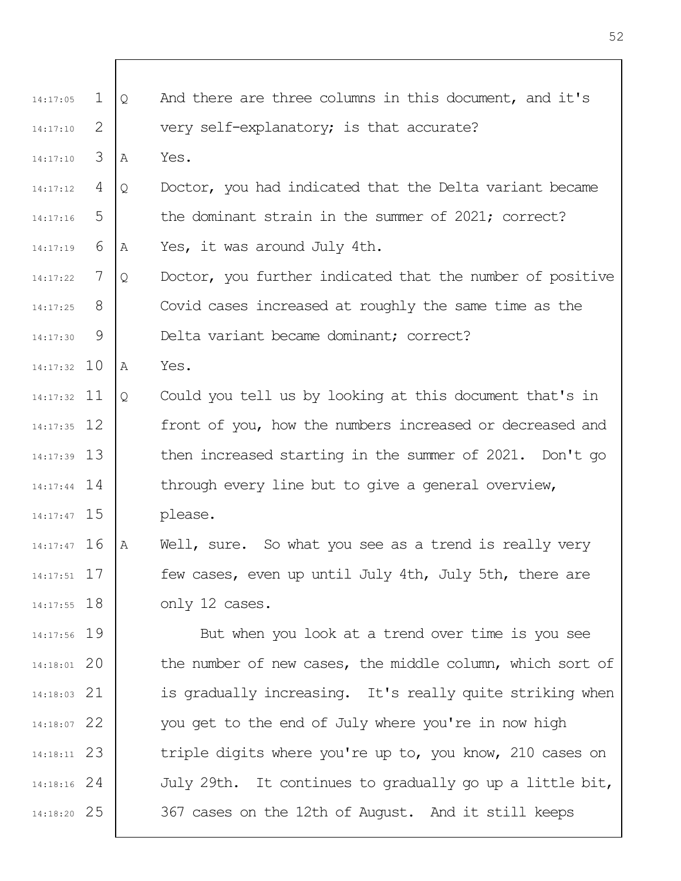Q And there are three columns in this document, and it's very self-explanatory; is that accurate?

A Yes.

Q Doctor, you had indicated that the Delta variant became the dominant strain in the summer of 2021; correct?

A Yes, it was around July 4th.

Q Doctor, you further indicated that the number of positive Covid cases increased at roughly the same time as the Delta variant became dominant; correct?

A Yes.

Q Could you tell us by looking at this document that's in front of you, how the numbers increased or decreased and then increased starting in the summer of 2021. Don't go through every line but to give a general overview, please.

A Well, sure. So what you see as a trend is really very few cases, even up until July 4th, July 5th, there are only 12 cases.

But when you look at a trend over time is you see the number of new cases, the middle column, which sort of is gradually increasing. It's really quite striking when you get to the end of July where you're in now high triple digits where you're up to, you know, 210 cases on July 29th. It continues to gradually go up a little bit, 367 cases on the 12th of August. And it still keeps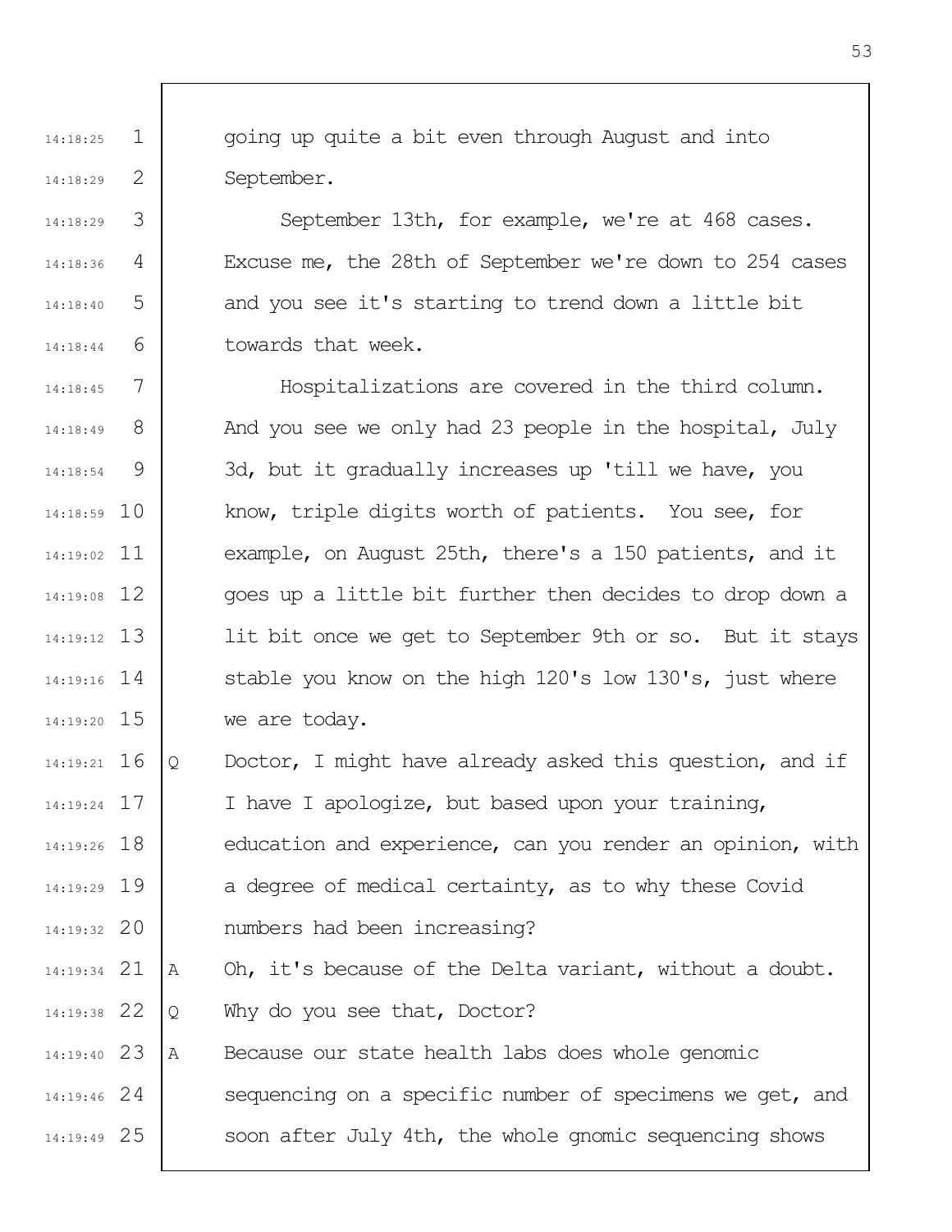going up quite a bit even through August and into September.

September 13th, for example, we're at 468 cases. Excuse me, the 28th of September we're down to 254 cases and you see it's starting to trend down a little bit towards that week.

Hospitalizations are covered in the third column. And you see we only had 23 people in the hospital, July 3d, but it gradually increases up 'till we have, you know, triple digits worth of patients. You see, for example, on August 25th, there's a 150 patients, and it goes up a little bit further then decides to drop down a lit bit once we get to September 9th or so. But it stays stable you know on the high 120's low 130's, just where we are today.

Q Doctor, I might have already asked this question, and if I have I apologize, but based upon your training, education and experience, can you render an opinion, with a degree of medical certainty, as to why these Covid numbers had been increasing?

A Oh, it's because of the Delta variant, without a doubt.

Q Why do you see that, Doctor?

A Because our state health labs does whole genomic sequencing on a specific number of specimens we get, and soon after July 4th, the whole gnomic sequencing shows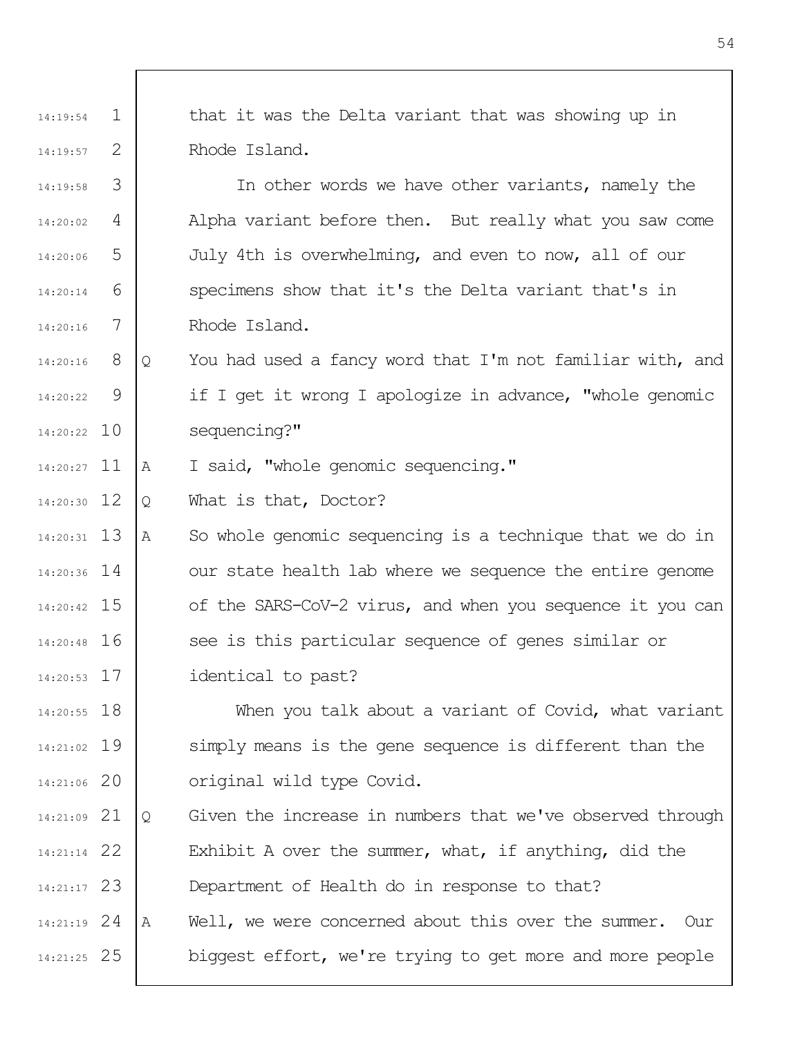that it was the Delta variant that was showing up in Rhode Island.

In other words we have other variants, namely the Alpha variant before then. But really what you saw come July 4th is overwhelming, and even to now, all of our specimens show that it's the Delta variant that's in Rhode Island.

Q You had used a fancy word that I'm not familiar with, and if I get it wrong I apologize in advance, "whole genomic sequencing?"

A I said, "whole genomic sequencing."

Q What is that, Doctor?

A So whole genomic sequencing is a technique that we do in our state health lab where we sequence the entire genome of the SARS-CoV-2 virus, and when you sequence it you can see is this particular sequence of genes similar or identical to past?

When you talk about a variant of Covid, what variant simply means is the gene sequence is different than the original wild type Covid.

Q Given the increase in numbers that we've observed through Exhibit A over the summer, what, if anything, did the Department of Health do in response to that?

A Well, we were concerned about this over the summer. Our biggest effort, we're trying to get more and more people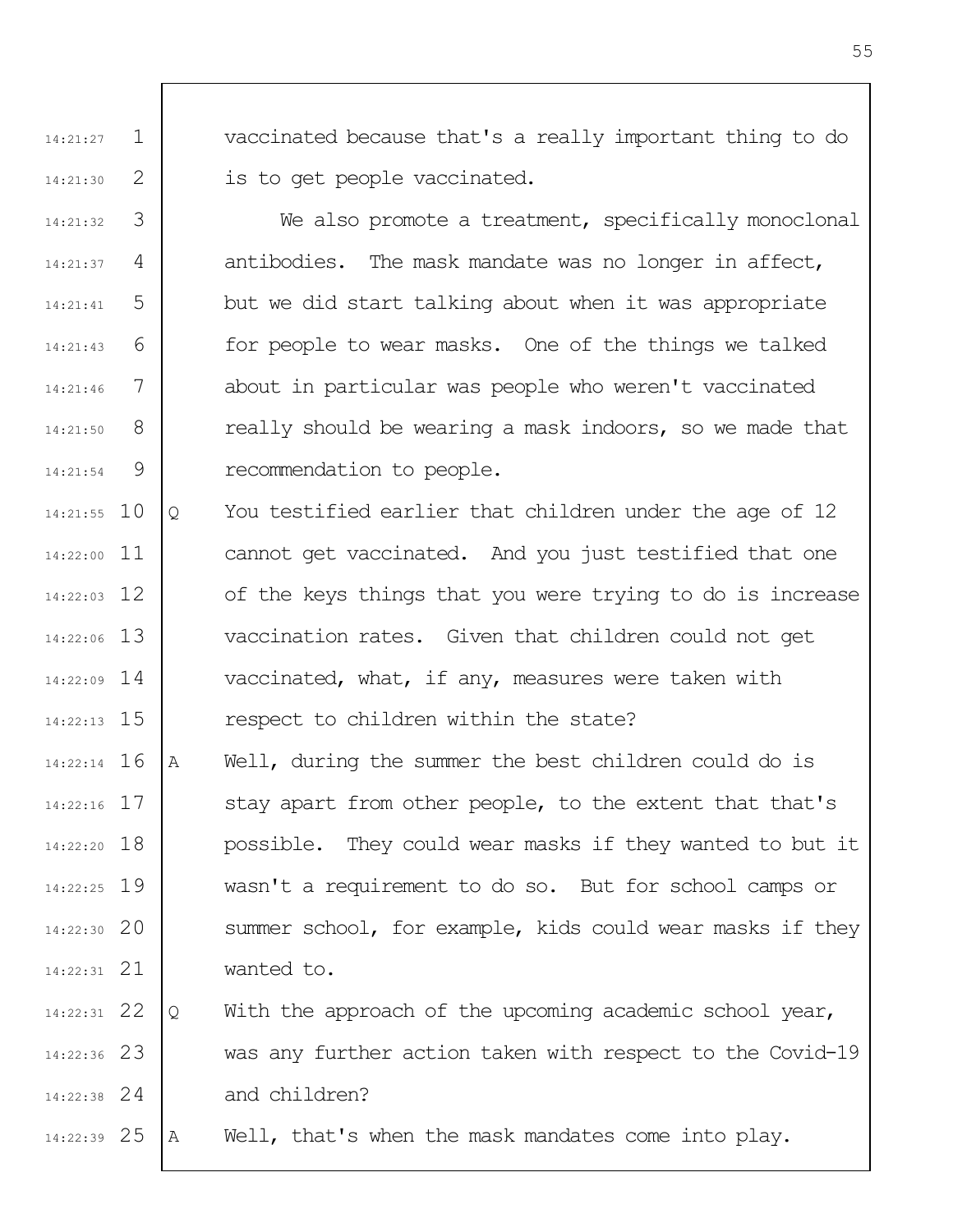vaccinated because that's a really important thing to do is to get people vaccinated.

We also promote a treatment, specifically monoclonal antibodies. The mask mandate was no longer in affect, but we did start talking about when it was appropriate for people to wear masks. One of the things we talked about in particular was people who weren't vaccinated really should be wearing a mask indoors, so we made that recommendation to people.

Q You testified earlier that children under the age of 12 cannot get vaccinated. And you just testified that one of the keys things that you were trying to do is increase vaccination rates. Given that children could not get vaccinated, what, if any, measures were taken with respect to children within the state?

A Well, during the summer the best children could do is stay apart from other people, to the extent that that's possible. They could wear masks if they wanted to but it wasn't a requirement to do so. But for school camps or summer school, for example, kids could wear masks if they wanted to.

Q With the approach of the upcoming academic school year, was any further action taken with respect to the Covid-19 and children?

A Well, that's when the mask mandates come into play.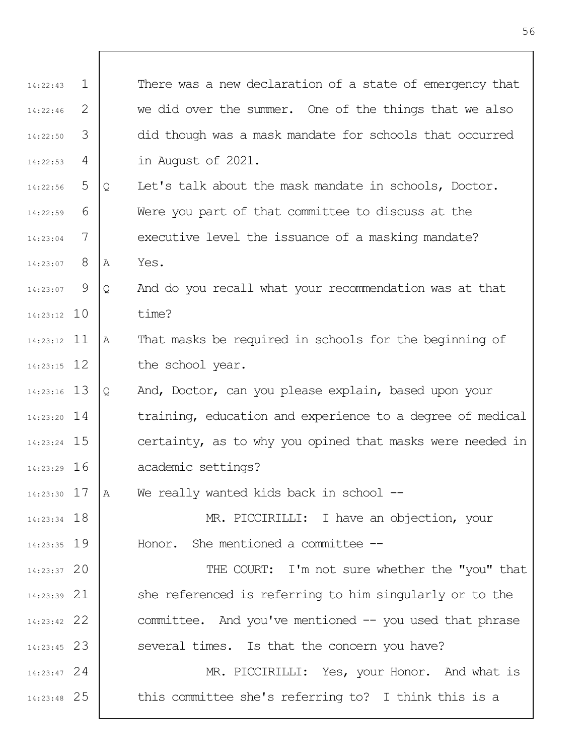There was a new declaration of a state of emergency that we did over the summer. One of the things that we also did though was a mask mandate for schools that occurred in August of 2021.

Q Let's talk about the mask mandate in schools, Doctor. Were you part of that committee to discuss at the executive level the issuance of a masking mandate?

A Yes.

Q And do you recall what your recommendation was at that time?

A That masks be required in schools for the beginning of the school year.

Q And, Doctor, can you please explain, based upon your training, education and experience to a degree of medical certainty, as to why you opined that masks were needed in academic settings?

A We really wanted kids back in school --

MR. PICCIRILLI: I have an objection, your Honor. She mentioned a committee --

THE COURT: I'm not sure whether the "you" that she referenced is referring to him singularly or to the committee. And you've mentioned -- you used that phrase several times. Is that the concern you have?

MR. PICCIRILLI: Yes, your Honor. And what is this committee she's referring to? I think this is a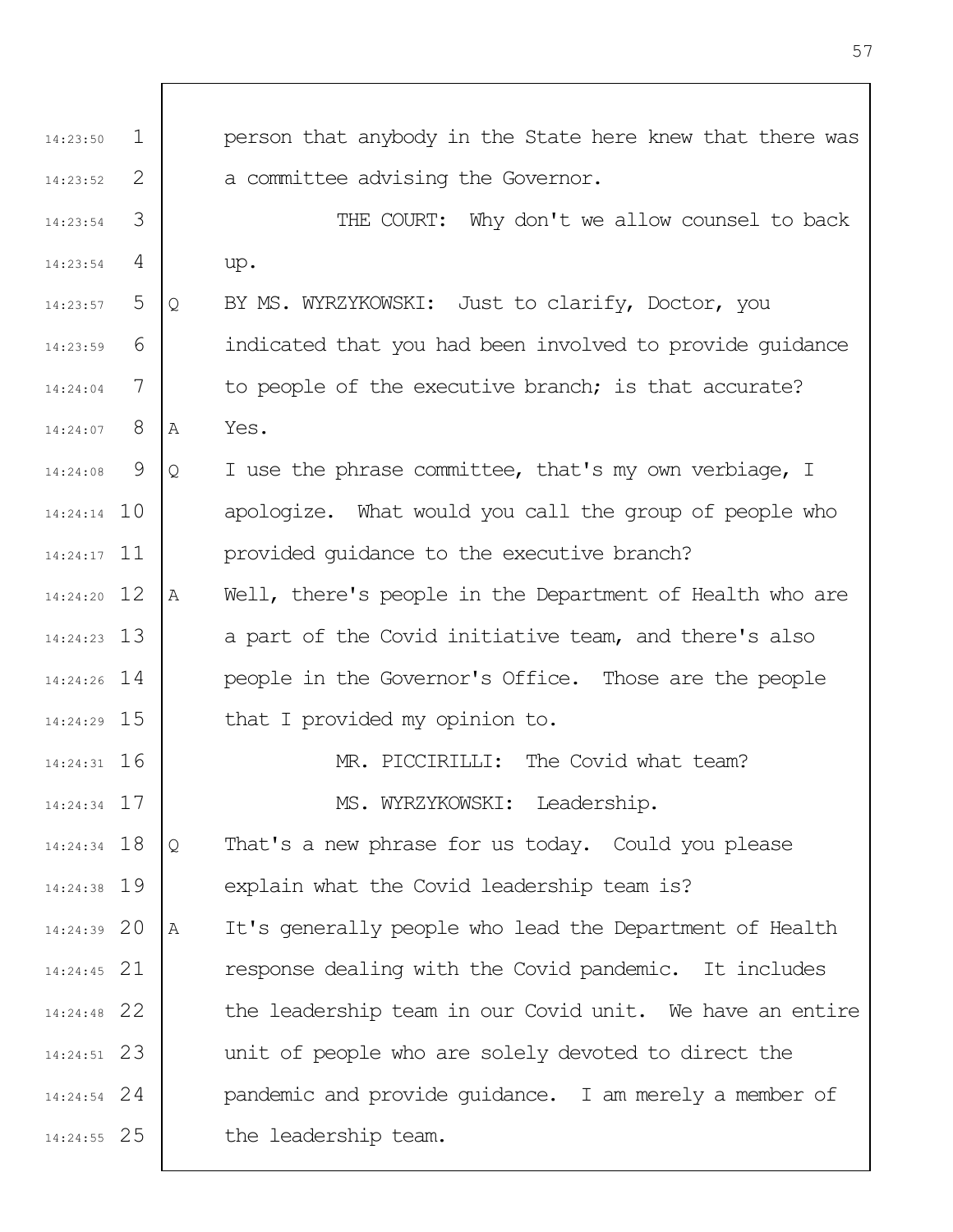person that anybody in the State here knew that there was a committee advising the Governor.

THE COURT: Why don't we allow counsel to back up.

Q BY MS. WYRZYKOWSKI: Just to clarify, Doctor, you indicated that you had been involved to provide guidance to people of the executive branch; is that accurate?

A Yes.

Q I use the phrase committee, that's my own verbiage, I apologize. What would you call the group of people who provided guidance to the executive branch?

A Well, there's people in the Department of Health who are a part of the Covid initiative team, and there's also people in the Governor's Office. Those are the people that I provided my opinion to.

MR. PICCIRILLI: The Covid what team?

MS. WYRZYKOWSKI: Leadership.

Q That's a new phrase for us today. Could you please explain what the Covid leadership team is?

A It's generally people who lead the Department of Health response dealing with the Covid pandemic. It includes the leadership team in our Covid unit. We have an entire unit of people who are solely devoted to direct the pandemic and provide guidance. I am merely a member of the leadership team.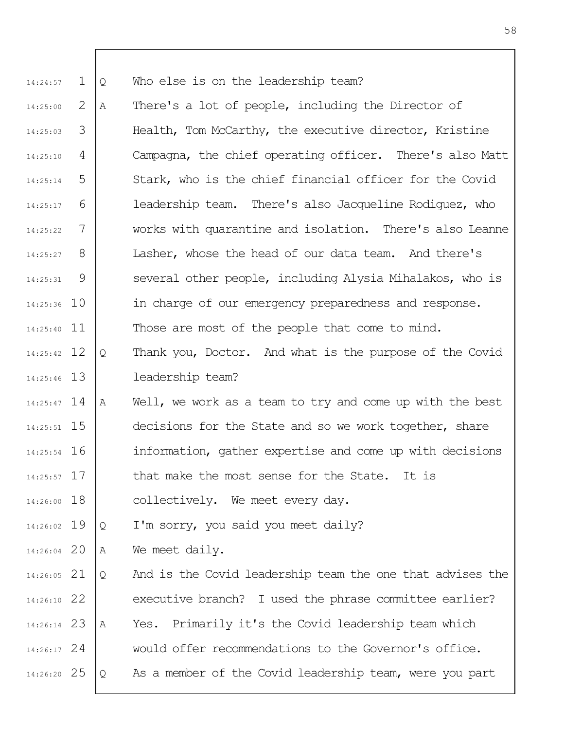Q Who else is on the leadership team?

A There's a lot of people, including the Director of Health, Tom McCarthy, the executive director, Kristine Campagna, the chief operating officer. There's also Matt Stark, who is the chief financial officer for the Covid leadership team. There's also Jacqueline Rodiguez, who works with quarantine and isolation. There's also Leanne Lasher, whose the head of our data team. And there's several other people, including Alysia Mihalakos, who is in charge of our emergency preparedness and response. Those are most of the people that come to mind.

Q Thank you, Doctor. And what is the purpose of the Covid leadership team?

A Well, we work as a team to try and come up with the best decisions for the State and so we work together, share information, gather expertise and come up with decisions that make the most sense for the State. It is collectively. We meet every day.

Q I'm sorry, you said you meet daily?

A We meet daily.

Q And is the Covid leadership team the one that advises the executive branch? I used the phrase committee earlier?

A Yes. Primarily it's the Covid leadership team which would offer recommendations to the Governor's office.

Q As a member of the Covid leadership team, were you part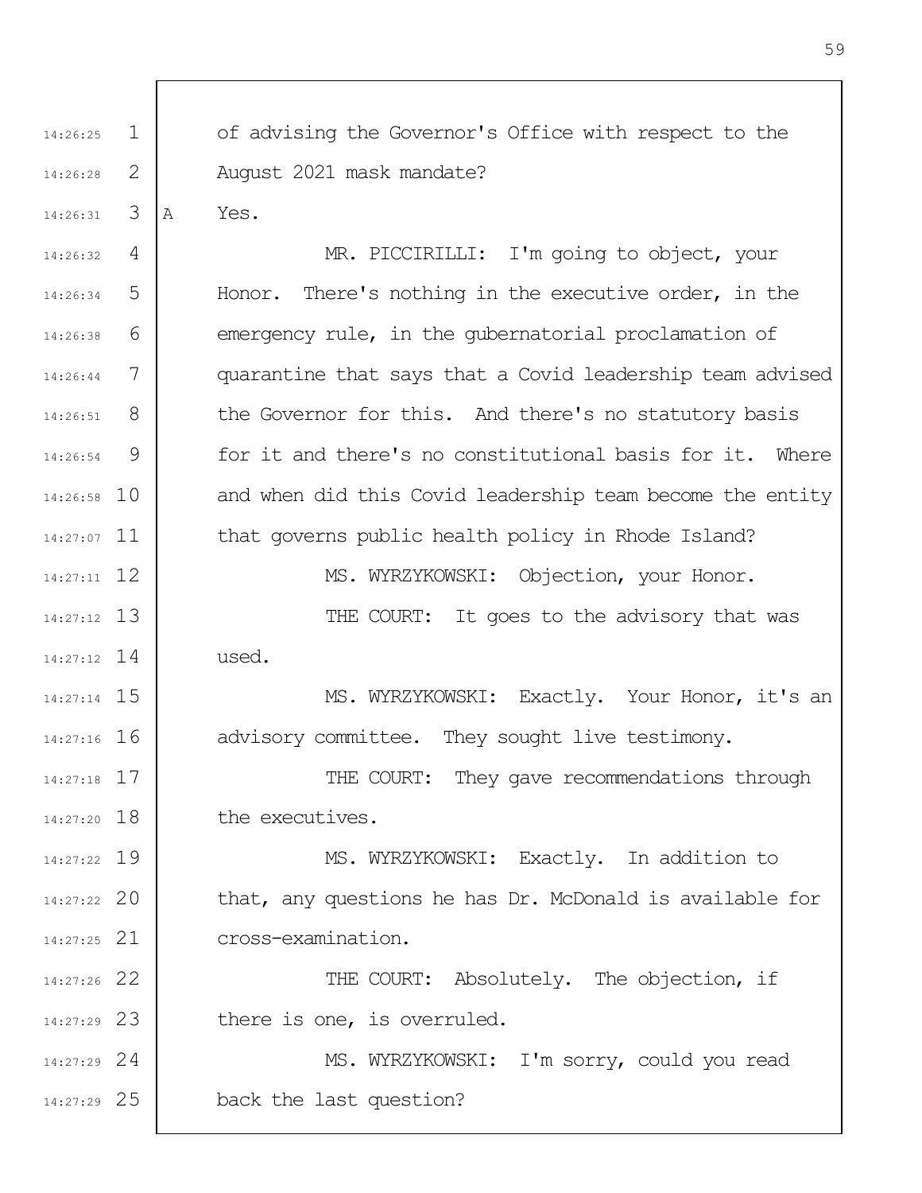of advising the Governor's Office with respect to the August 2021 mask mandate?

A Yes.

MR. PICCIRILLI: I'm going to object, your Honor. There's nothing in the executive order, in the emergency rule, in the gubernatorial proclamation of quarantine that says that a Covid leadership team advised the Governor for this. And there's no statutory basis for it and there's no constitutional basis for it. Where and when did this Covid leadership team become the entity that governs public health policy in Rhode Island?

MS. WYRZYKOWSKI: Objection, your Honor.

THE COURT: It goes to the advisory that was used.

MS. WYRZYKOWSKI: Exactly. Your Honor, it's an advisory committee. They sought live testimony.

THE COURT: They gave recommendations through the executives.

MS. WYRZYKOWSKI: Exactly. In addition to that, any questions he has Dr. McDonald is available for cross-examination.

THE COURT: Absolutely. The objection, if there is one, is overruled.

MS. WYRZYKOWSKI: I'm sorry, could you read back the last question?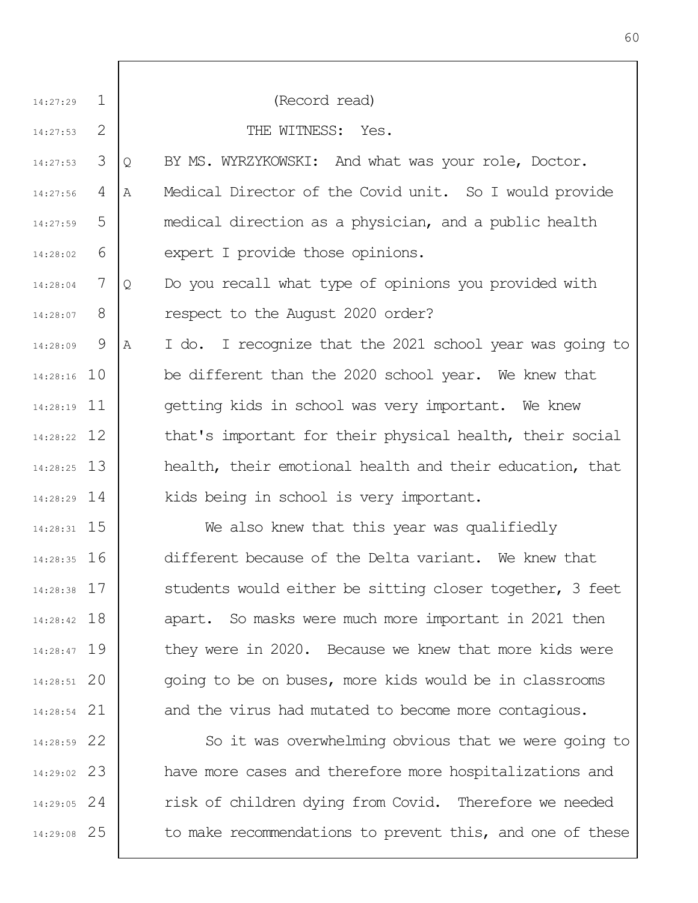(Record read)

THE WITNESS: Yes.

Q BY MS. WYRZYKOWSKI: And what was your role, Doctor.

A Medical Director of the Covid unit. So I would provide medical direction as a physician, and a public health expert I provide those opinions.

Q Do you recall what type of opinions you provided with respect to the August 2020 order?

A I do. I recognize that the 2021 school year was going to be different than the 2020 school year. We knew that getting kids in school was very important. We knew that's important for their physical health, their social health, their emotional health and their education, that kids being in school is very important.

We also knew that this year was qualifiedly different because of the Delta variant. We knew that students would either be sitting closer together, 3 feet apart. So masks were much more important in 2021 then they were in 2020. Because we knew that more kids were going to be on buses, more kids would be in classrooms and the virus had mutated to become more contagious.

So it was overwhelming obvious that we were going to have more cases and therefore more hospitalizations and risk of children dying from Covid. Therefore we needed to make recommendations to prevent this, and one of these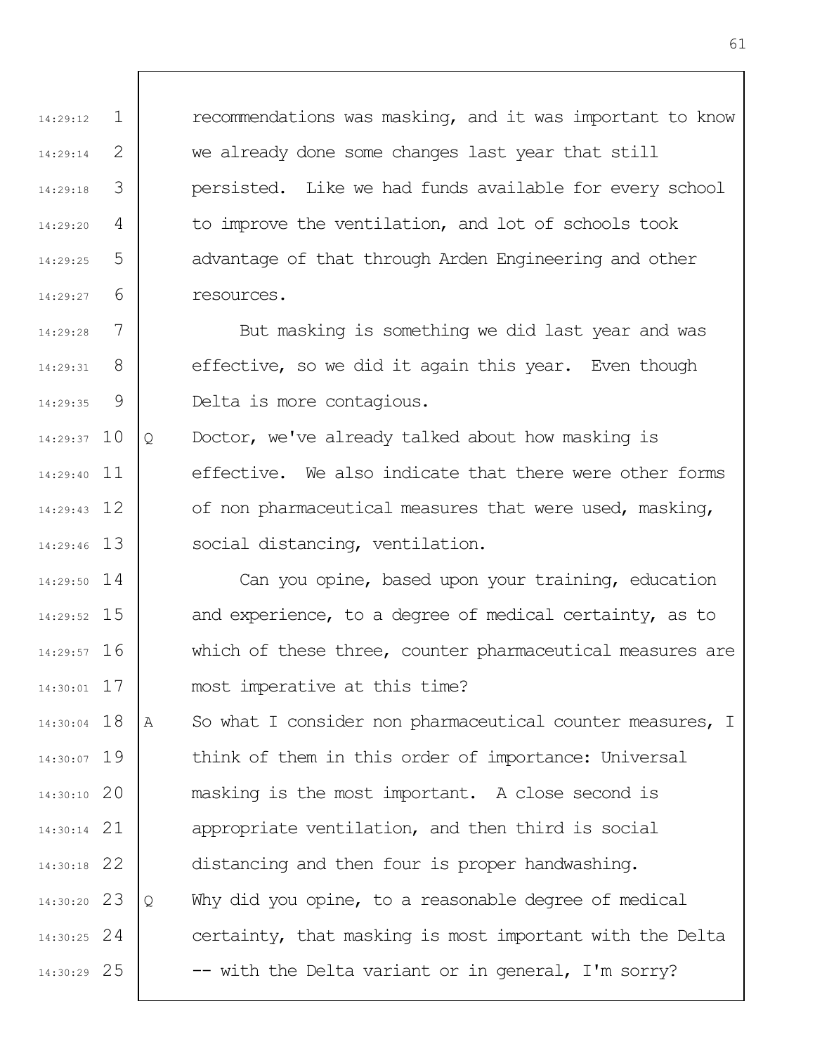recommendations was masking, and it was important to know we already done some changes last year that still persisted. Like we had funds available for every school to improve the ventilation, and lot of schools took advantage of that through Arden Engineering and other resources.

But masking is something we did last year and was effective, so we did it again this year. Even though Delta is more contagious.

Q Doctor, we've already talked about how masking is effective. We also indicate that there were other forms of non pharmaceutical measures that were used, masking, social distancing, ventilation.

Can you opine, based upon your training, education and experience, to a degree of medical certainty, as to which of these three, counter pharmaceutical measures are most imperative at this time?

A So what I consider non pharmaceutical counter measures, I think of them in this order of importance: Universal masking is the most important. A close second is appropriate ventilation, and then third is social distancing and then four is proper handwashing.

Q Why did you opine, to a reasonable degree of medical certainty, that masking is most important with the Delta -- with the Delta variant or in general, I'm sorry?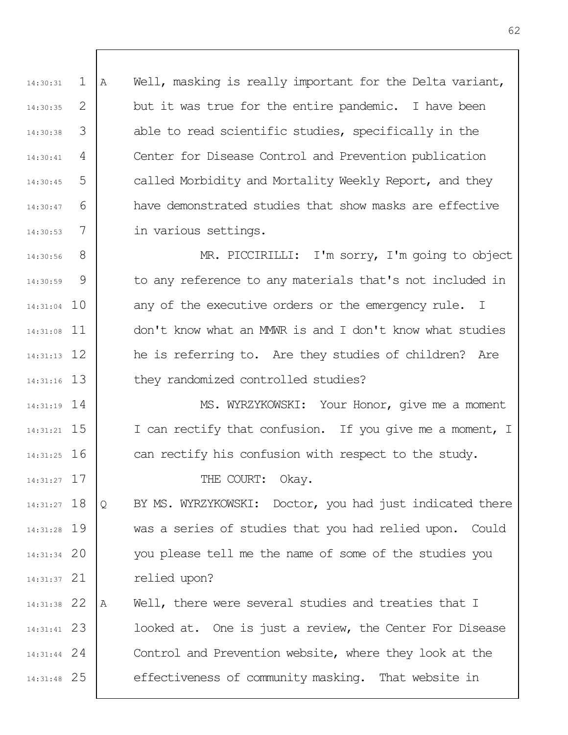A Well, masking is really important for the Delta variant, but it was true for the entire pandemic. I have been able to read scientific studies, specifically in the Center for Disease Control and Prevention publication called Morbidity and Mortality Weekly Report, and they have demonstrated studies that show masks are effective in various settings.

MR. PICCIRILLI: I'm sorry, I'm going to object to any reference to any materials that's not included in any of the executive orders or the emergency rule. I don't know what an MMWR is and I don't know what studies he is referring to. Are they studies of children? Are they randomized controlled studies?

MS. WYRZYKOWSKI: Your Honor, give me a moment I can rectify that confusion. If you give me a moment, I can rectify his confusion with respect to the study.

THE COURT: Okay.

Q BY MS. WYRZYKOWSKI: Doctor, you had just indicated there was a series of studies that you had relied upon. Could you please tell me the name of some of the studies you relied upon?

A Well, there were several studies and treaties that I looked at. One is just a review, the Center For Disease Control and Prevention website, where they look at the effectiveness of community masking. That website in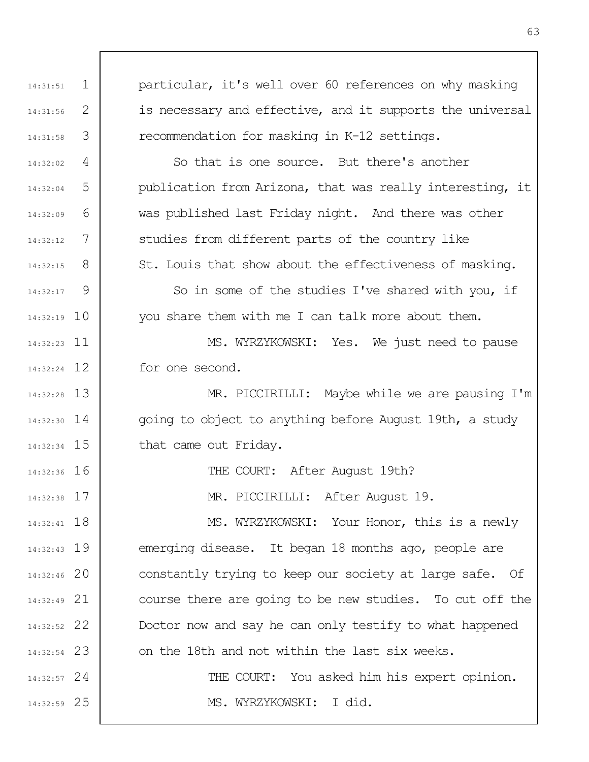particular, it's well over 60 references on why masking is necessary and effective, and it supports the universal recommendation for masking in K-12 settings.

So that is one source. But there's another publication from Arizona, that was really interesting, it was published last Friday night. And there was other studies from different parts of the country like St. Louis that show about the effectiveness of masking.

So in some of the studies I've shared with you, if you share them with me I can talk more about them.

MS. WYRZYKOWSKI: Yes. We just need to pause for one second.

MR. PICCIRILLI: Maybe while we are pausing I'm going to object to anything before August 19th, a study that came out Friday.

THE COURT: After August 19th?

MR. PICCIRILLI: After August 19.

MS. WYRZYKOWSKI: Your Honor, this is a newly emerging disease. It began 18 months ago, people are constantly trying to keep our society at large safe. Of course there are going to be new studies. To cut off the Doctor now and say he can only testify to what happened on the 18th and not within the last six weeks.

THE COURT: You asked him his expert opinion.

MS. WYRZYKOWSKI: I did.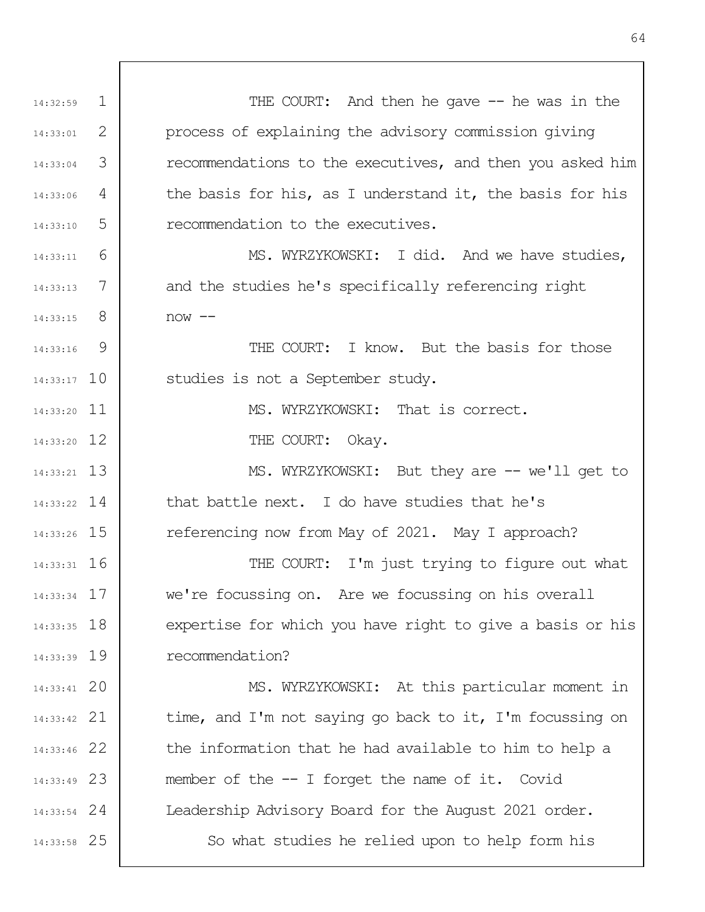THE COURT: And then he gave -- he was in the process of explaining the advisory commission giving recommendations to the executives, and then you asked him the basis for his, as I understand it, the basis for his recommendation to the executives.

MS. WYRZYKOWSKI: I did. And we have studies, and the studies he's specifically referencing right now --

THE COURT: I know. But the basis for those studies is not a September study.

MS. WYRZYKOWSKI: That is correct.

THE COURT: Okay.

MS. WYRZYKOWSKI: But they are -- we'll get to that battle next. I do have studies that he's referencing now from May of 2021. May I approach?

THE COURT: I'm just trying to figure out what we're focussing on. Are we focussing on his overall expertise for which you have right to give a basis or his recommendation?

MS. WYRZYKOWSKI: At this particular moment in time, and I'm not saying go back to it, I'm focussing on the information that he had available to him to help a member of the -- I forget the name of it. Covid Leadership Advisory Board for the August 2021 order.

So what studies he relied upon to help form his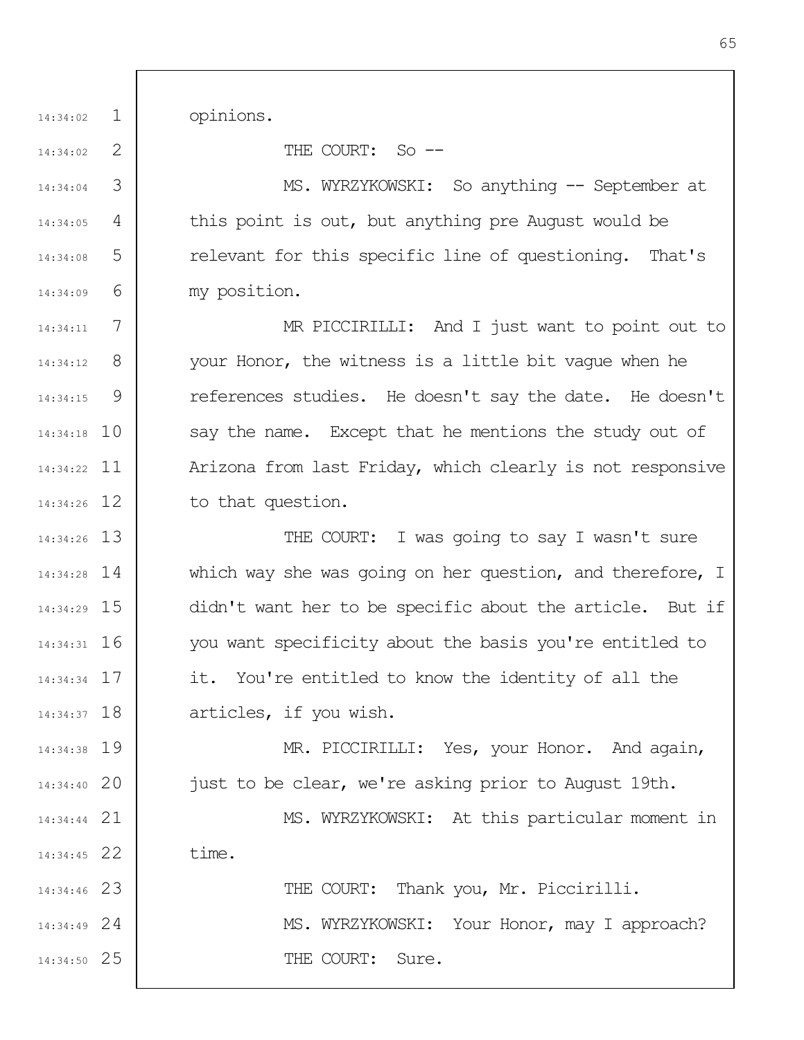opinions.

THE COURT: So --

MS. WYRZYKOWSKI: So anything -- September at this point is out, but anything pre August would be relevant for this specific line of questioning. That's my position.

MR PICCIRILLI: And I just want to point out to your Honor, the witness is a little bit vague when he references studies. He doesn't say the date. He doesn't say the name. Except that he mentions the study out of Arizona from last Friday, which clearly is not responsive to that question.

THE COURT: I was going to say I wasn't sure which way she was going on her question, and therefore, I didn't want her to be specific about the article. But if you want specificity about the basis you're entitled to it. You're entitled to know the identity of all the articles, if you wish.

MR. PICCIRILLI: Yes, your Honor. And again, just to be clear, we're asking prior to August 19th.

MS. WYRZYKOWSKI: At this particular moment in time.

THE COURT: Thank you, Mr. Piccirilli.

MS. WYRZYKOWSKI: Your Honor, may I approach?

THE COURT: Sure.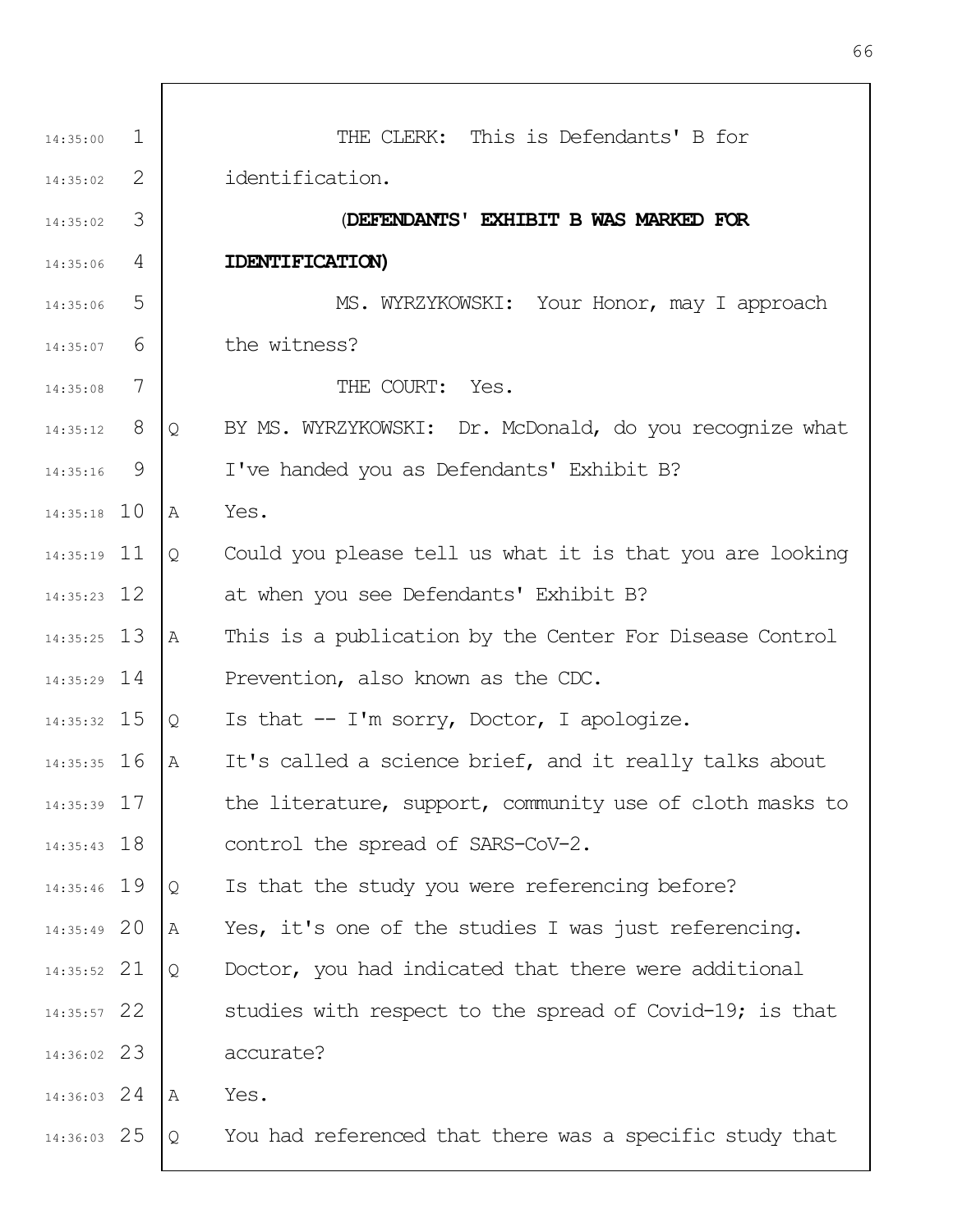THE CLERK: This is Defendants' B for identification.

**(DEFENDANTS' EXHIBIT B WAS MARKED FOR IDENTIFICATION)**

MS. WYRZYKOWSKI: Your Honor, may I approach the witness?

THE COURT: Yes.

Q BY MS. WYRZYKOWSKI: Dr. McDonald, do you recognize what I've handed you as Defendants' Exhibit B?

A Yes.

Q Could you please tell us what it is that you are looking at when you see Defendants' Exhibit B?

A This is a publication by the Center For Disease Control Prevention, also known as the CDC.

Q Is that -- I'm sorry, Doctor, I apologize.

A It's called a science brief, and it really talks about the literature, support, community use of cloth masks to control the spread of SARS-CoV-2.

Q Is that the study you were referencing before?

A Yes, it's one of the studies I was just referencing.

Q Doctor, you had indicated that there were additional studies with respect to the spread of Covid-19; is that accurate?

A Yes.

Q You had referenced that there was a specific study that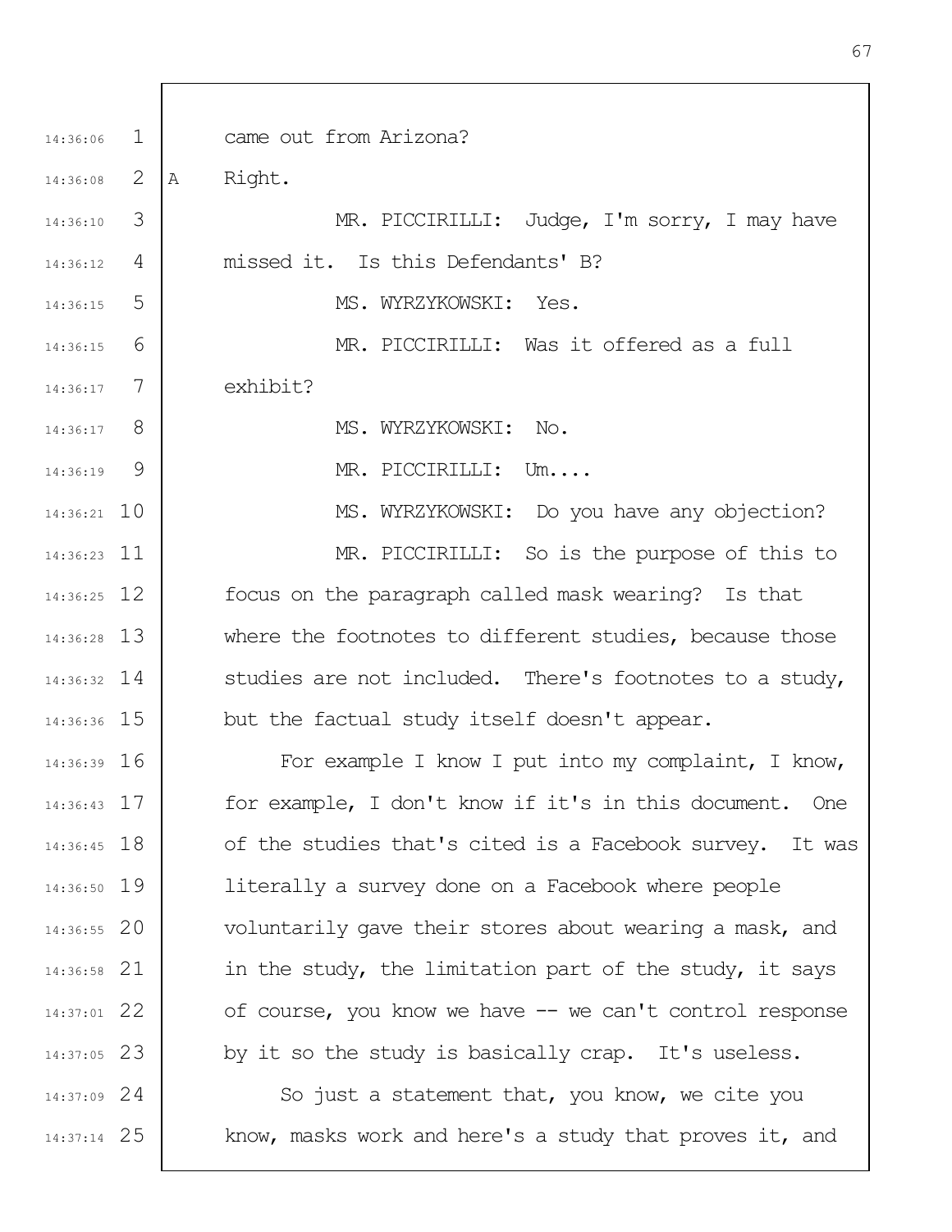came out from Arizona?

A Right.

MR. PICCIRILLI: Judge, I'm sorry, I may have missed it. Is this Defendants' B?

MS. WYRZYKOWSKI: Yes.

MR. PICCIRILLI: Was it offered as a full exhibit?

MS. WYRZYKOWSKI: No.

MR. PICCIRILLI: Um....

MS. WYRZYKOWSKI: Do you have any objection?

MR. PICCIRILLI: So is the purpose of this to focus on the paragraph called mask wearing? Is that where the footnotes to different studies, because those studies are not included. There's footnotes to a study, but the factual study itself doesn't appear.

For example I know I put into my complaint, I know, for example, I don't know if it's in this document. One of the studies that's cited is a Facebook survey. It was literally a survey done on a Facebook where people voluntarily gave their stores about wearing a mask, and in the study, the limitation part of the study, it says of course, you know we have -- we can't control response by it so the study is basically crap. It's useless.

So just a statement that, you know, we cite you know, masks work and here's a study that proves it, and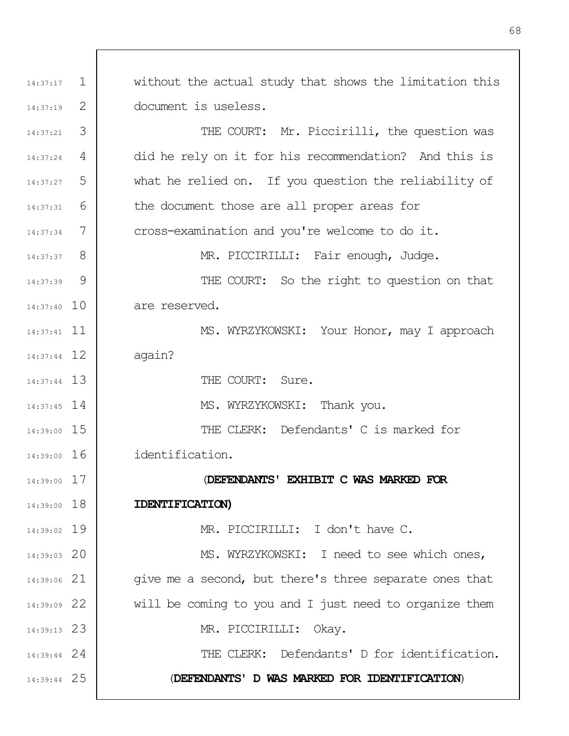without the actual study that shows the limitation this document is useless.

THE COURT: Mr. Piccirilli, the question was did he rely on it for his recommendation? And this is what he relied on. If you question the reliability of the document those are all proper areas for cross-examination and you're welcome to do it.

MR. PICCIRILLI: Fair enough, Judge.

THE COURT: So the right to question on that are reserved.

MS. WYRZYKOWSKI: Your Honor, may I approach again?

THE COURT: Sure.

MS. WYRZYKOWSKI: Thank you.

THE CLERK: Defendants' C is marked for identification.

**(DEFENDANTS' EXHIBIT C WAS MARKED FOR IDENTIFICATION)**

MR. PICCIRILLI: I don't have C.

MS. WYRZYKOWSKI: I need to see which ones, give me a second, but there's three separate ones that will be coming to you and I just need to organize them

MR. PICCIRILLI: Okay.

THE CLERK: Defendants' D for identification.

**(DEFENDANTS' D WAS MARKED FOR IDENTIFICATION)**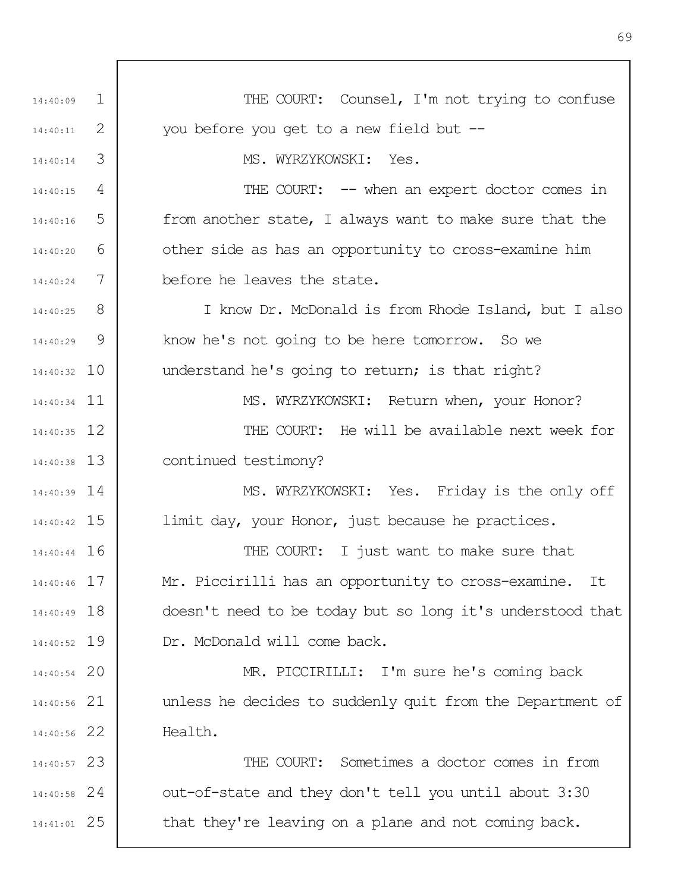THE COURT: Counsel, I'm not trying to confuse you before you get to a new field but --

MS. WYRZYKOWSKI: Yes.

THE COURT: -- when an expert doctor comes in from another state, I always want to make sure that the other side as has an opportunity to cross-examine him before he leaves the state.

I know Dr. McDonald is from Rhode Island, but I also know he's not going to be here tomorrow. So we understand he's going to return; is that right?

MS. WYRZYKOWSKI: Return when, your Honor?

THE COURT: He will be available next week for continued testimony?

MS. WYRZYKOWSKI: Yes. Friday is the only off limit day, your Honor, just because he practices.

THE COURT: I just want to make sure that Mr. Piccirilli has an opportunity to cross-examine. It doesn't need to be today but so long it's understood that Dr. McDonald will come back.

MR. PICCIRILLI: I'm sure he's coming back unless he decides to suddenly quit from the Department of Health.

THE COURT: Sometimes a doctor comes in from out-of-state and they don't tell you until about 3:30 that they're leaving on a plane and not coming back.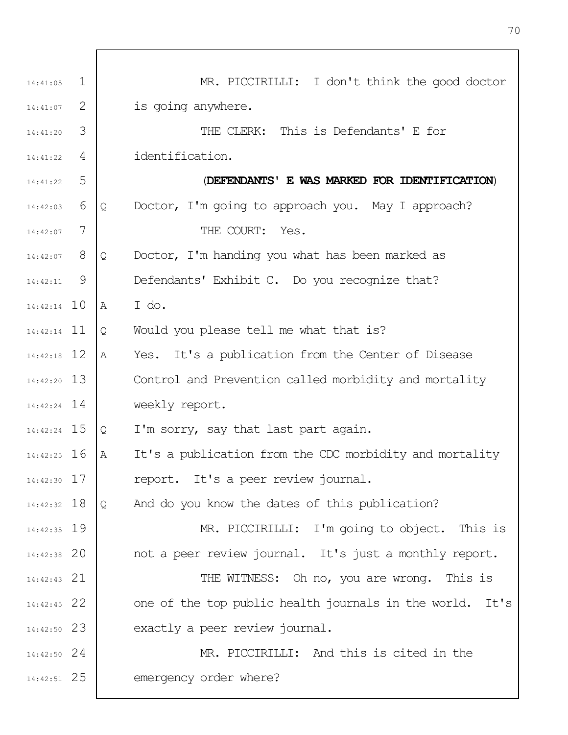MR. PICCIRILLI: I don't think the good doctor is going anywhere.

THE CLERK: This is Defendants' E for identification.

**(DEFENDANTS' E WAS MARKED FOR IDENTIFICATION)**

Q Doctor, I'm going to approach you. May I approach?

THE COURT: Yes.

Q Doctor, I'm handing you what has been marked as Defendants' Exhibit C. Do you recognize that?

A I do.

Q Would you please tell me what that is?

A Yes. It's a publication from the Center of Disease Control and Prevention called morbidity and mortality weekly report.

Q I'm sorry, say that last part again.

A It's a publication from the CDC morbidity and mortality report. It's a peer review journal.

Q And do you know the dates of this publication?

MR. PICCIRILLI: I'm going to object. This is not a peer review journal. It's just a monthly report.

THE WITNESS: Oh no, you are wrong. This is one of the top public health journals in the world. It's exactly a peer review journal.

MR. PICCIRILLI: And this is cited in the emergency order where?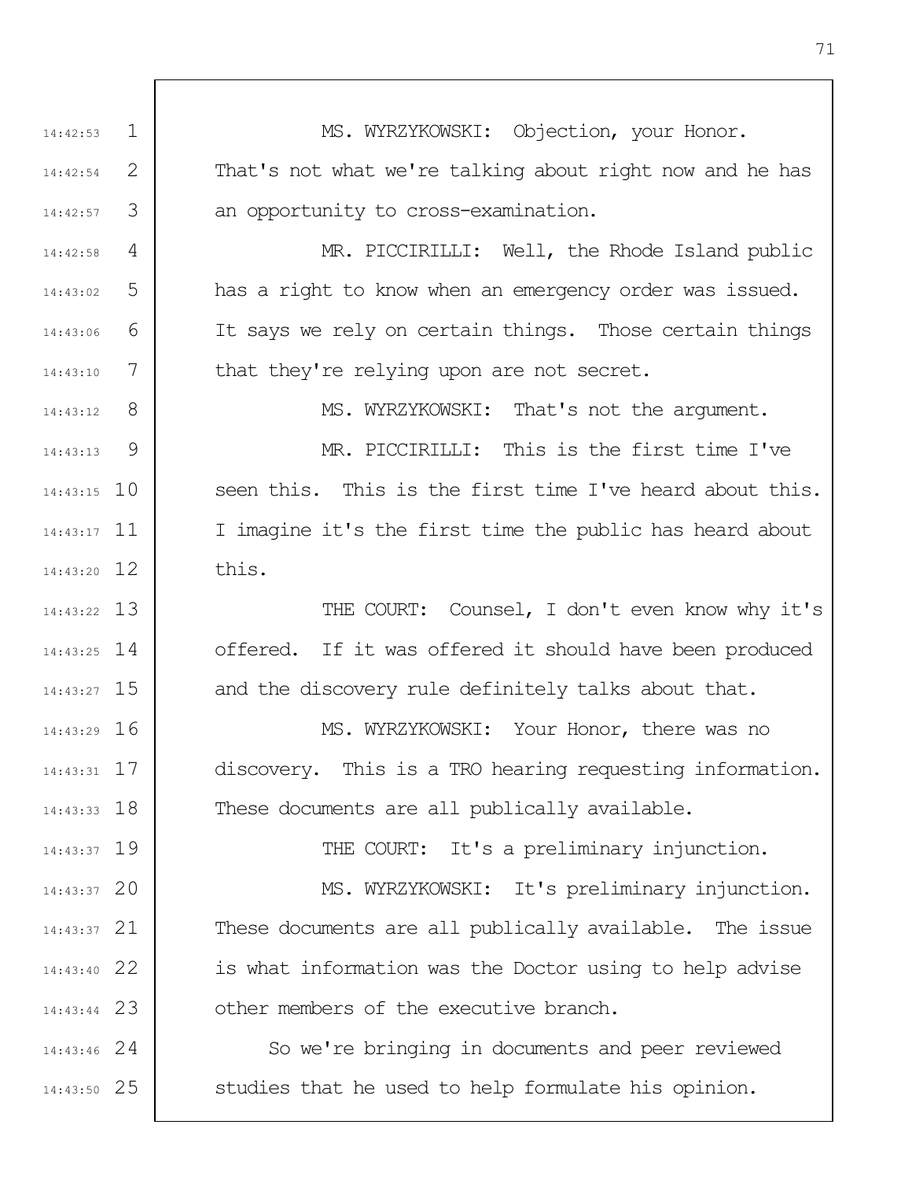MS. WYRZYKOWSKI: Objection, your Honor. That's not what we're talking about right now and he has an opportunity to cross-examination.

MR. PICCIRILLI: Well, the Rhode Island public has a right to know when an emergency order was issued. It says we rely on certain things. Those certain things that they're relying upon are not secret.

MS. WYRZYKOWSKI: That's not the argument.

MR. PICCIRILLI: This is the first time I've seen this. This is the first time I've heard about this. I imagine it's the first time the public has heard about this.

THE COURT: Counsel, I don't even know why it's offered. If it was offered it should have been produced and the discovery rule definitely talks about that.

MS. WYRZYKOWSKI: Your Honor, there was no discovery. This is a TRO hearing requesting information. These documents are all publically available.

THE COURT: It's a preliminary injunction.

MS. WYRZYKOWSKI: It's preliminary injunction. These documents are all publically available. The issue is what information was the Doctor using to help advise other members of the executive branch.

So we're bringing in documents and peer reviewed studies that he used to help formulate his opinion.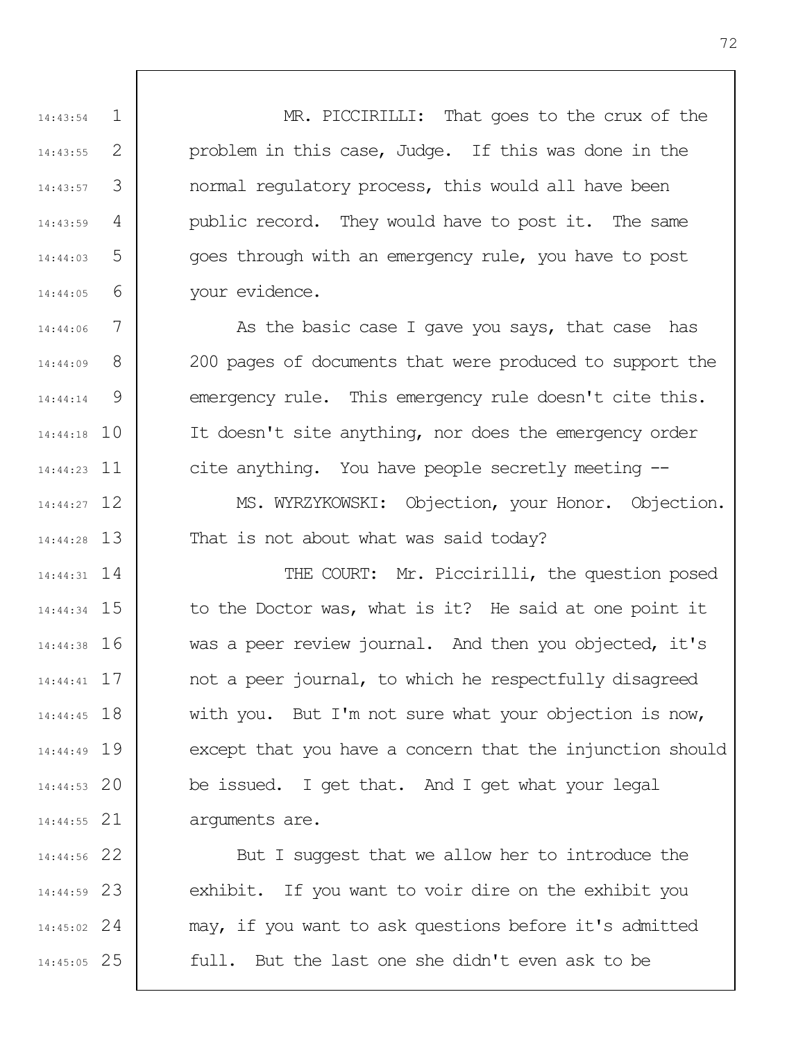MR. PICCIRILLI: That goes to the crux of the problem in this case, Judge. If this was done in the normal regulatory process, this would all have been public record. They would have to post it. The same goes through with an emergency rule, you have to post your evidence.

As the basic case I gave you says, that case has 200 pages of documents that were produced to support the emergency rule. This emergency rule doesn't cite this. It doesn't site anything, nor does the emergency order cite anything. You have people secretly meeting --

MS. WYRZYKOWSKI: Objection, your Honor. Objection. That is not about what was said today?

THE COURT: Mr. Piccirilli, the question posed to the Doctor was, what is it? He said at one point it was a peer review journal. And then you objected, it's not a peer journal, to which he respectfully disagreed with you. But I'm not sure what your objection is now, except that you have a concern that the injunction should be issued. I get that. And I get what your legal arguments are.

But I suggest that we allow her to introduce the exhibit. If you want to voir dire on the exhibit you may, if you want to ask questions before it's admitted full. But the last one she didn't even ask to be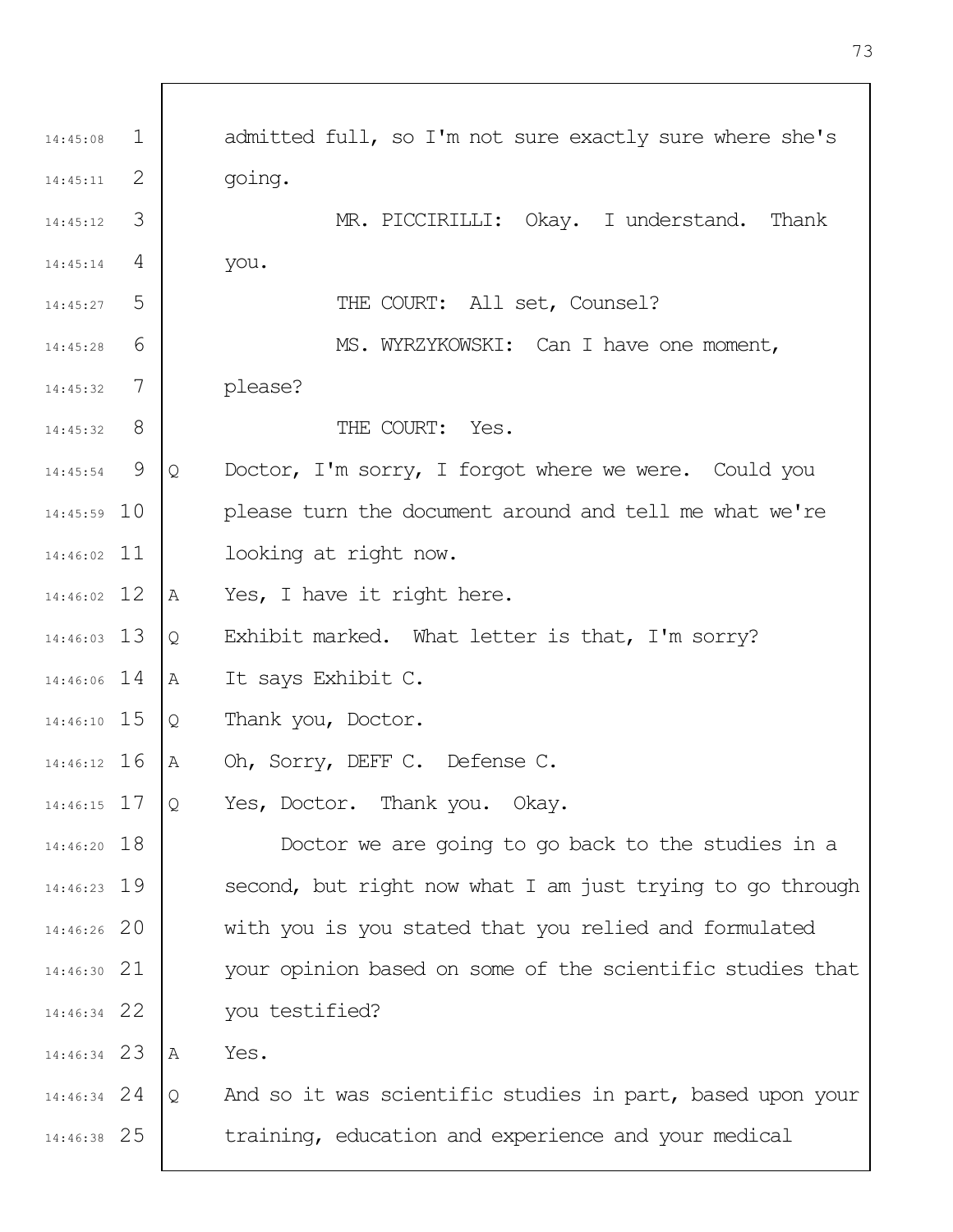admitted full, so I'm not sure exactly sure where she's going.

MR. PICCIRILLI: Okay. I understand. Thank you.

THE COURT: All set, Counsel?

MS. WYRZYKOWSKI: Can I have one moment, please?

THE COURT: Yes.

Q Doctor, I'm sorry, I forgot where we were. Could you please turn the document around and tell me what we're looking at right now.

A Yes, I have it right here.

Q Exhibit marked. What letter is that, I'm sorry?

A It says Exhibit C.

Q Thank you, Doctor.

A Oh, Sorry, DEFF C. Defense C.

Q Yes, Doctor. Thank you. Okay.

Doctor we are going to go back to the studies in a second, but right now what I am just trying to go through with you is you stated that you relied and formulated your opinion based on some of the scientific studies that you testified?

A Yes.

Q And so it was scientific studies in part, based upon your training, education and experience and your medical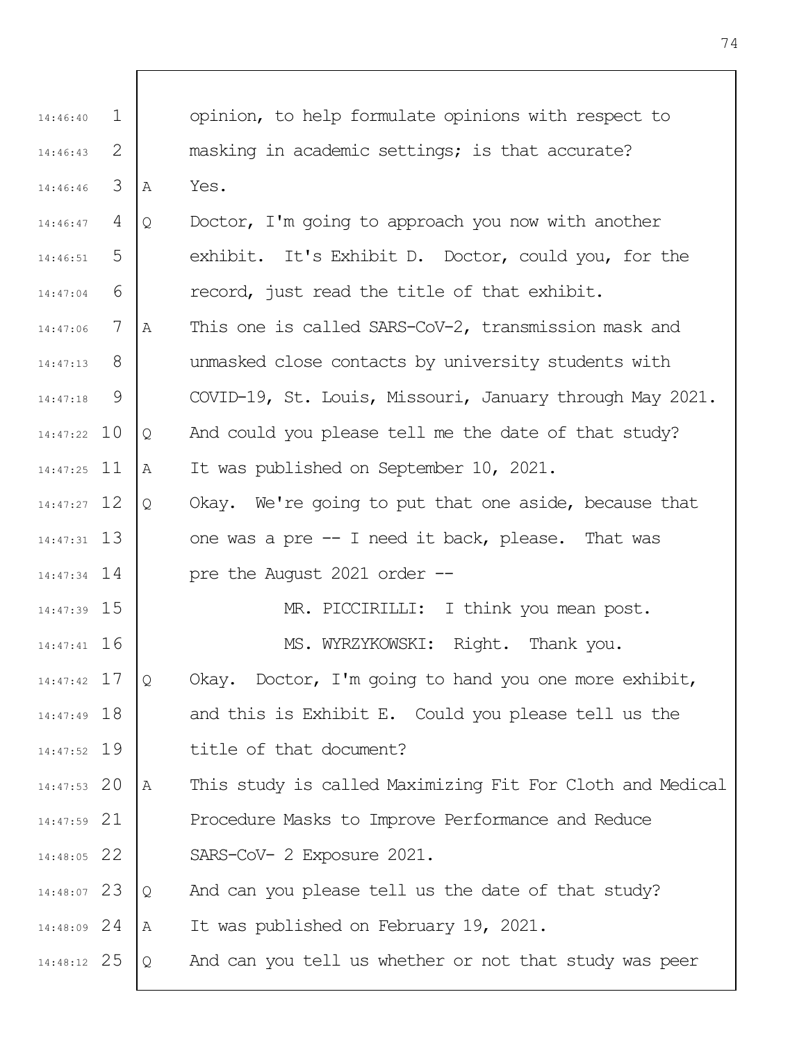opinion, to help formulate opinions with respect to masking in academic settings; is that accurate?

A Yes.

Q Doctor, I'm going to approach you now with another exhibit. It's Exhibit D. Doctor, could you, for the record, just read the title of that exhibit.

A This one is called SARS-CoV-2, transmission mask and unmasked close contacts by university students with COVID-19, St. Louis, Missouri, January through May 2021.

Q And could you please tell me the date of that study?

A It was published on September 10, 2021.

Q Okay. We're going to put that one aside, because that one was a pre -- I need it back, please. That was pre the August 2021 order --

MR. PICCIRILLI: I think you mean post.

MS. WYRZYKOWSKI: Right. Thank you.

Q Okay. Doctor, I'm going to hand you one more exhibit, and this is Exhibit E. Could you please tell us the title of that document?

A This study is called Maximizing Fit For Cloth and Medical Procedure Masks to Improve Performance and Reduce SARS-CoV- 2 Exposure 2021.

Q And can you please tell us the date of that study?

A It was published on February 19, 2021.

Q And can you tell us whether or not that study was peer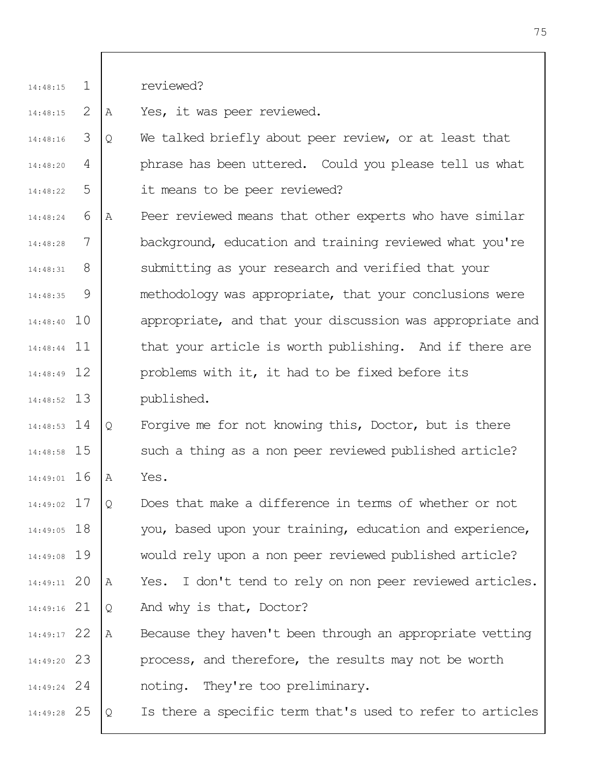reviewed?

A Yes, it was peer reviewed.

Q We talked briefly about peer review, or at least that phrase has been uttered. Could you please tell us what it means to be peer reviewed?

A Peer reviewed means that other experts who have similar background, education and training reviewed what you're submitting as your research and verified that your methodology was appropriate, that your conclusions were appropriate, and that your discussion was appropriate and that your article is worth publishing. And if there are problems with it, it had to be fixed before its published.

Q Forgive me for not knowing this, Doctor, but is there such a thing as a non peer reviewed published article?

A Yes.

Q Does that make a difference in terms of whether or not you, based upon your training, education and experience, would rely upon a non peer reviewed published article?

A Yes. I don't tend to rely on non peer reviewed articles.

Q And why is that, Doctor?

A Because they haven't been through an appropriate vetting process, and therefore, the results may not be worth noting. They're too preliminary.

Q Is there a specific term that's used to refer to articles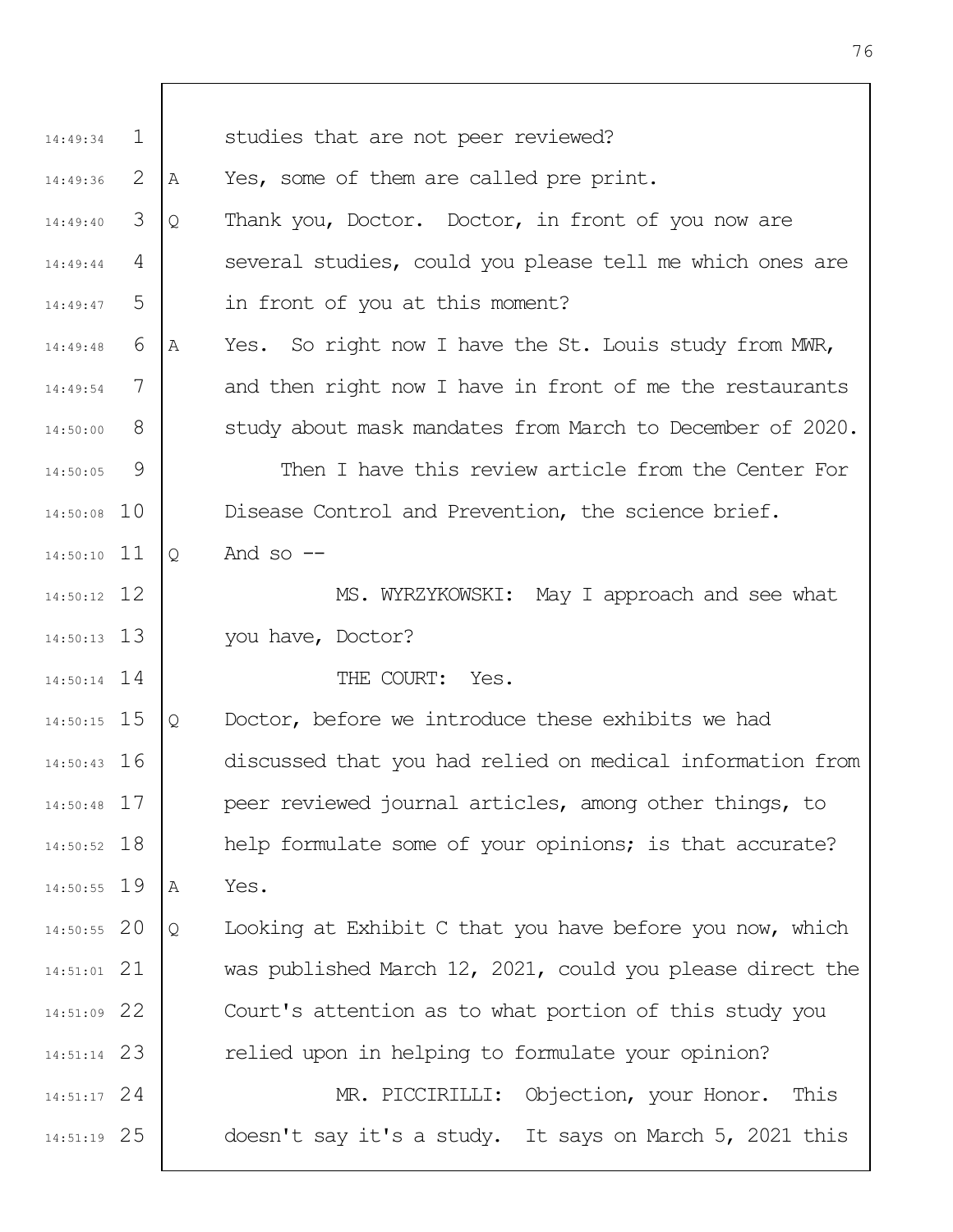studies that are not peer reviewed?

A Yes, some of them are called pre print.

Q Thank you, Doctor. Doctor, in front of you now are several studies, could you please tell me which ones are in front of you at this moment?

A Yes. So right now I have the St. Louis study from MWR, and then right now I have in front of me the restaurants study about mask mandates from March to December of 2020.

Then I have this review article from the Center For Disease Control and Prevention, the science brief.

Q And so --

MS. WYRZYKOWSKI: May I approach and see what you have, Doctor?

THE COURT: Yes.

Q Doctor, before we introduce these exhibits we had discussed that you had relied on medical information from peer reviewed journal articles, among other things, to help formulate some of your opinions; is that accurate?

A Yes.

Q Looking at Exhibit C that you have before you now, which was published March 12, 2021, could you please direct the Court's attention as to what portion of this study you relied upon in helping to formulate your opinion?

MR. PICCIRILLI: Objection, your Honor. This doesn't say it's a study. It says on March 5, 2021 this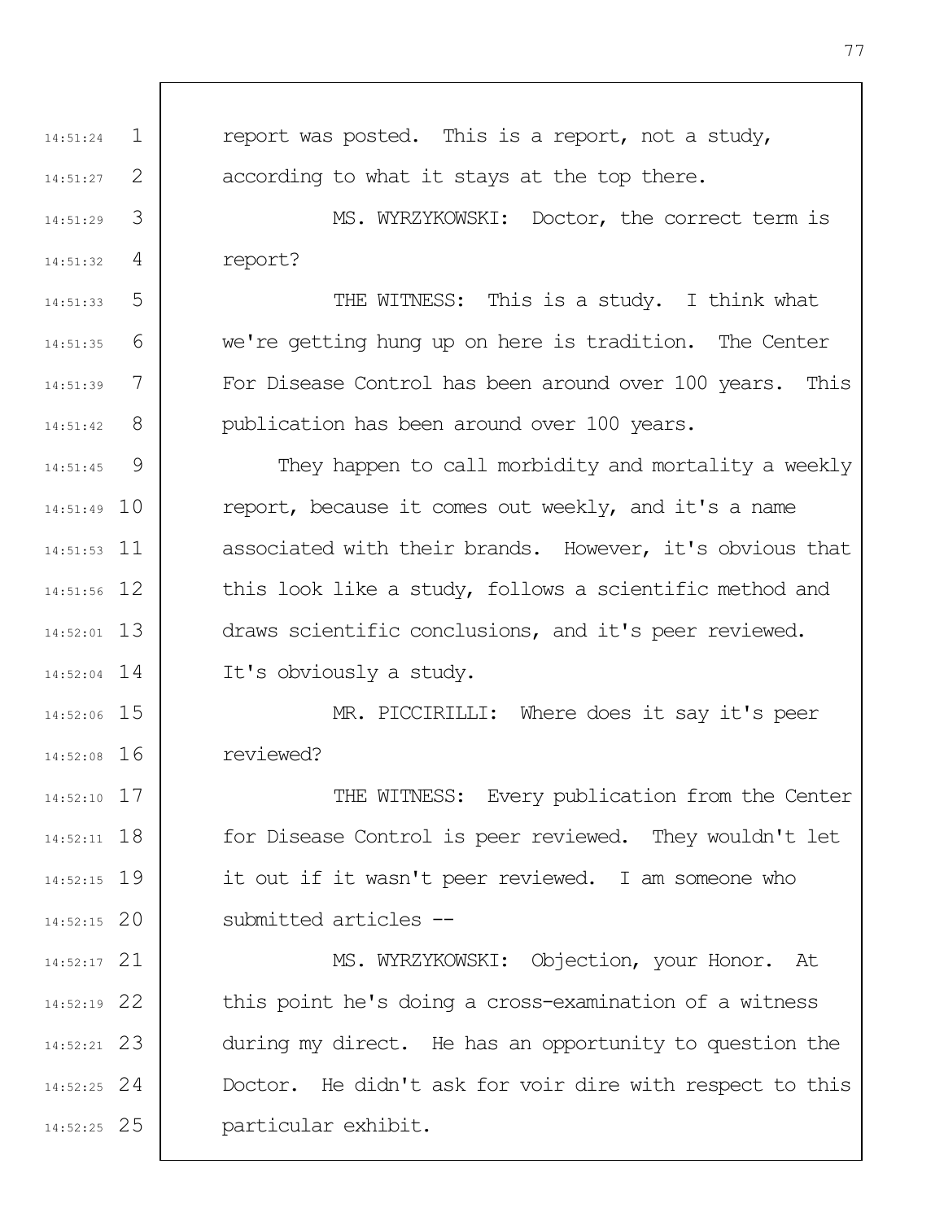report was posted. This is a report, not a study, according to what it stays at the top there.

MS. WYRZYKOWSKI: Doctor, the correct term is report?

THE WITNESS: This is a study. I think what we're getting hung up on here is tradition. The Center For Disease Control has been around over 100 years. This publication has been around over 100 years.

They happen to call morbidity and mortality a weekly report, because it comes out weekly, and it's a name associated with their brands. However, it's obvious that this look like a study, follows a scientific method and draws scientific conclusions, and it's peer reviewed. It's obviously a study.

MR. PICCIRILLI: Where does it say it's peer reviewed?

THE WITNESS: Every publication from the Center for Disease Control is peer reviewed. They wouldn't let it out if it wasn't peer reviewed. I am someone who submitted articles --

MS. WYRZYKOWSKI: Objection, your Honor. At this point he's doing a cross-examination of a witness during my direct. He has an opportunity to question the Doctor. He didn't ask for voir dire with respect to this particular exhibit.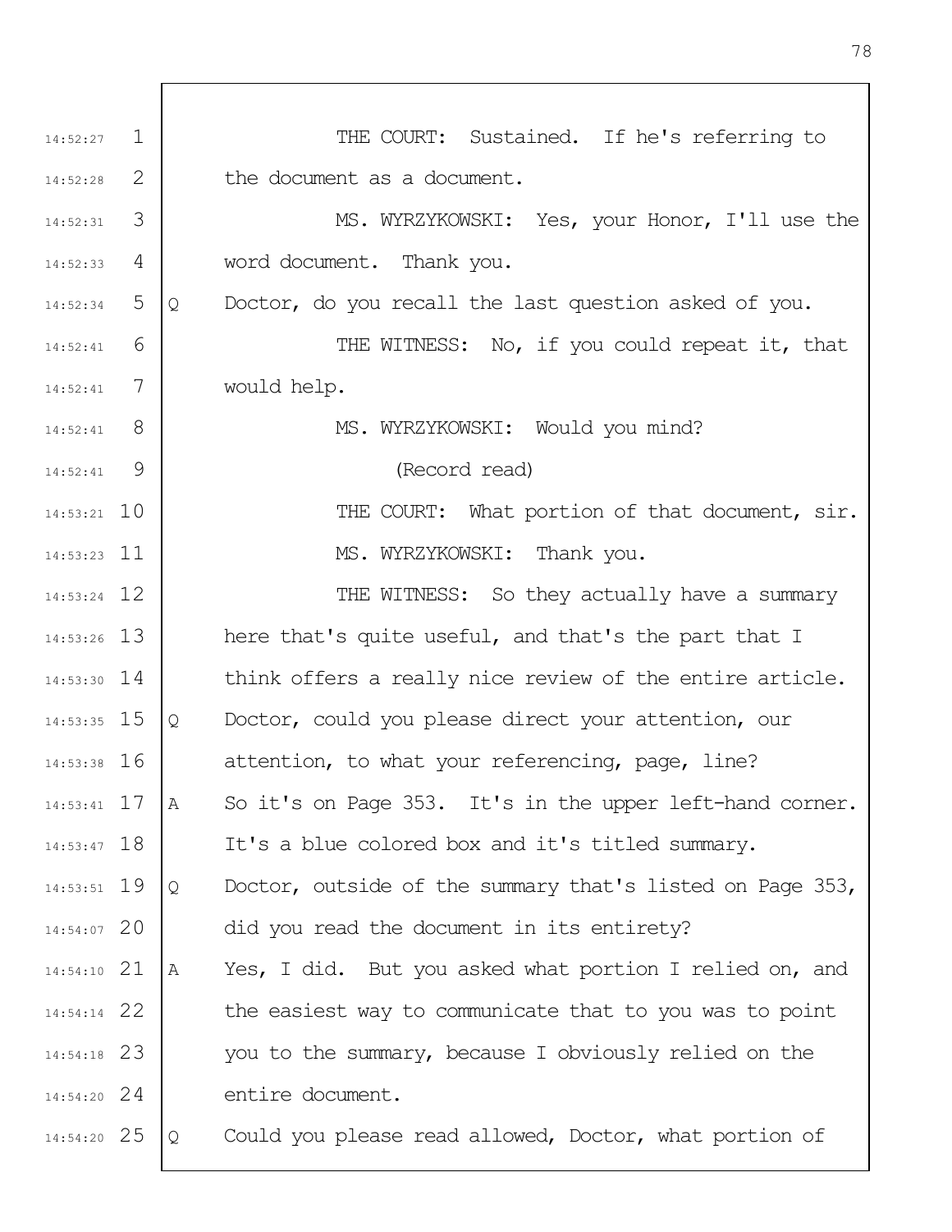THE COURT: Sustained. If he's referring to the document as a document.

MS. WYRZYKOWSKI: Yes, your Honor, I'll use the word document. Thank you.

Q Doctor, do you recall the last question asked of you.

THE WITNESS: No, if you could repeat it, that would help.

MS. WYRZYKOWSKI: Would you mind?

(Record read)

THE COURT: What portion of that document, sir.

MS. WYRZYKOWSKI: Thank you.

THE WITNESS: So they actually have a summary here that's quite useful, and that's the part that I think offers a really nice review of the entire article.

Q Doctor, could you please direct your attention, our attention, to what your referencing, page, line?

A So it's on Page 353. It's in the upper left-hand corner. It's a blue colored box and it's titled summary.

Q Doctor, outside of the summary that's listed on Page 353, did you read the document in its entirety?

A Yes, I did. But you asked what portion I relied on, and the easiest way to communicate that to you was to point you to the summary, because I obviously relied on the entire document.

Q Could you please read allowed, Doctor, what portion of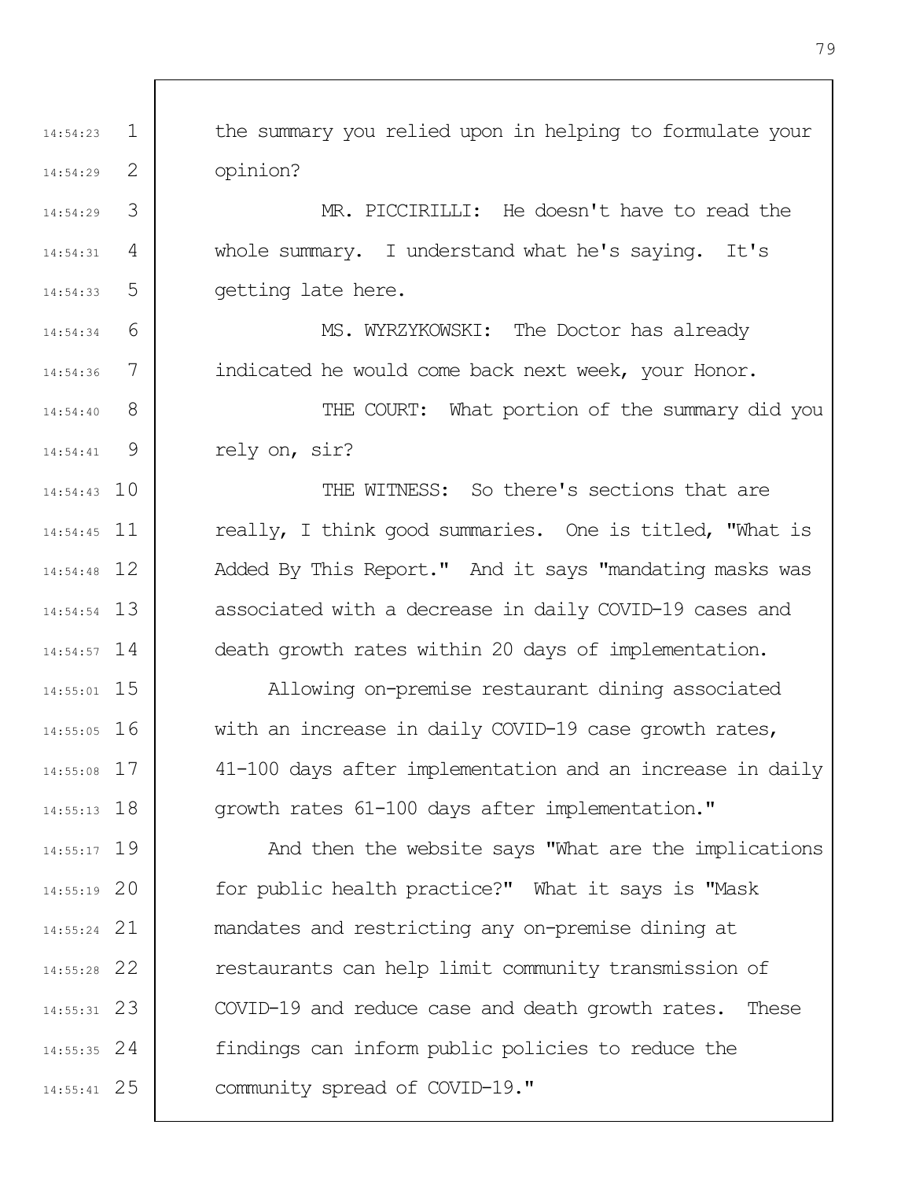the summary you relied upon in helping to formulate your opinion?

MR. PICCIRILLI: He doesn't have to read the whole summary. I understand what he's saying. It's getting late here.

MS. WYRZYKOWSKI: The Doctor has already indicated he would come back next week, your Honor.

THE COURT: What portion of the summary did you rely on, sir?

THE WITNESS: So there's sections that are really, I think good summaries. One is titled, "What is Added By This Report." And it says "mandating masks was associated with a decrease in daily COVID-19 cases and death growth rates within 20 days of implementation.

Allowing on-premise restaurant dining associated with an increase in daily COVID-19 case growth rates, 41-100 days after implementation and an increase in daily growth rates 61-100 days after implementation."

And then the website says "What are the implications for public health practice?" What it says is "Mask mandates and restricting any on-premise dining at restaurants can help limit community transmission of COVID-19 and reduce case and death growth rates. These findings can inform public policies to reduce the community spread of COVID-19."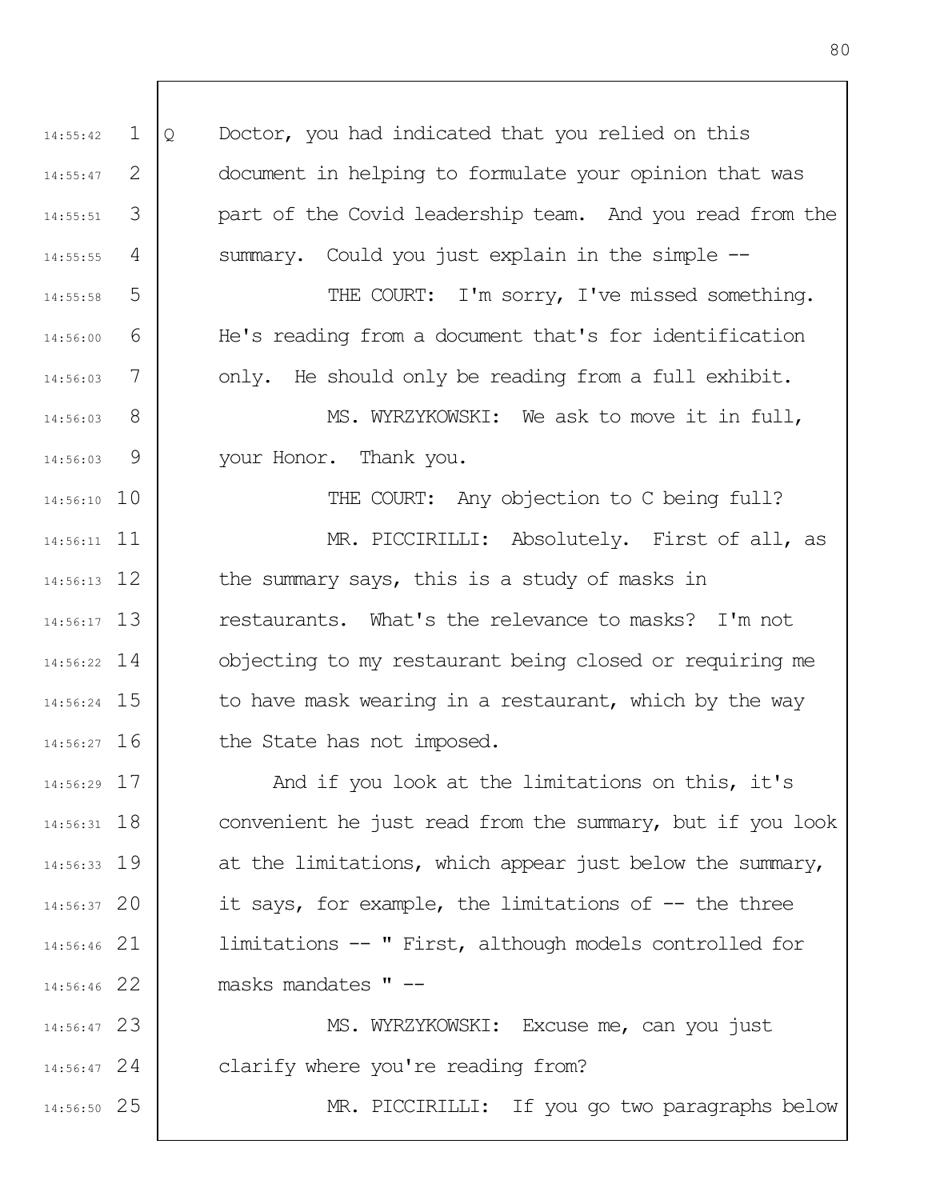Q Doctor, you had indicated that you relied on this document in helping to formulate your opinion that was part of the Covid leadership team. And you read from the summary. Could you just explain in the simple --

THE COURT: I'm sorry, I've missed something. He's reading from a document that's for identification only. He should only be reading from a full exhibit.

MS. WYRZYKOWSKI: We ask to move it in full, your Honor. Thank you.

THE COURT: Any objection to C being full?

MR. PICCIRILLI: Absolutely. First of all, as the summary says, this is a study of masks in restaurants. What's the relevance to masks? I'm not objecting to my restaurant being closed or requiring me to have mask wearing in a restaurant, which by the way the State has not imposed.

And if you look at the limitations on this, it's convenient he just read from the summary, but if you look at the limitations, which appear just below the summary, it says, for example, the limitations of -- the three limitations -- " First, although models controlled for masks mandates " --

MS. WYRZYKOWSKI: Excuse me, can you just clarify where you're reading from?

MR. PICCIRILLI: If you go two paragraphs below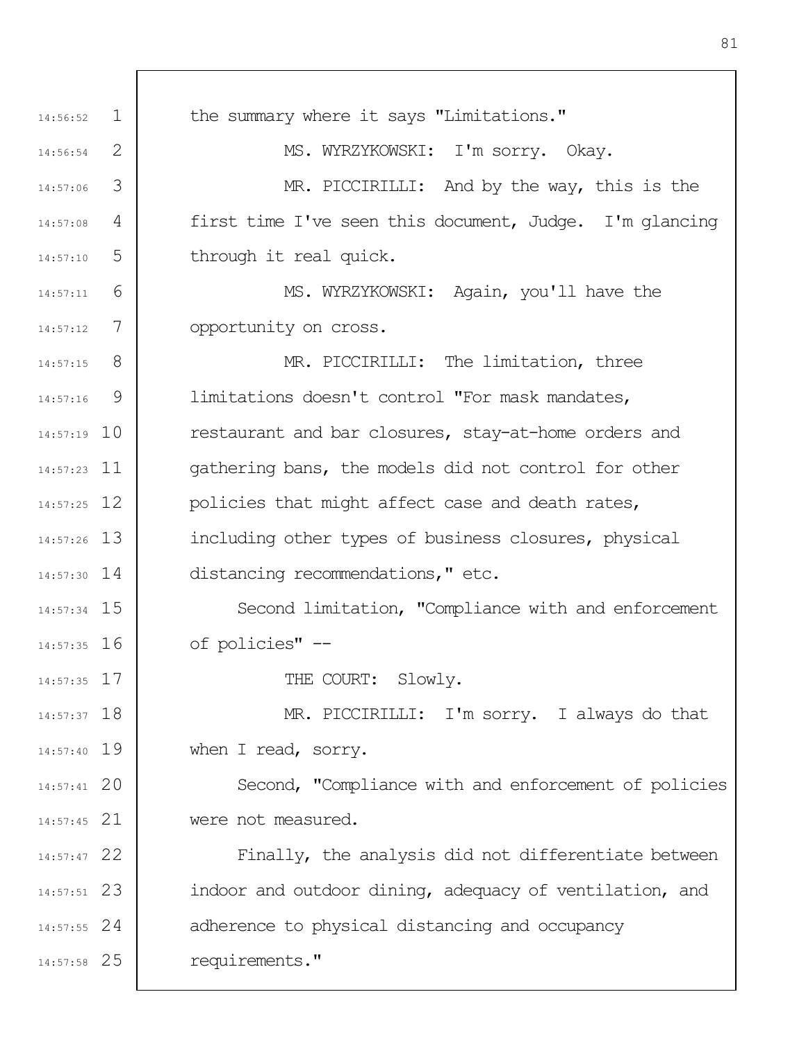the summary where it says "Limitations."

MS. WYRZYKOWSKI: I'm sorry. Okay.

MR. PICCIRILLI: And by the way, this is the first time I've seen this document, Judge. I'm glancing through it real quick.

MS. WYRZYKOWSKI: Again, you'll have the opportunity on cross.

MR. PICCIRILLI: The limitation, three limitations doesn't control "For mask mandates, restaurant and bar closures, stay-at-home orders and gathering bans, the models did not control for other policies that might affect case and death rates, including other types of business closures, physical distancing recommendations," etc.

Second limitation, "Compliance with and enforcement of policies" --

THE COURT: Slowly.

MR. PICCIRILLI: I'm sorry. I always do that when I read, sorry.

Second, "Compliance with and enforcement of policies were not measured.

Finally, the analysis did not differentiate between indoor and outdoor dining, adequacy of ventilation, and adherence to physical distancing and occupancy requirements."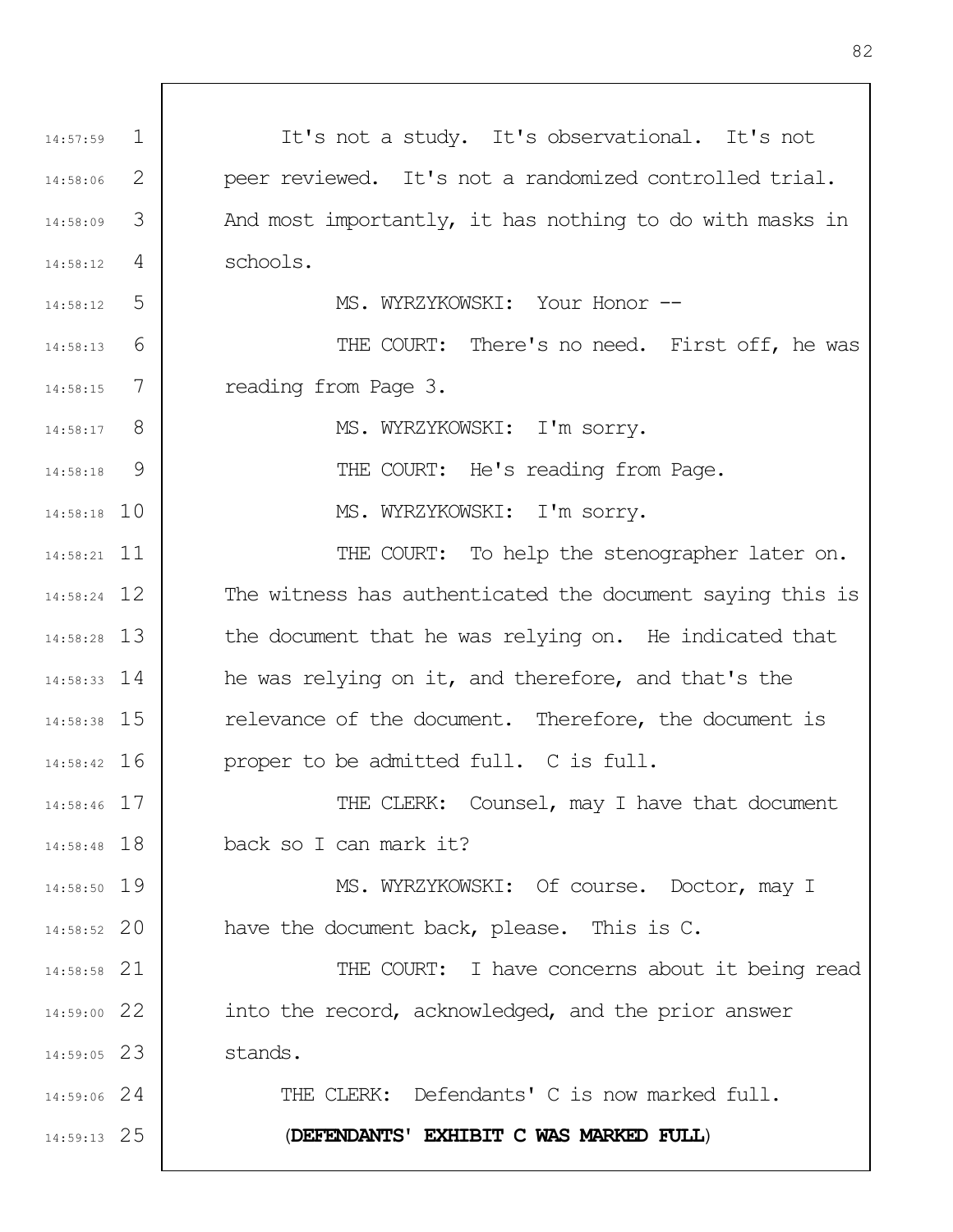It's not a study. It's observational. It's not peer reviewed. It's not a randomized controlled trial. And most importantly, it has nothing to do with masks in schools.

MS. WYRZYKOWSKI: Your Honor --

THE COURT: There's no need. First off, he was reading from Page 3.

MS. WYRZYKOWSKI: I'm sorry.

THE COURT: He's reading from Page.

MS. WYRZYKOWSKI: I'm sorry.

THE COURT: To help the stenographer later on. The witness has authenticated the document saying this is the document that he was relying on. He indicated that he was relying on it, and therefore, and that's the relevance of the document. Therefore, the document is proper to be admitted full. C is full.

THE CLERK: Counsel, may I have that document back so I can mark it?

MS. WYRZYKOWSKI: Of course. Doctor, may I have the document back, please. This is C.

THE COURT: I have concerns about it being read into the record, acknowledged, and the prior answer stands.

THE CLERK: Defendants' C is now marked full.

(**DEFENDANTS' EXHIBIT C WAS MARKED FULL**)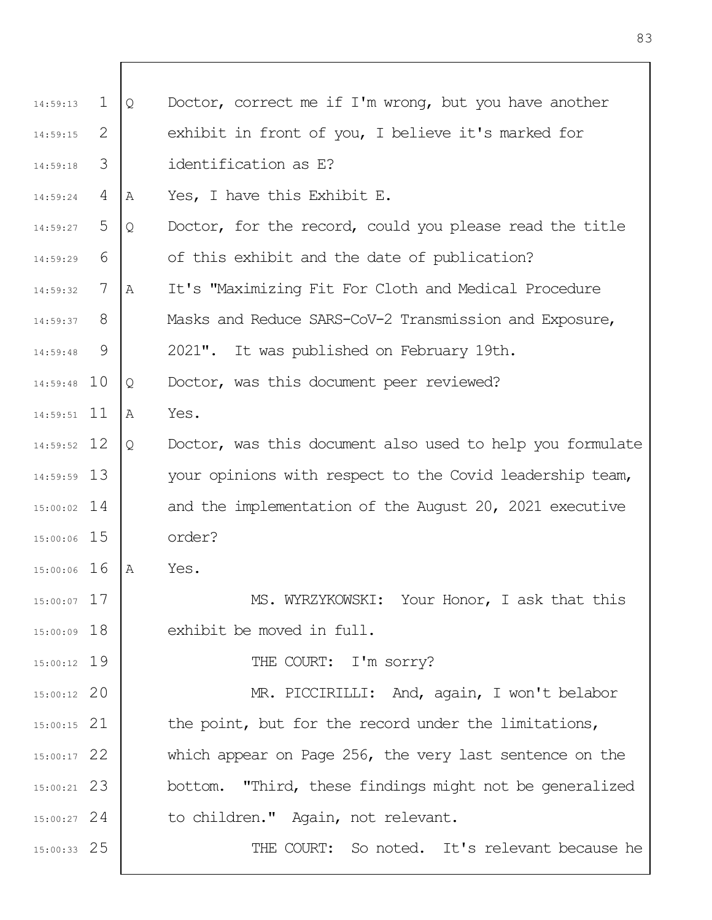Q Doctor, correct me if I'm wrong, but you have another exhibit in front of you, I believe it's marked for identification as E?

A Yes, I have this Exhibit E.

Q Doctor, for the record, could you please read the title of this exhibit and the date of publication?

A It's "Maximizing Fit For Cloth and Medical Procedure Masks and Reduce SARS-CoV-2 Transmission and Exposure, 2021". It was published on February 19th.

Q Doctor, was this document peer reviewed?

A Yes.

Q Doctor, was this document also used to help you formulate your opinions with respect to the Covid leadership team, and the implementation of the August 20, 2021 executive order?

A Yes.

MS. WYRZYKOWSKI: Your Honor, I ask that this exhibit be moved in full.

THE COURT: I'm sorry?

MR. PICCIRILLI: And, again, I won't belabor the point, but for the record under the limitations, which appear on Page 256, the very last sentence on the bottom. "Third, these findings might not be generalized to children." Again, not relevant.

THE COURT: So noted. It's relevant because he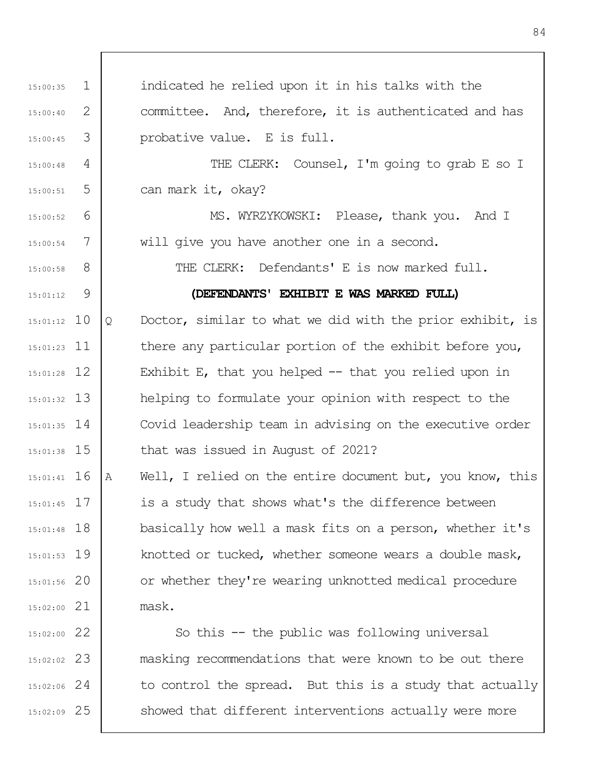indicated he relied upon it in his talks with the committee. And, therefore, it is authenticated and has probative value. E is full.

THE CLERK: Counsel, I'm going to grab E so I can mark it, okay?

MS. WYRZYKOWSKI: Please, thank you. And I will give you have another one in a second.

THE CLERK: Defendants' E is now marked full.

**(DEFENDANTS' EXHIBIT E WAS MARKED FULL)**

Q Doctor, similar to what we did with the prior exhibit, is there any particular portion of the exhibit before you, Exhibit E, that you helped -- that you relied upon in helping to formulate your opinion with respect to the Covid leadership team in advising on the executive order that was issued in August of 2021?

A Well, I relied on the entire document but, you know, this is a study that shows what's the difference between basically how well a mask fits on a person, whether it's knotted or tucked, whether someone wears a double mask, or whether they're wearing unknotted medical procedure mask.

So this -- the public was following universal masking recommendations that were known to be out there to control the spread. But this is a study that actually showed that different interventions actually were more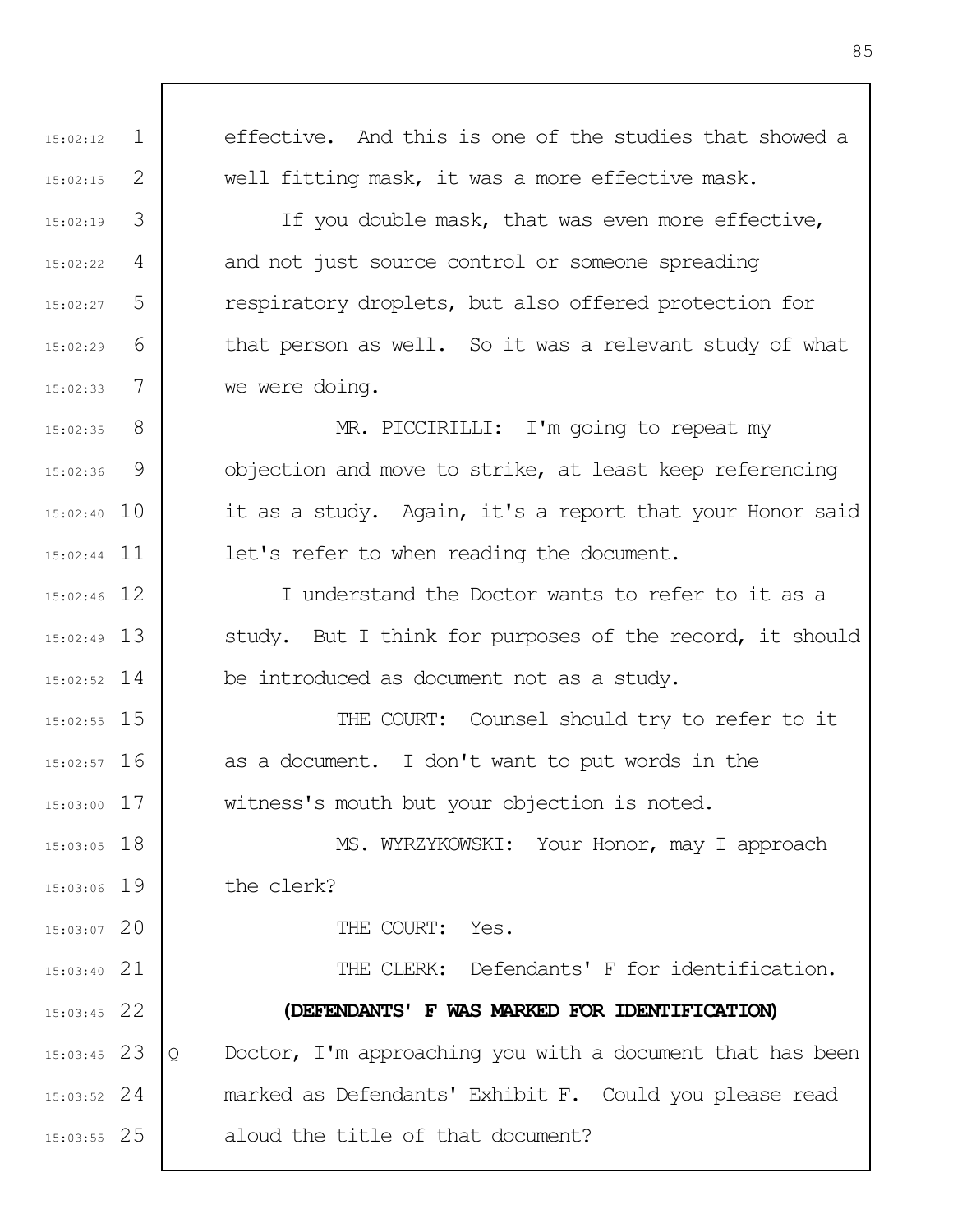effective. And this is one of the studies that showed a well fitting mask, it was a more effective mask.

If you double mask, that was even more effective, and not just source control or someone spreading respiratory droplets, but also offered protection for that person as well. So it was a relevant study of what we were doing.

MR. PICCIRILLI: I'm going to repeat my objection and move to strike, at least keep referencing it as a study. Again, it's a report that your Honor said let's refer to when reading the document.

I understand the Doctor wants to refer to it as a study. But I think for purposes of the record, it should be introduced as document not as a study.

THE COURT: Counsel should try to refer to it as a document. I don't want to put words in the witness's mouth but your objection is noted.

MS. WYRZYKOWSKI: Your Honor, may I approach the clerk?

THE COURT: Yes.

THE CLERK: Defendants' F for identification.

**(DEFENDANTS' F WAS MARKED FOR IDENTIFICATION)**

Q Doctor, I'm approaching you with a document that has been marked as Defendants' Exhibit F. Could you please read aloud the title of that document?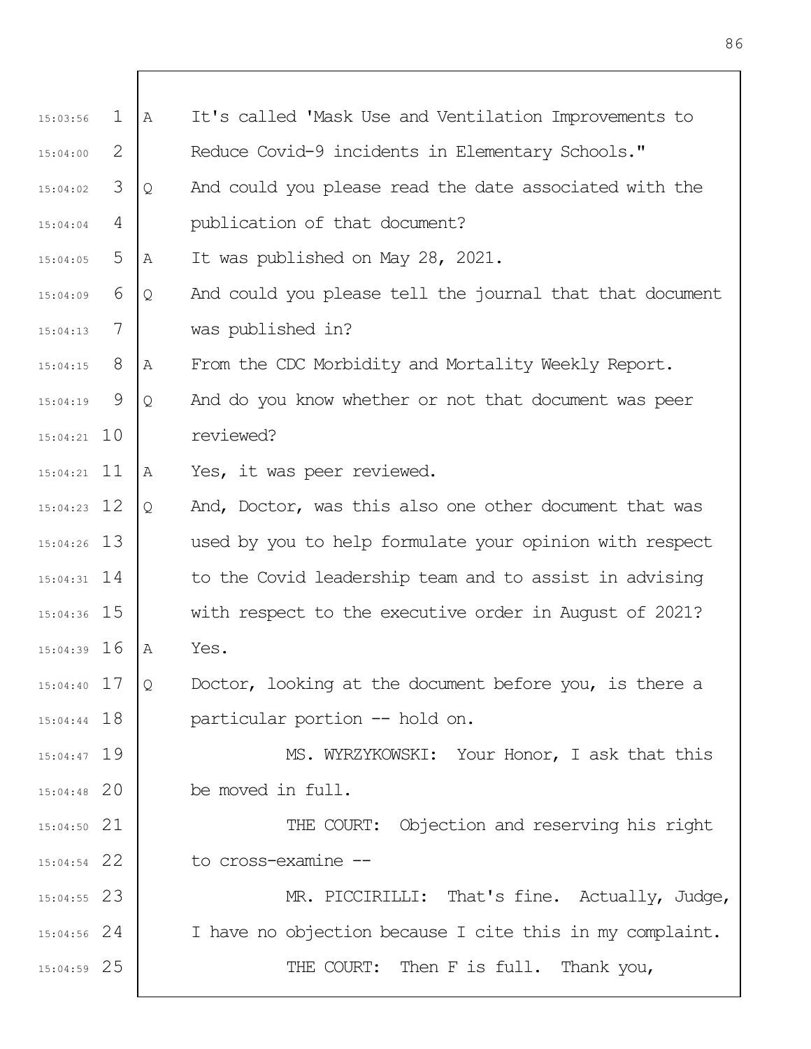A It's called 'Mask Use and Ventilation Improvements to Reduce Covid-9 incidents in Elementary Schools."

Q And could you please read the date associated with the publication of that document?

A It was published on May 28, 2021.

Q And could you please tell the journal that that document was published in?

A From the CDC Morbidity and Mortality Weekly Report.

Q And do you know whether or not that document was peer reviewed?

A Yes, it was peer reviewed.

Q And, Doctor, was this also one other document that was used by you to help formulate your opinion with respect to the Covid leadership team and to assist in advising with respect to the executive order in August of 2021?

A Yes.

Q Doctor, looking at the document before you, is there a particular portion -- hold on.

MS. WYRZYKOWSKI: Your Honor, I ask that this be moved in full.

THE COURT: Objection and reserving his right to cross-examine --

MR. PICCIRILLI: That's fine. Actually, Judge, I have no objection because I cite this in my complaint.

THE COURT: Then F is full. Thank you,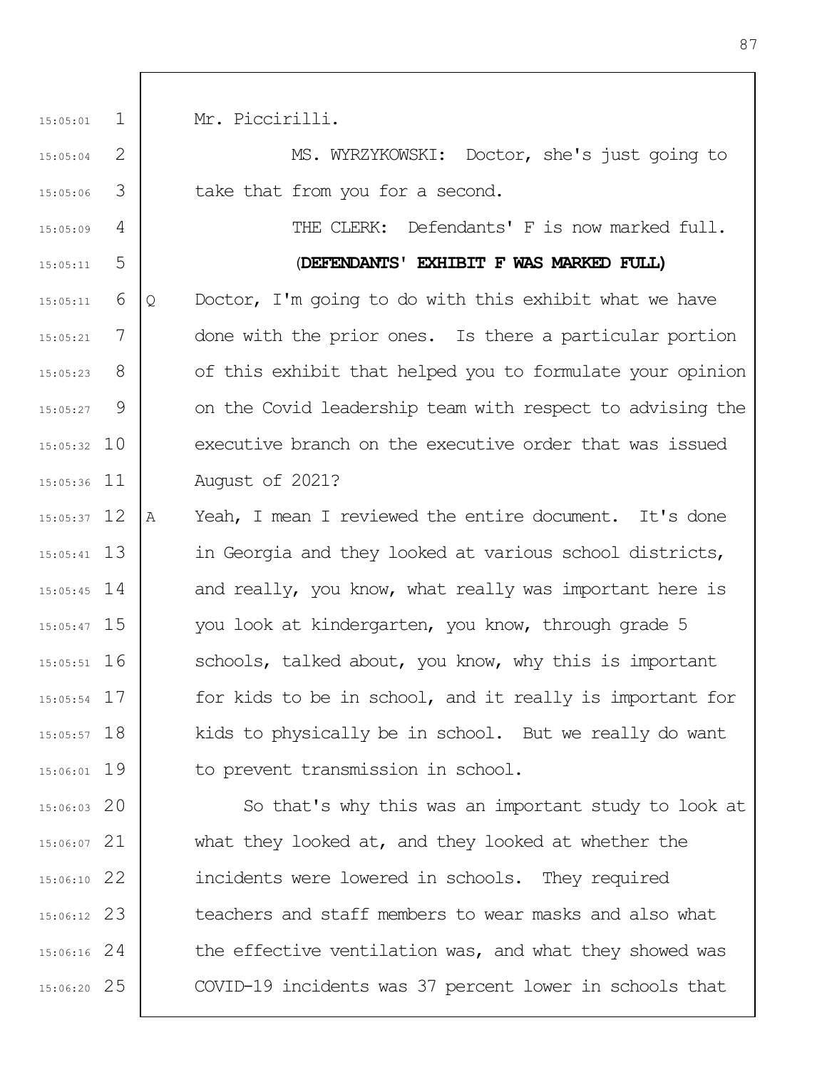Mr. Piccirilli.

MS. WYRZYKOWSKI: Doctor, she's just going to take that from you for a second.

THE CLERK: Defendants' F is now marked full.

**(DEFENDANTS' EXHIBIT F WAS MARKED FULL)**

Q Doctor, I'm going to do with this exhibit what we have done with the prior ones. Is there a particular portion of this exhibit that helped you to formulate your opinion on the Covid leadership team with respect to advising the executive branch on the executive order that was issued August of 2021?

A Yeah, I mean I reviewed the entire document. It's done in Georgia and they looked at various school districts, and really, you know, what really was important here is you look at kindergarten, you know, through grade 5 schools, talked about, you know, why this is important for kids to be in school, and it really is important for kids to physically be in school. But we really do want to prevent transmission in school.

So that's why this was an important study to look at what they looked at, and they looked at whether the incidents were lowered in schools. They required teachers and staff members to wear masks and also what the effective ventilation was, and what they showed was COVID-19 incidents was 37 percent lower in schools that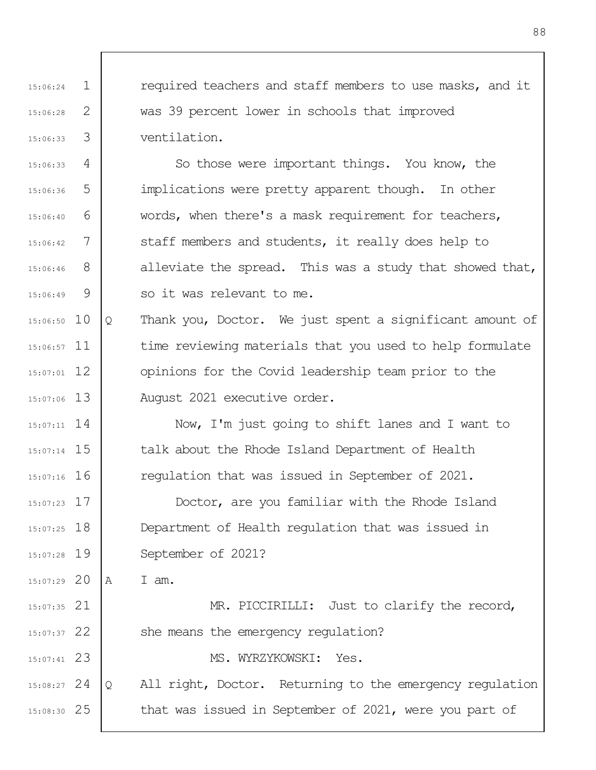required teachers and staff members to use masks, and it was 39 percent lower in schools that improved ventilation.

So those were important things. You know, the implications were pretty apparent though. In other words, when there's a mask requirement for teachers, staff members and students, it really does help to alleviate the spread. This was a study that showed that, so it was relevant to me.

Q Thank you, Doctor. We just spent a significant amount of time reviewing materials that you used to help formulate opinions for the Covid leadership team prior to the August 2021 executive order.

Now, I'm just going to shift lanes and I want to talk about the Rhode Island Department of Health regulation that was issued in September of 2021.

Doctor, are you familiar with the Rhode Island Department of Health regulation that was issued in September of 2021?

A I am.

MR. PICCIRILLI: Just to clarify the record, she means the emergency regulation?

MS. WYRZYKOWSKI: Yes.

Q All right, Doctor. Returning to the emergency regulation that was issued in September of 2021, were you part of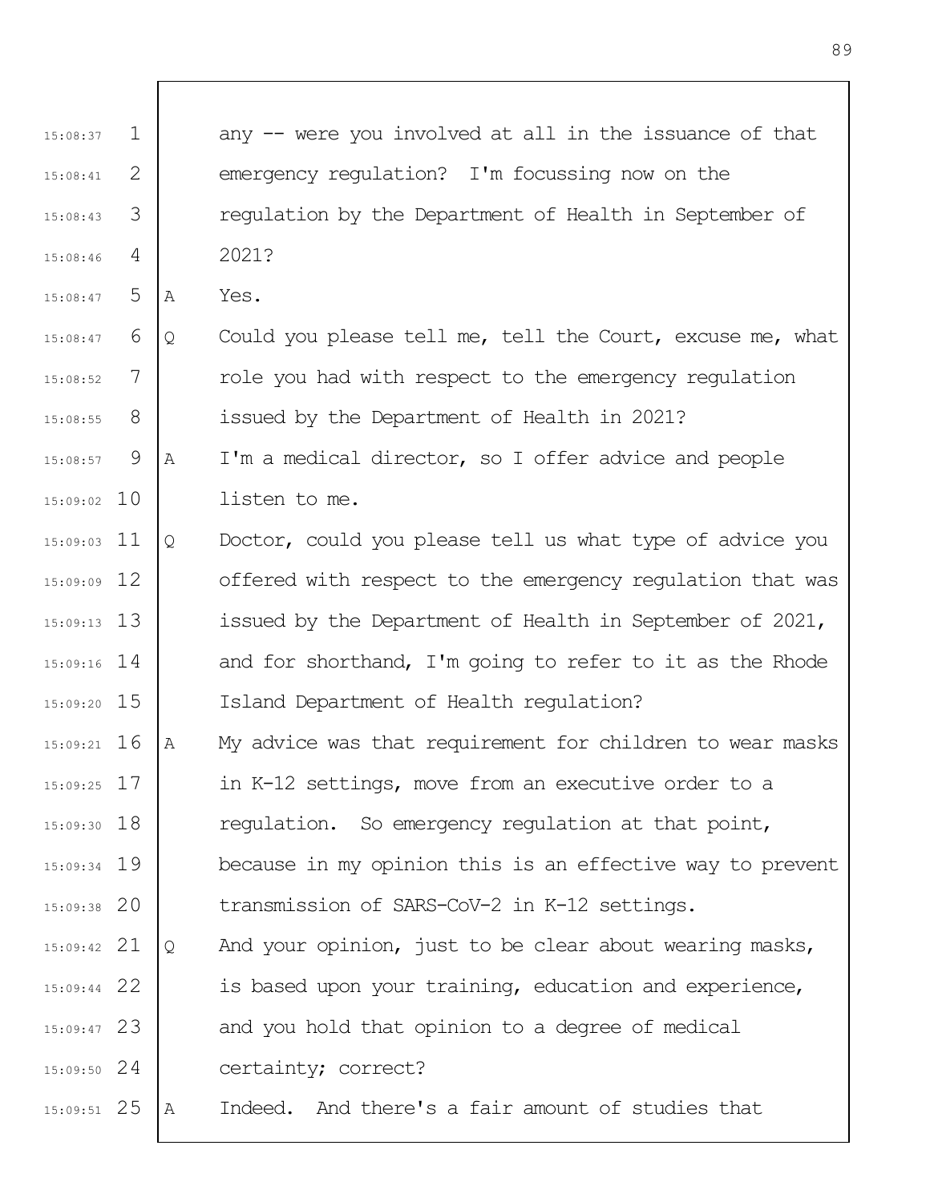any -- were you involved at all in the issuance of that emergency regulation? I'm focussing now on the regulation by the Department of Health in September of 2021?

A Yes.

Q Could you please tell me, tell the Court, excuse me, what role you had with respect to the emergency regulation issued by the Department of Health in 2021?

A I'm a medical director, so I offer advice and people listen to me.

Q Doctor, could you please tell us what type of advice you offered with respect to the emergency regulation that was issued by the Department of Health in September of 2021, and for shorthand, I'm going to refer to it as the Rhode Island Department of Health regulation?

A My advice was that requirement for children to wear masks in K-12 settings, move from an executive order to a regulation. So emergency regulation at that point, because in my opinion this is an effective way to prevent transmission of SARS-CoV-2 in K-12 settings.

Q And your opinion, just to be clear about wearing masks, is based upon your training, education and experience, and you hold that opinion to a degree of medical certainty; correct?

A Indeed. And there's a fair amount of studies that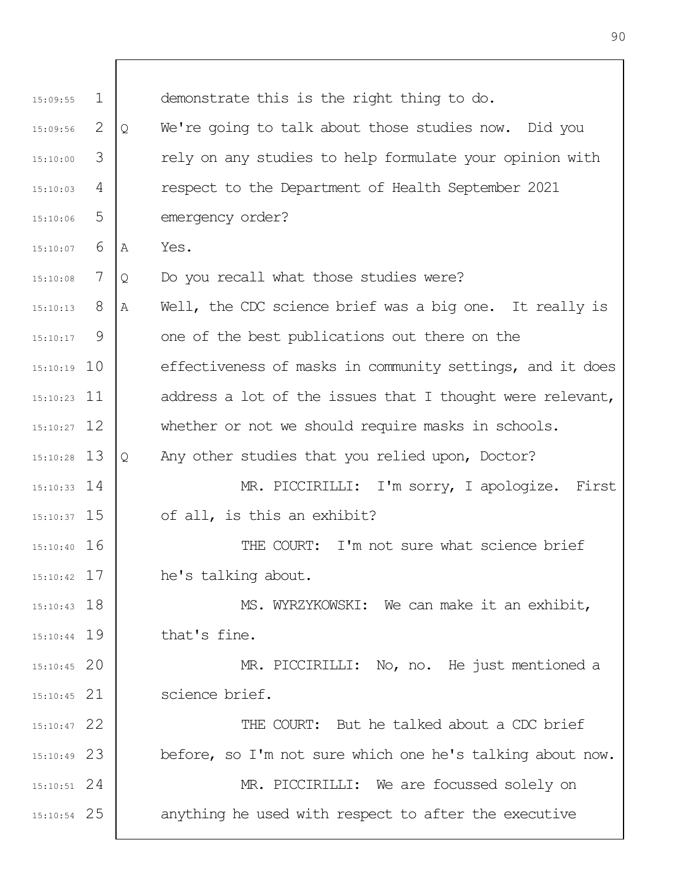demonstrate this is the right thing to do.

Q We're going to talk about those studies now. Did you rely on any studies to help formulate your opinion with respect to the Department of Health September 2021 emergency order?

A Yes.

Q Do you recall what those studies were?

A Well, the CDC science brief was a big one. It really is one of the best publications out there on the effectiveness of masks in community settings, and it does address a lot of the issues that I thought were relevant, whether or not we should require masks in schools.

Q Any other studies that you relied upon, Doctor?

MR. PICCIRILLI: I'm sorry, I apologize. First of all, is this an exhibit?

THE COURT: I'm not sure what science brief he's talking about.

MS. WYRZYKOWSKI: We can make it an exhibit, that's fine.

MR. PICCIRILLI: No, no. He just mentioned a science brief.

THE COURT: But he talked about a CDC brief before, so I'm not sure which one he's talking about now.

MR. PICCIRILLI: We are focussed solely on anything he used with respect to after the executive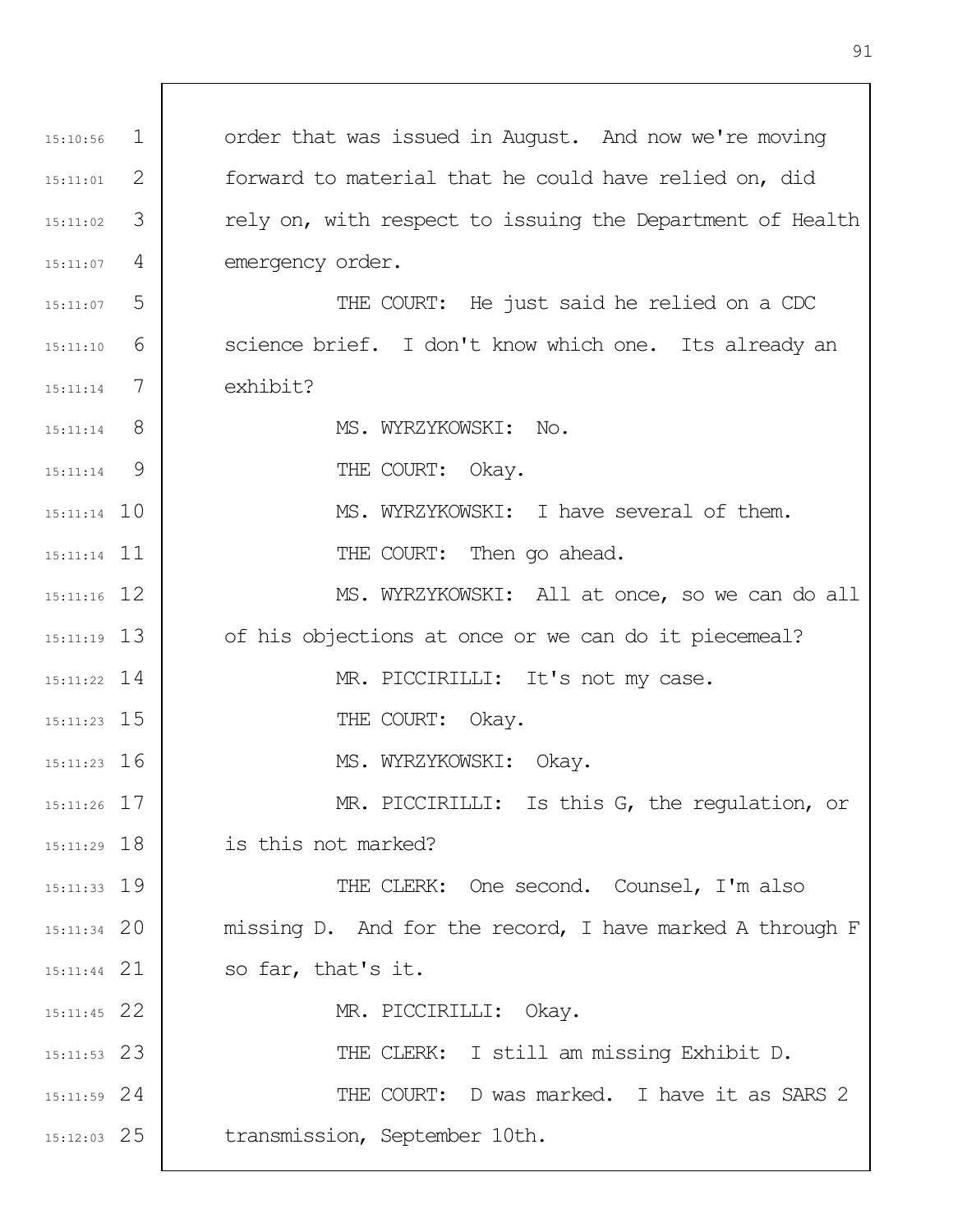order that was issued in August. And now we're moving forward to material that he could have relied on, did rely on, with respect to issuing the Department of Health emergency order.

THE COURT: He just said he relied on a CDC science brief. I don't know which one. Its already an exhibit?

MS. WYRZYKOWSKI: No.

THE COURT: Okay.

MS. WYRZYKOWSKI: I have several of them.

THE COURT: Then go ahead.

MS. WYRZYKOWSKI: All at once, so we can do all of his objections at once or we can do it piecemeal?

MR. PICCIRILLI: It's not my case.

THE COURT: Okay.

MS. WYRZYKOWSKI: Okay.

MR. PICCIRILLI: Is this G, the regulation, or is this not marked?

THE CLERK: One second. Counsel, I'm also missing D. And for the record, I have marked A through F so far, that's it.

MR. PICCIRILLI: Okay.

THE CLERK: I still am missing Exhibit D.

THE COURT: D was marked. I have it as SARS 2 transmission, September 10th.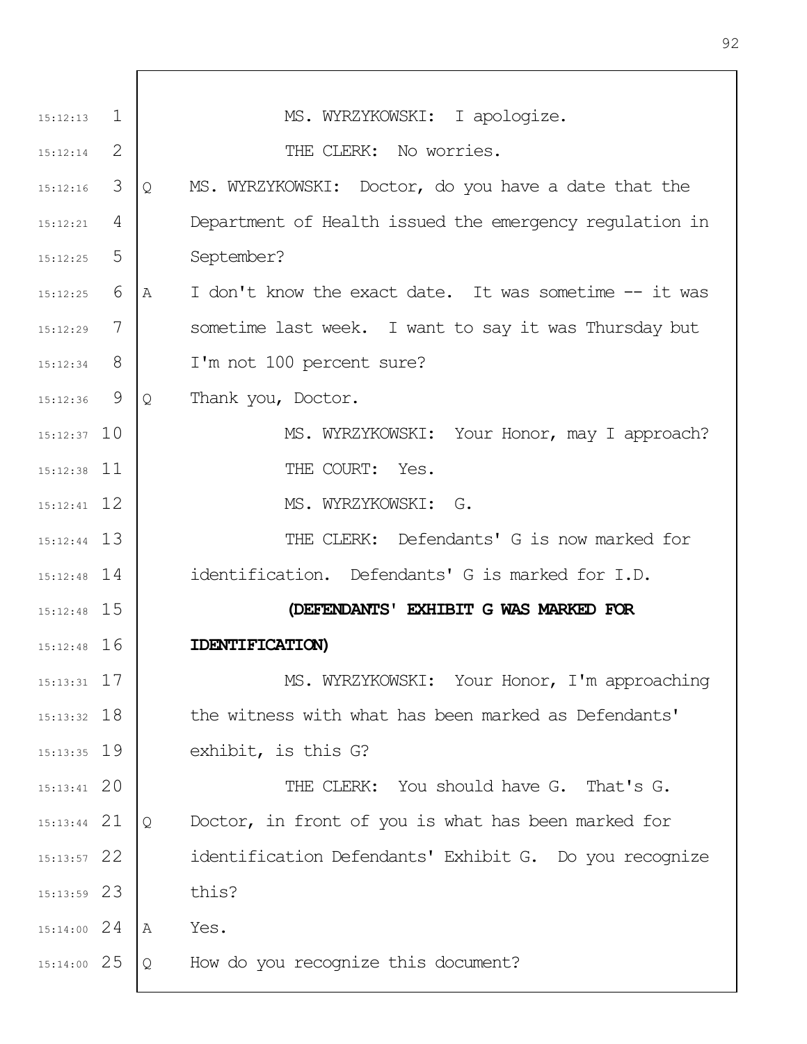MS. WYRZYKOWSKI: I apologize.

THE CLERK: No worries.

Q MS. WYRZYKOWSKI: Doctor, do you have a date that the Department of Health issued the emergency regulation in September?

A I don't know the exact date. It was sometime -- it was sometime last week. I want to say it was Thursday but I'm not 100 percent sure?

Q Thank you, Doctor.

MS. WYRZYKOWSKI: Your Honor, may I approach?

THE COURT: Yes.

MS. WYRZYKOWSKI: G.

THE CLERK: Defendants' G is now marked for identification. Defendants' G is marked for I.D.

**(DEFENDANTS' EXHIBIT G WAS MARKED FOR IDENTIFICATION)**

MS. WYRZYKOWSKI: Your Honor, I'm approaching the witness with what has been marked as Defendants' exhibit, is this G?

THE CLERK: You should have G. That's G.

Q Doctor, in front of you is what has been marked for identification Defendants' Exhibit G. Do you recognize this?

A Yes.

Q How do you recognize this document?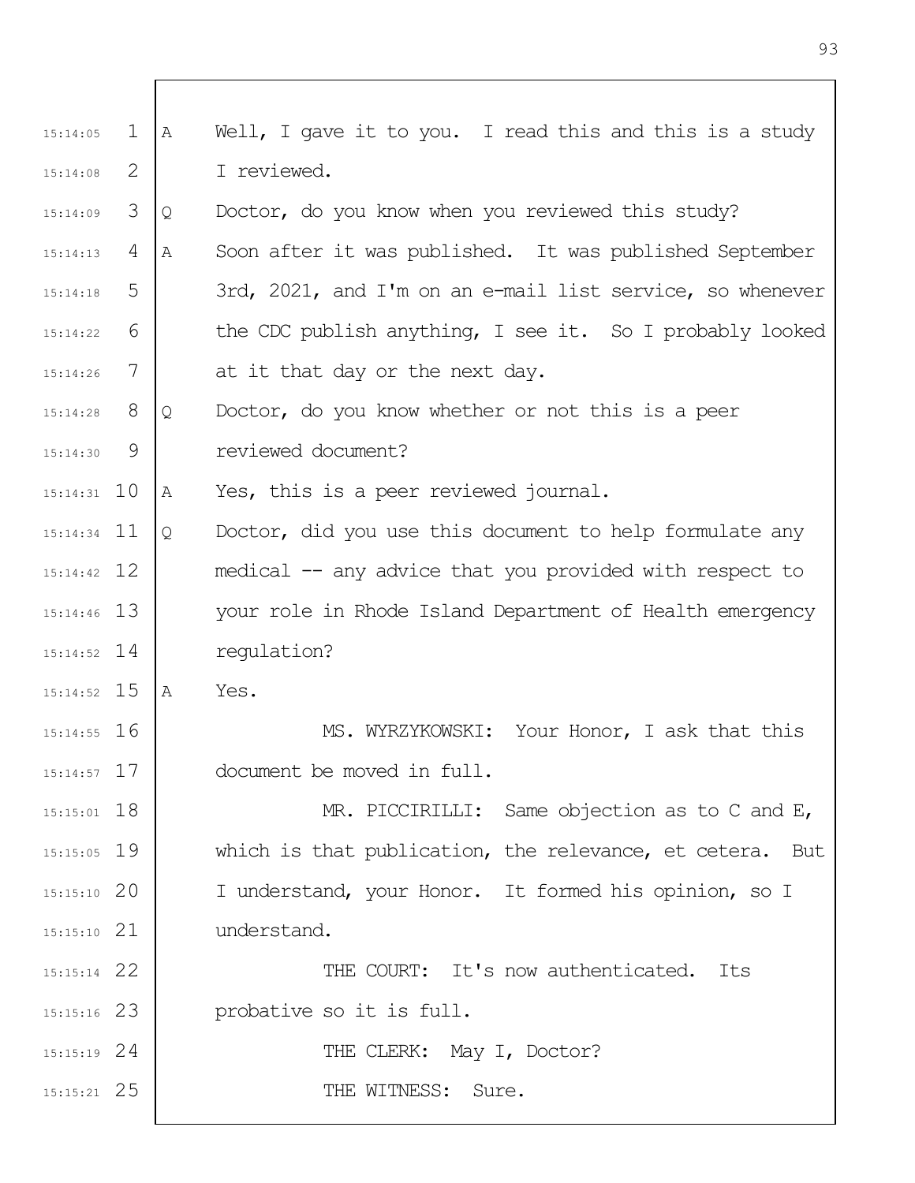15:14:05 1 A Well, I gave it to you. I read this and this is a study

15:14:08 2 I reviewed.

15:14:09 3 Q Doctor, do you know when you reviewed this study?

15:14:13 4 A Soon after it was published. It was published September

15:14:18 5 3rd, 2021, and I'm on an e-mail list service, so whenever

15:14:22 6 the CDC publish anything, I see it. So I probably looked

15:14:26 7 at it that day or the next day.

15:14:28 8 Q Doctor, do you know whether or not this is a peer

15:14:30 9 reviewed document?

15:14:31 10 A Yes, this is a peer reviewed journal.

15:14:34 11 Q Doctor, did you use this document to help formulate any

15:14:42 12 medical -- any advice that you provided with respect to

15:14:46 13 your role in Rhode Island Department of Health emergency

15:14:52 14 regulation?

15:14:52 15 A Yes.

15:14:55 16 MS. WYRZYKOWSKI: Your Honor, I ask that this

15:14:57 17 document be moved in full.

15:15:01 18 MR. PICCIRILLI: Same objection as to C and E,

15:15:05 19 which is that publication, the relevance, et cetera. But

15:15:10 20 I understand, your Honor. It formed his opinion, so I

15:15:10 21 understand.

15:15:14 22 THE COURT: It's now authenticated. Its

15:15:16 23 probative so it is full.

15:15:19 24 THE CLERK: May I, Doctor?

15:15:21 25 THE WITNESS: Sure.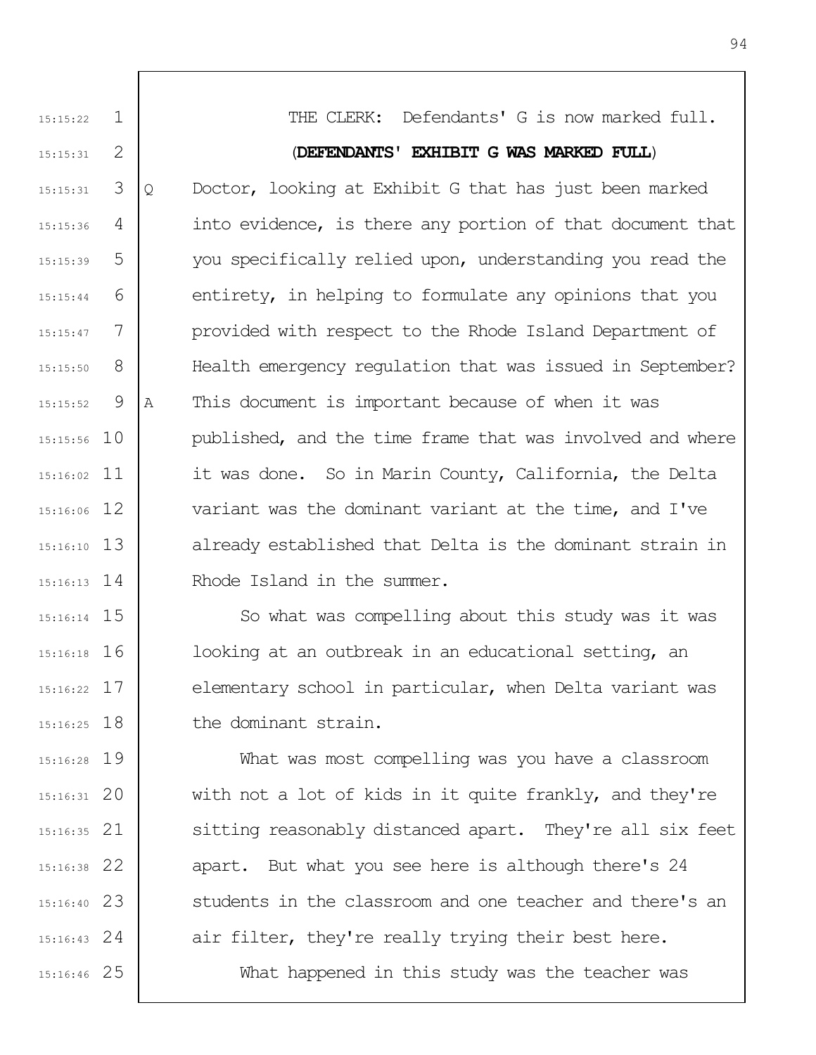THE CLERK: Defendants' G is now marked full.

**(DEFENDANTS' EXHIBIT G WAS MARKED FULL)**

Q Doctor, looking at Exhibit G that has just been marked into evidence, is there any portion of that document that you specifically relied upon, understanding you read the entirety, in helping to formulate any opinions that you provided with respect to the Rhode Island Department of Health emergency regulation that was issued in September?

A This document is important because of when it was published, and the time frame that was involved and where it was done. So in Marin County, California, the Delta variant was the dominant variant at the time, and I've already established that Delta is the dominant strain in Rhode Island in the summer.

So what was compelling about this study was it was looking at an outbreak in an educational setting, an elementary school in particular, when Delta variant was the dominant strain.

What was most compelling was you have a classroom with not a lot of kids in it quite frankly, and they're sitting reasonably distanced apart. They're all six feet apart. But what you see here is although there's 24 students in the classroom and one teacher and there's an air filter, they're really trying their best here.

What happened in this study was the teacher was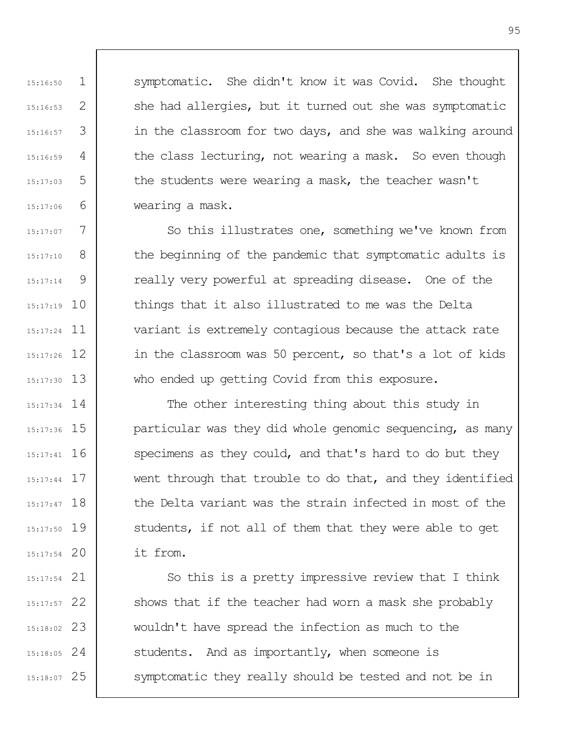symptomatic. She didn't know it was Covid. She thought she had allergies, but it turned out she was symptomatic in the classroom for two days, and she was walking around the class lecturing, not wearing a mask. So even though the students were wearing a mask, the teacher wasn't wearing a mask.

So this illustrates one, something we've known from the beginning of the pandemic that symptomatic adults is really very powerful at spreading disease. One of the things that it also illustrated to me was the Delta variant is extremely contagious because the attack rate in the classroom was 50 percent, so that's a lot of kids who ended up getting Covid from this exposure.

The other interesting thing about this study in particular was they did whole genomic sequencing, as many specimens as they could, and that's hard to do but they went through that trouble to do that, and they identified the Delta variant was the strain infected in most of the students, if not all of them that they were able to get it from.

So this is a pretty impressive review that I think shows that if the teacher had worn a mask she probably wouldn't have spread the infection as much to the students. And as importantly, when someone is symptomatic they really should be tested and not be in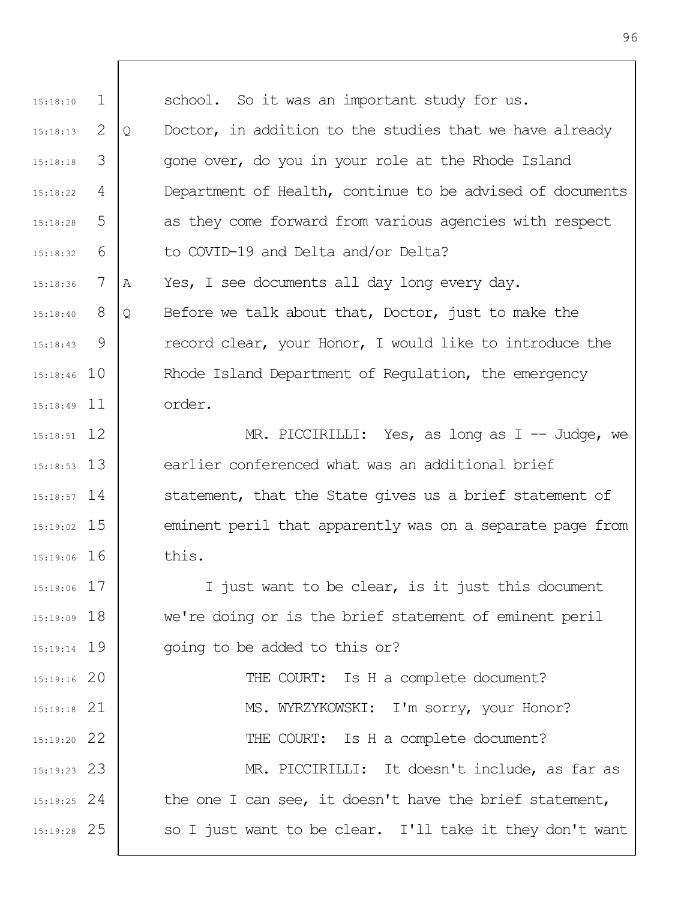school. So it was an important study for us.

Q Doctor, in addition to the studies that we have already gone over, do you in your role at the Rhode Island Department of Health, continue to be advised of documents as they come forward from various agencies with respect to COVID-19 and Delta and/or Delta?

A Yes, I see documents all day long every day.

Q Before we talk about that, Doctor, just to make the record clear, your Honor, I would like to introduce the Rhode Island Department of Regulation, the emergency order.

MR. PICCIRILLI: Yes, as long as I -- Judge, we earlier conferenced what was an additional brief statement, that the State gives us a brief statement of eminent peril that apparently was on a separate page from this.

I just want to be clear, is it just this document we're doing or is the brief statement of eminent peril going to be added to this or?

THE COURT: Is H a complete document?

MS. WYRZYKOWSKI: I'm sorry, your Honor?

THE COURT: Is H a complete document?

MR. PICCIRILLI: It doesn't include, as far as the one I can see, it doesn't have the brief statement, so I just want to be clear. I'll take it they don't want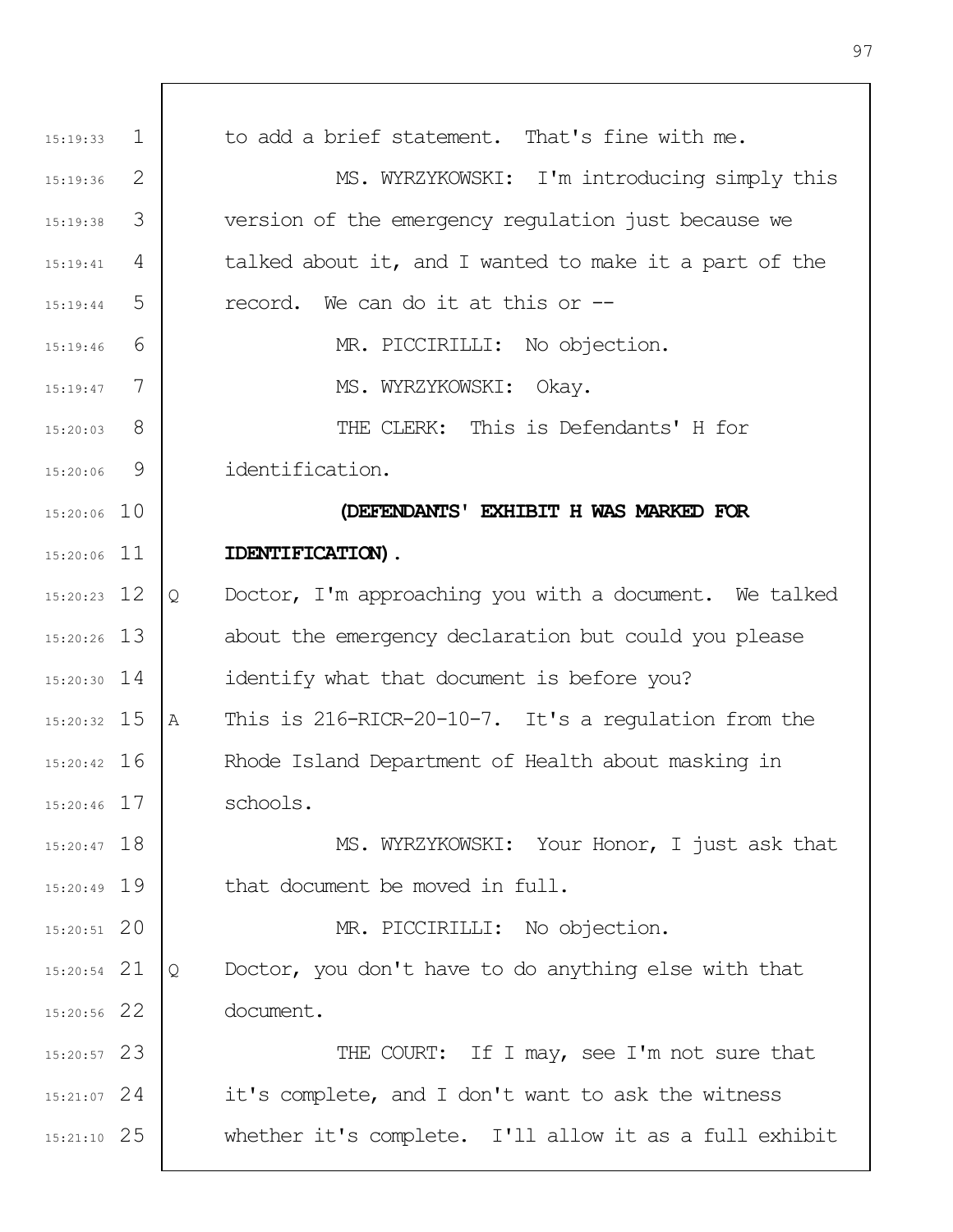to add a brief statement. That's fine with me.

MS. WYRZYKOWSKI: I'm introducing simply this version of the emergency regulation just because we talked about it, and I wanted to make it a part of the record. We can do it at this or --

MR. PICCIRILLI: No objection.

MS. WYRZYKOWSKI: Okay.

THE CLERK: This is Defendants' H for identification.

**(DEFENDANTS' EXHIBIT H WAS MARKED FOR IDENTIFICATION).**

Q Doctor, I'm approaching you with a document. We talked about the emergency declaration but could you please identify what that document is before you?

A This is 216-RICR-20-10-7. It's a regulation from the Rhode Island Department of Health about masking in schools.

MS. WYRZYKOWSKI: Your Honor, I just ask that that document be moved in full.

MR. PICCIRILLI: No objection.

Q Doctor, you don't have to do anything else with that document.

THE COURT: If I may, see I'm not sure that it's complete, and I don't want to ask the witness whether it's complete. I'll allow it as a full exhibit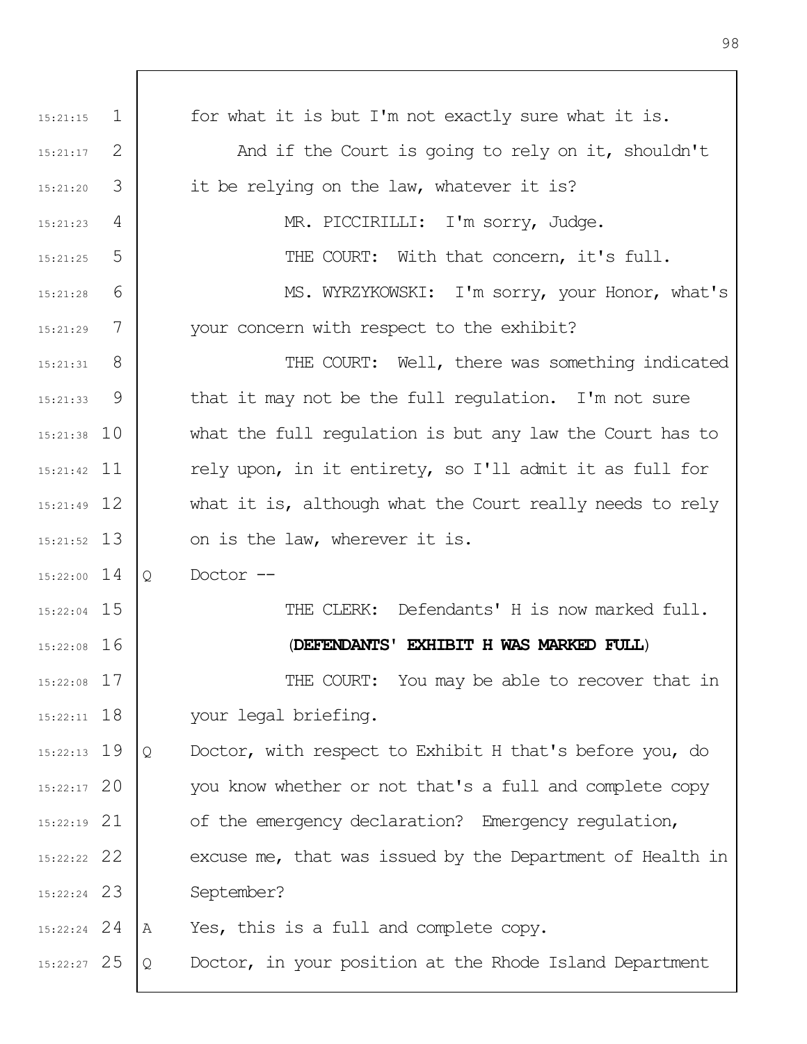for what it is but I'm not exactly sure what it is.

And if the Court is going to rely on it, shouldn't it be relying on the law, whatever it is?

MR. PICCIRILLI: I'm sorry, Judge.

THE COURT: With that concern, it's full.

MS. WYRZYKOWSKI: I'm sorry, your Honor, what's your concern with respect to the exhibit?

THE COURT: Well, there was something indicated that it may not be the full regulation. I'm not sure what the full regulation is but any law the Court has to rely upon, in it entirety, so I'll admit it as full for what it is, although what the Court really needs to rely on is the law, wherever it is.

Q Doctor --

THE CLERK: Defendants' H is now marked full.

(**DEFENDANTS' EXHIBIT H WAS MARKED FULL**)

THE COURT: You may be able to recover that in your legal briefing.

Q Doctor, with respect to Exhibit H that's before you, do you know whether or not that's a full and complete copy of the emergency declaration? Emergency regulation, excuse me, that was issued by the Department of Health in September?

A Yes, this is a full and complete copy.

Q Doctor, in your position at the Rhode Island Department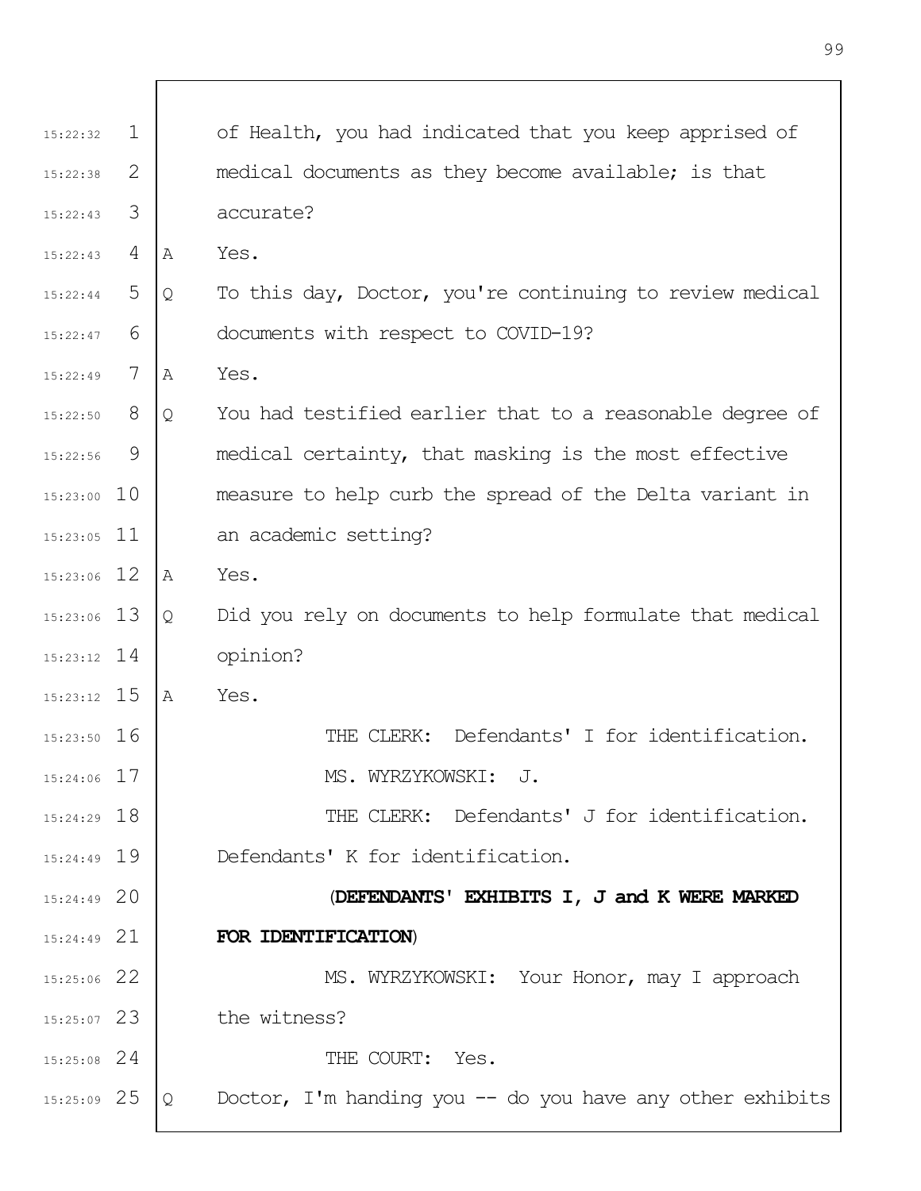of Health, you had indicated that you keep apprised of medical documents as they become available; is that accurate?

A Yes.

Q To this day, Doctor, you're continuing to review medical documents with respect to COVID-19?

A Yes.

Q You had testified earlier that to a reasonable degree of medical certainty, that masking is the most effective measure to help curb the spread of the Delta variant in an academic setting?

A Yes.

Q Did you rely on documents to help formulate that medical opinion?

A Yes.

THE CLERK: Defendants' I for identification.

MS. WYRZYKOWSKI: J.

THE CLERK: Defendants' J for identification. Defendants' K for identification.

(**DEFENDANTS' EXHIBITS I, J and K WERE MARKED FOR IDENTIFICATION**)

MS. WYRZYKOWSKI: Your Honor, may I approach the witness?

THE COURT: Yes.

Q Doctor, I'm handing you -- do you have any other exhibits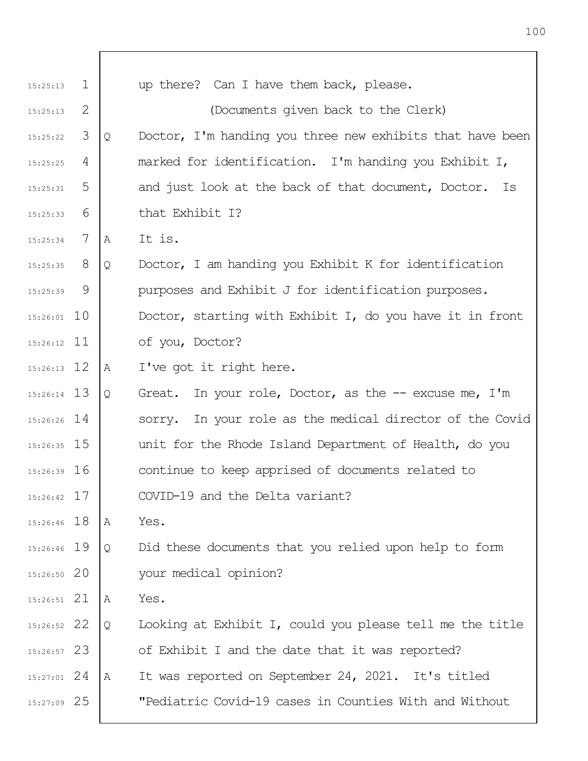up there? Can I have them back, please.

(Documents given back to the Clerk)

Q Doctor, I'm handing you three new exhibits that have been marked for identification. I'm handing you Exhibit I, and just look at the back of that document, Doctor. Is that Exhibit I?

A It is.

Q Doctor, I am handing you Exhibit K for identification purposes and Exhibit J for identification purposes. Doctor, starting with Exhibit I, do you have it in front of you, Doctor?

A I've got it right here.

Q Great. In your role, Doctor, as the -- excuse me, I'm sorry. In your role as the medical director of the Covid unit for the Rhode Island Department of Health, do you continue to keep apprised of documents related to COVID-19 and the Delta variant?

A Yes.

Q Did these documents that you relied upon help to form your medical opinion?

A Yes.

Q Looking at Exhibit I, could you please tell me the title of Exhibit I and the date that it was reported?

A It was reported on September 24, 2021. It's titled "Pediatric Covid-19 cases in Counties With and Without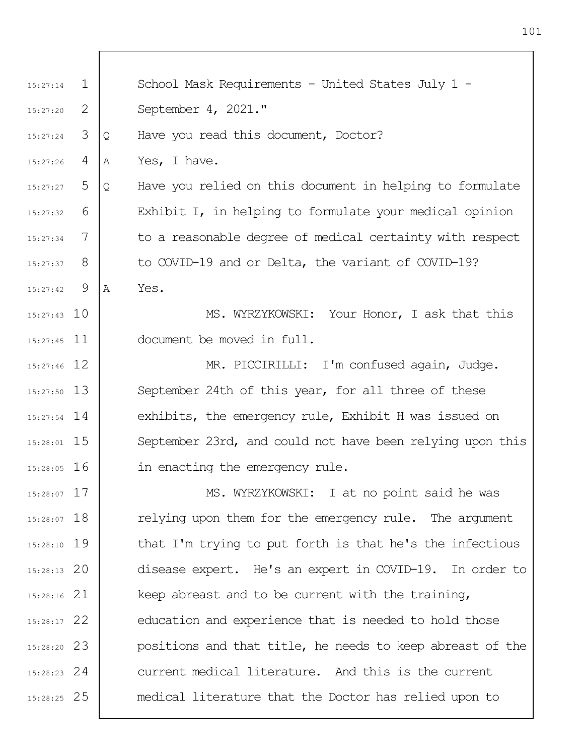School Mask Requirements - United States July 1 - September 4, 2021."

Q Have you read this document, Doctor?

A Yes, I have.

Q Have you relied on this document in helping to formulate Exhibit I, in helping to formulate your medical opinion to a reasonable degree of medical certainty with respect to COVID-19 and or Delta, the variant of COVID-19?

A Yes.

MS. WYRZYKOWSKI: Your Honor, I ask that this document be moved in full.

MR. PICCIRILLI: I'm confused again, Judge. September 24th of this year, for all three of these exhibits, the emergency rule, Exhibit H was issued on September 23rd, and could not have been relying upon this in enacting the emergency rule.

MS. WYRZYKOWSKI: I at no point said he was relying upon them for the emergency rule. The argument that I'm trying to put forth is that he's the infectious disease expert. He's an expert in COVID-19. In order to keep abreast and to be current with the training, education and experience that is needed to hold those positions and that title, he needs to keep abreast of the current medical literature. And this is the current medical literature that the Doctor has relied upon to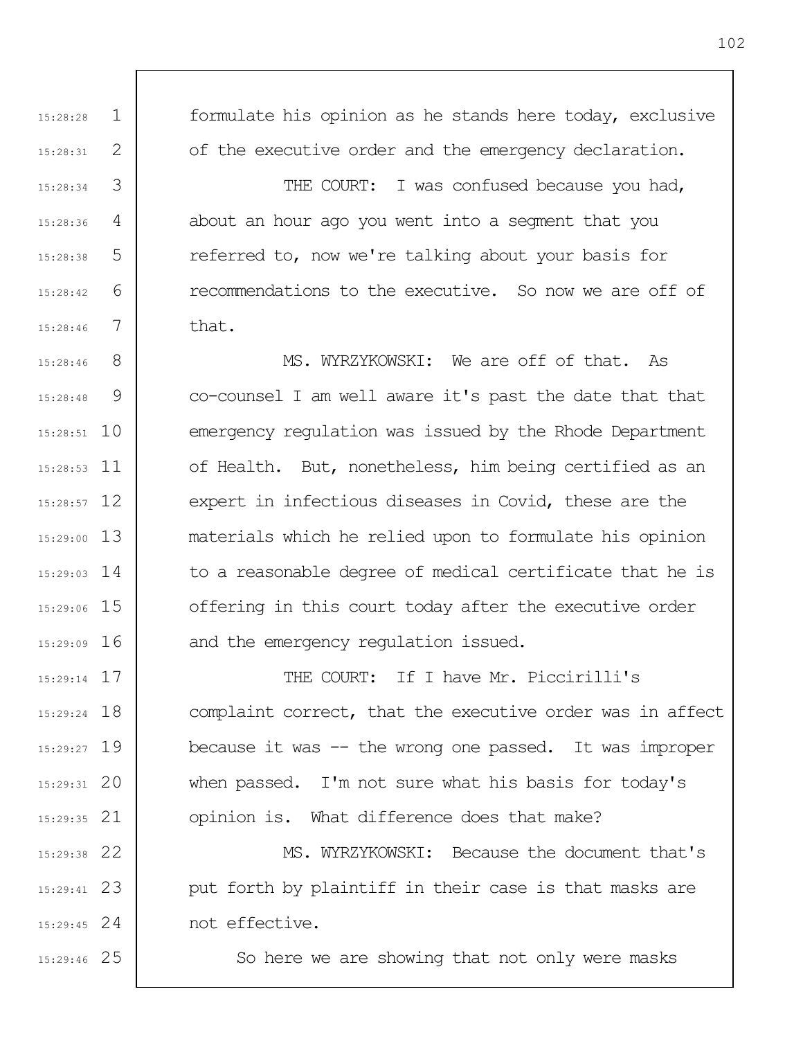formulate his opinion as he stands here today, exclusive of the executive order and the emergency declaration.

THE COURT: I was confused because you had, about an hour ago you went into a segment that you referred to, now we're talking about your basis for recommendations to the executive. So now we are off of that.

MS. WYRZYKOWSKI: We are off of that. As co-counsel I am well aware it's past the date that that emergency regulation was issued by the Rhode Department of Health. But, nonetheless, him being certified as an expert in infectious diseases in Covid, these are the materials which he relied upon to formulate his opinion to a reasonable degree of medical certificate that he is offering in this court today after the executive order and the emergency regulation issued.

THE COURT: If I have Mr. Piccirilli's complaint correct, that the executive order was in affect because it was -- the wrong one passed. It was improper when passed. I'm not sure what his basis for today's opinion is. What difference does that make?

MS. WYRZYKOWSKI: Because the document that's put forth by plaintiff in their case is that masks are not effective.

So here we are showing that not only were masks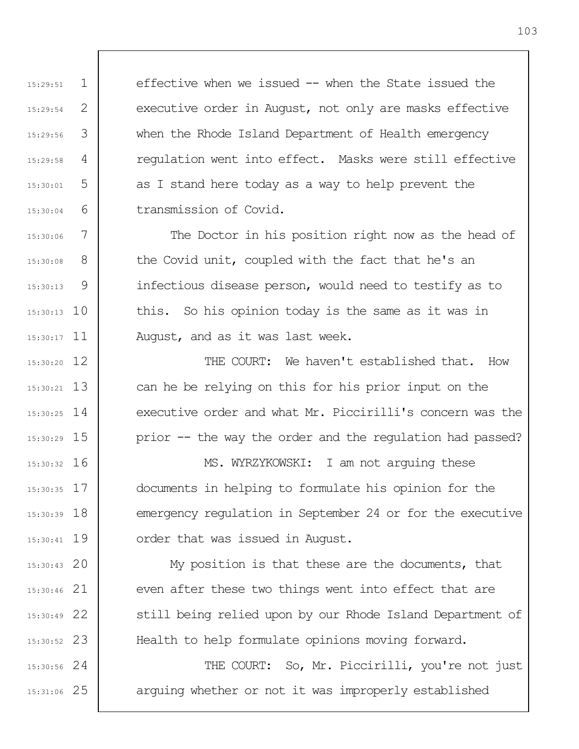effective when we issued -- when the State issued the executive order in August, not only are masks effective when the Rhode Island Department of Health emergency regulation went into effect. Masks were still effective as I stand here today as a way to help prevent the transmission of Covid.

The Doctor in his position right now as the head of the Covid unit, coupled with the fact that he's an infectious disease person, would need to testify as to this. So his opinion today is the same as it was in August, and as it was last week.

THE COURT: We haven't established that. How can he be relying on this for his prior input on the executive order and what Mr. Piccirilli's concern was the prior -- the way the order and the regulation had passed?

MS. WYRZYKOWSKI: I am not arguing these documents in helping to formulate his opinion for the emergency regulation in September 24 or for the executive order that was issued in August.

My position is that these are the documents, that even after these two things went into effect that are still being relied upon by our Rhode Island Department of Health to help formulate opinions moving forward.

THE COURT: So, Mr. Piccirilli, you're not just arguing whether or not it was improperly established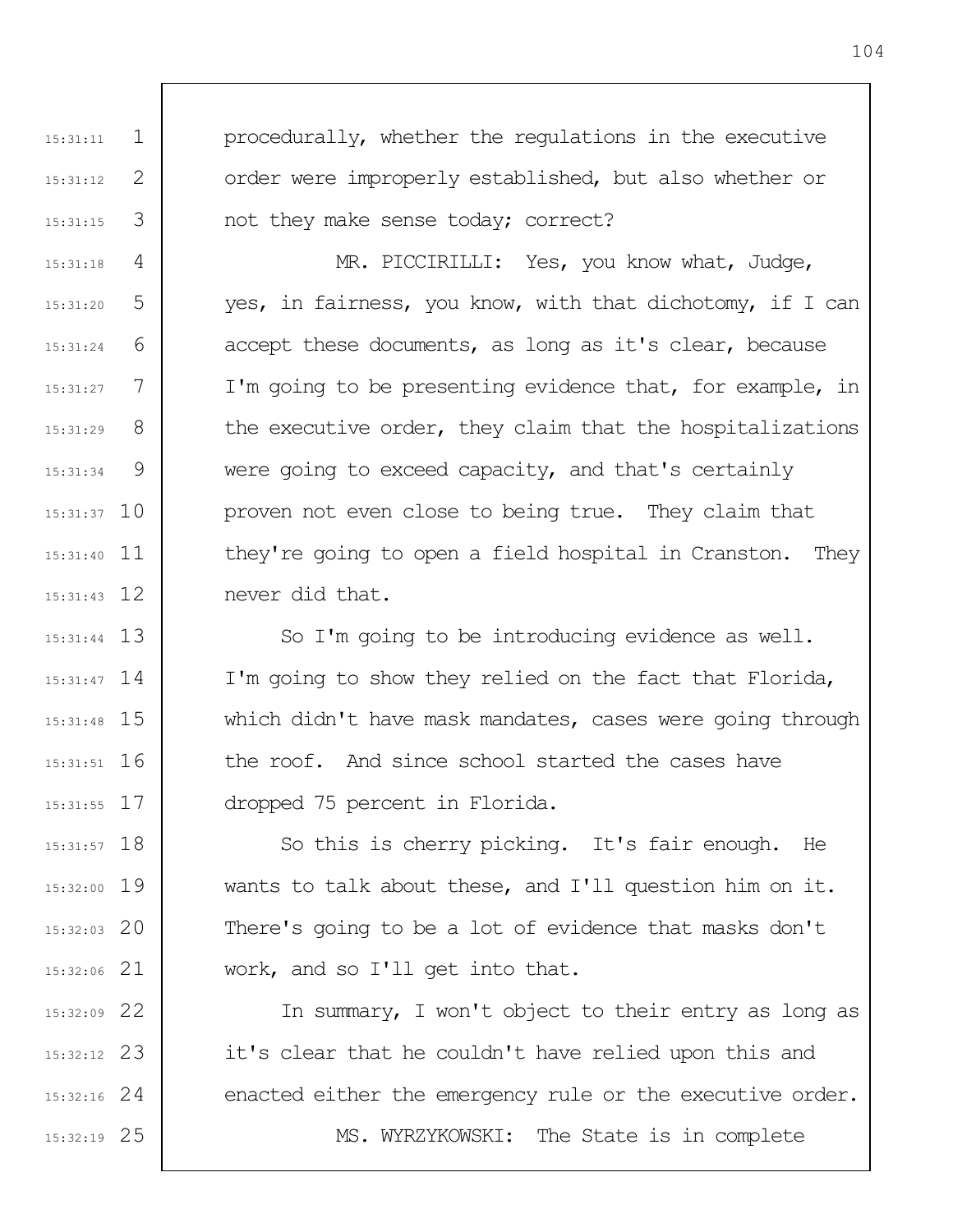procedurally, whether the regulations in the executive order were improperly established, but also whether or not they make sense today; correct?

MR. PICCIRILLI: Yes, you know what, Judge, yes, in fairness, you know, with that dichotomy, if I can accept these documents, as long as it's clear, because I'm going to be presenting evidence that, for example, in the executive order, they claim that the hospitalizations were going to exceed capacity, and that's certainly proven not even close to being true. They claim that they're going to open a field hospital in Cranston. They never did that.

So I'm going to be introducing evidence as well. I'm going to show they relied on the fact that Florida, which didn't have mask mandates, cases were going through the roof. And since school started the cases have dropped 75 percent in Florida.

So this is cherry picking. It's fair enough. He wants to talk about these, and I'll question him on it. There's going to be a lot of evidence that masks don't work, and so I'll get into that.

In summary, I won't object to their entry as long as it's clear that he couldn't have relied upon this and enacted either the emergency rule or the executive order.

MS. WYRZYKOWSKI: The State is in complete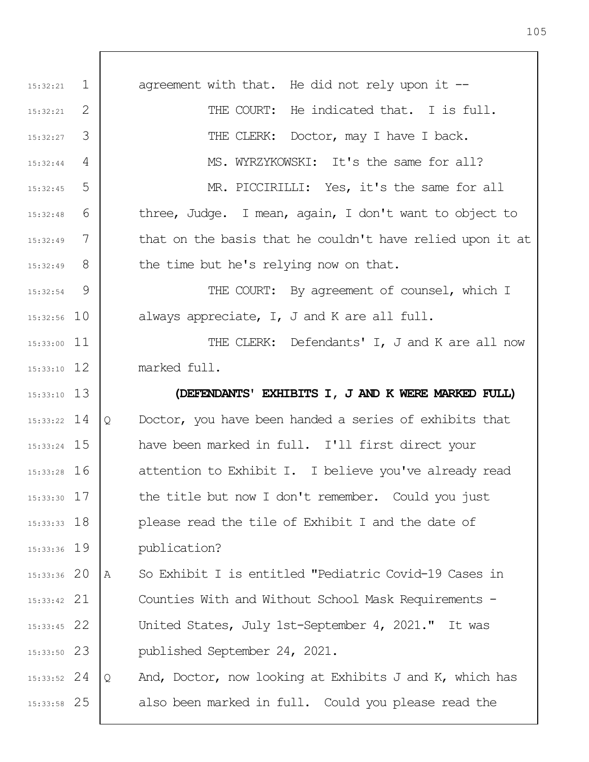| | | |
|---|---|---|
| 15:32:21 | 1 | agreement with that. He did not rely upon it -- |
| 15:32:21 | 2 | THE COURT: He indicated that. I is full. |
| 15:32:27 | 3 | THE CLERK: Doctor, may I have I back. |
| 15:32:44 | 4 | MS. WYRZYKOWSKI: It's the same for all? |
| 15:32:45 | 5 | MR. PICCIRILLI: Yes, it's the same for all |
| 15:32:48 | 6 | three, Judge. I mean, again, I don't want to object to |
| 15:32:49 | 7 | that on the basis that he couldn't have relied upon it at |
| 15:32:49 | 8 | the time but he's relying now on that. |
| 15:32:54 | 9 | THE COURT: By agreement of counsel, which I |
| 15:32:56 | 10 | always appreciate, I, J and K are all full. |
| 15:33:00 | 11 | THE CLERK: Defendants' I, J and K are all now |
| 15:33:10 | 12 | marked full. |
| 15:33:10 | 13 | **(DEFENDANTS' EXHIBITS I, J AND K WERE MARKED FULL)** |
| 15:33:22 | 14 | Q Doctor, you have been handed a series of exhibits that |
| 15:33:24 | 15 | have been marked in full. I'll first direct your |
| 15:33:28 | 16 | attention to Exhibit I. I believe you've already read |
| 15:33:30 | 17 | the title but now I don't remember. Could you just |
| 15:33:33 | 18 | please read the tile of Exhibit I and the date of |
| 15:33:36 | 19 | publication? |
| 15:33:36 | 20 | A So Exhibit I is entitled "Pediatric Covid-19 Cases in |
| 15:33:42 | 21 | Counties With and Without School Mask Requirements - |
| 15:33:45 | 22 | United States, July 1st-September 4, 2021." It was |
| 15:33:50 | 23 | published September 24, 2021. |
| 15:33:52 | 24 | Q And, Doctor, now looking at Exhibits J and K, which has |
| 15:33:58 | 25 | also been marked in full. Could you please read the |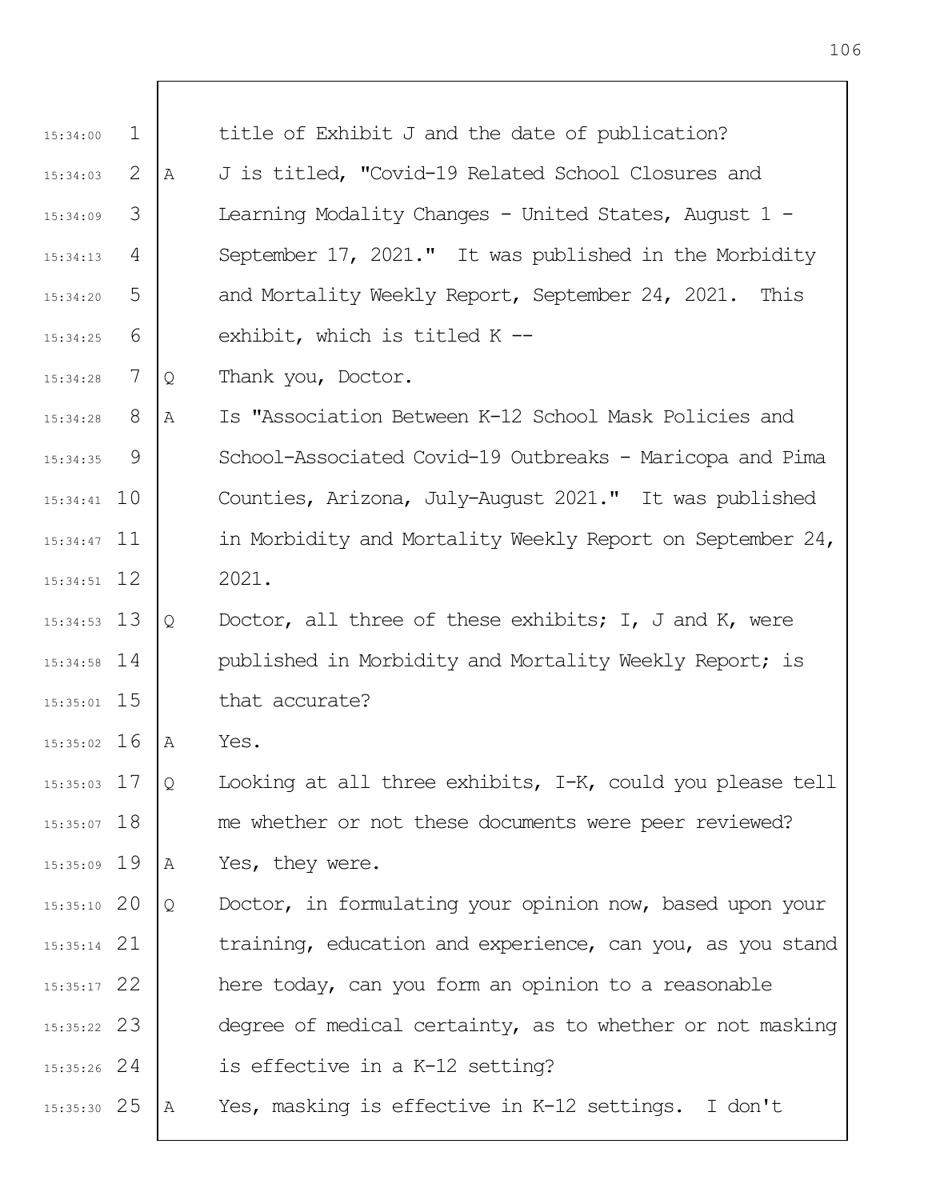15:34:00 1 title of Exhibit J and the date of publication?

15:34:03 2 A J is titled, "Covid-19 Related School Closures and

15:34:09 3 Learning Modality Changes - United States, August 1 -

15:34:13 4 September 17, 2021." It was published in the Morbidity

15:34:20 5 and Mortality Weekly Report, September 24, 2021. This

15:34:25 6 exhibit, which is titled K --

15:34:28 7 Q Thank you, Doctor.

15:34:28 8 A Is "Association Between K-12 School Mask Policies and

15:34:35 9 School-Associated Covid-19 Outbreaks - Maricopa and Pima

15:34:41 10 Counties, Arizona, July-August 2021." It was published

15:34:47 11 in Morbidity and Mortality Weekly Report on September 24,

15:34:51 12 2021.

15:34:53 13 Q Doctor, all three of these exhibits; I, J and K, were

15:34:58 14 published in Morbidity and Mortality Weekly Report; is

15:35:01 15 that accurate?

15:35:02 16 A Yes.

15:35:03 17 Q Looking at all three exhibits, I-K, could you please tell

15:35:07 18 me whether or not these documents were peer reviewed?

15:35:09 19 A Yes, they were.

15:35:10 20 Q Doctor, in formulating your opinion now, based upon your

15:35:14 21 training, education and experience, can you, as you stand

15:35:17 22 here today, can you form an opinion to a reasonable

15:35:22 23 degree of medical certainty, as to whether or not masking

15:35:26 24 is effective in a K-12 setting?

15:35:30 25 A Yes, masking is effective in K-12 settings. I don't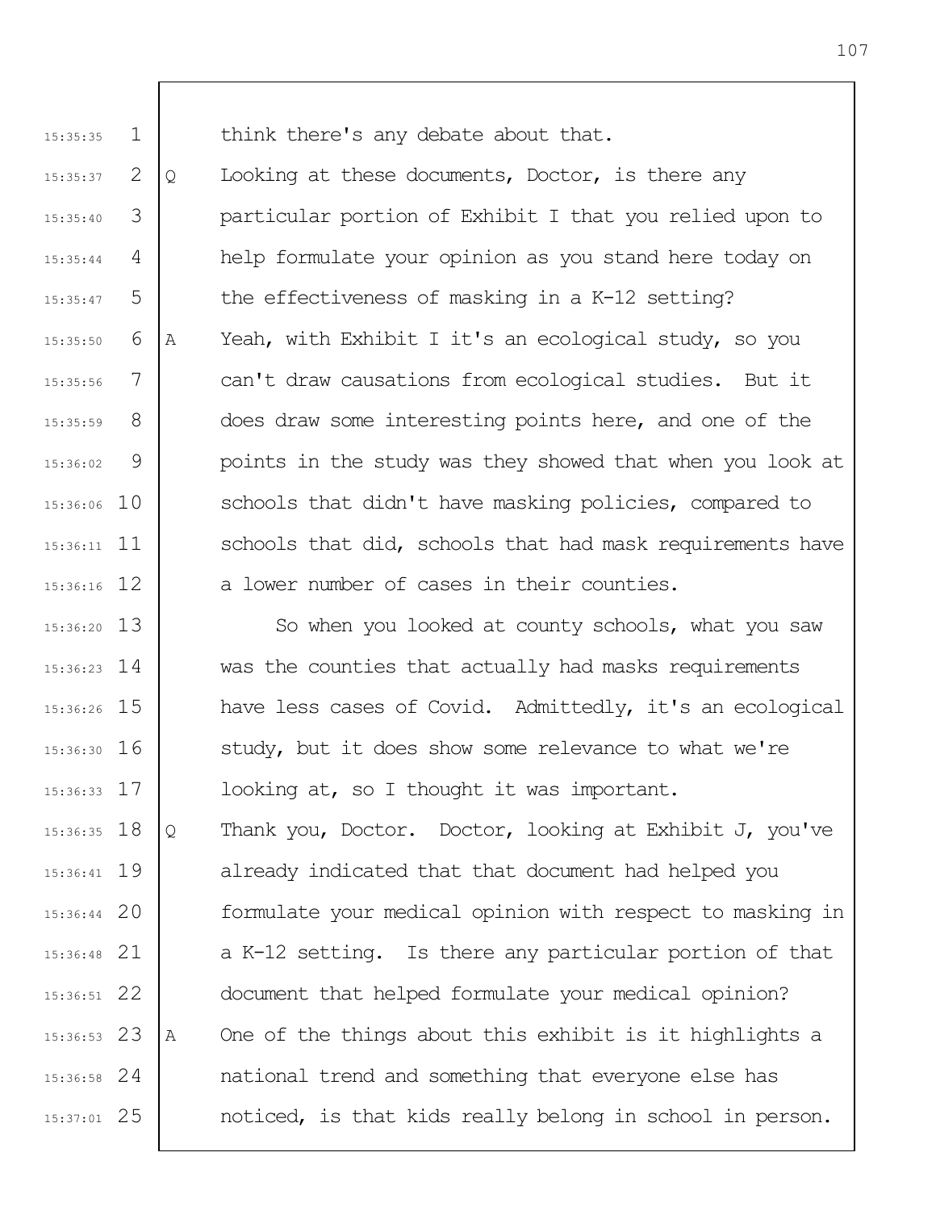think there's any debate about that.

Q Looking at these documents, Doctor, is there any particular portion of Exhibit I that you relied upon to help formulate your opinion as you stand here today on the effectiveness of masking in a K-12 setting?

A Yeah, with Exhibit I it's an ecological study, so you can't draw causations from ecological studies. But it does draw some interesting points here, and one of the points in the study was they showed that when you look at schools that didn't have masking policies, compared to schools that did, schools that had mask requirements have a lower number of cases in their counties.

So when you looked at county schools, what you saw was the counties that actually had masks requirements have less cases of Covid. Admittedly, it's an ecological study, but it does show some relevance to what we're looking at, so I thought it was important.

Q Thank you, Doctor. Doctor, looking at Exhibit J, you've already indicated that that document had helped you formulate your medical opinion with respect to masking in a K-12 setting. Is there any particular portion of that document that helped formulate your medical opinion?

A One of the things about this exhibit is it highlights a national trend and something that everyone else has noticed, is that kids really belong in school in person.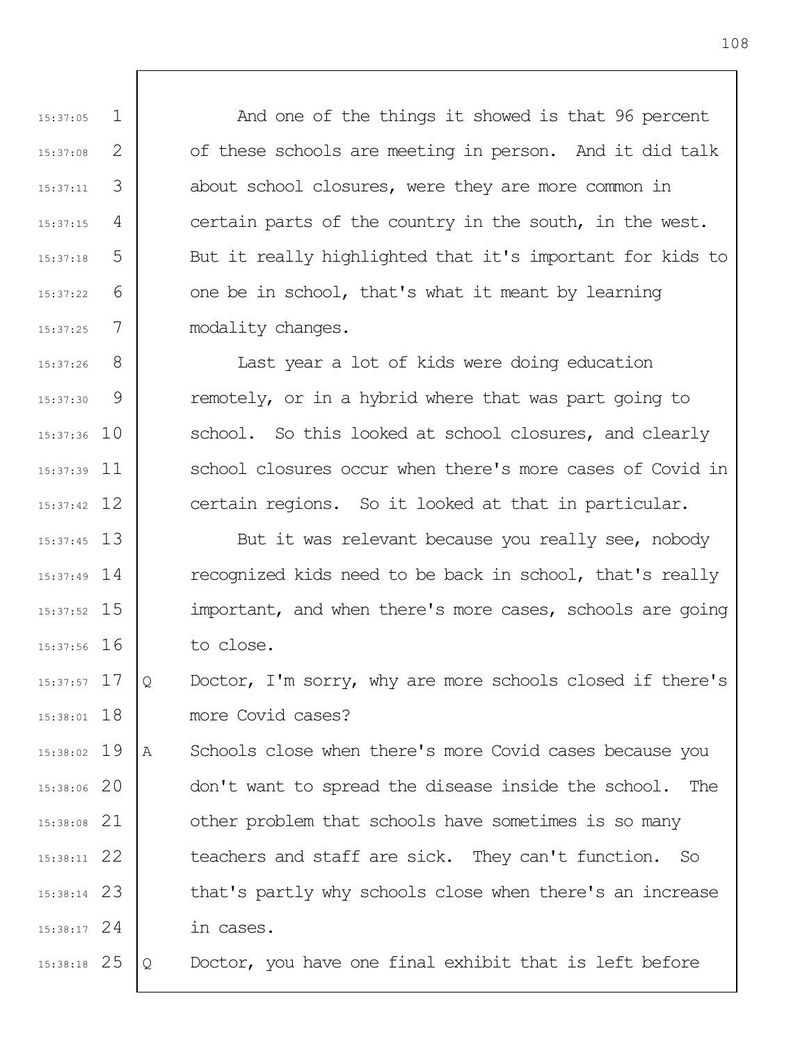And one of the things it showed is that 96 percent of these schools are meeting in person. And it did talk about school closures, were they are more common in certain parts of the country in the south, in the west. But it really highlighted that it's important for kids to one be in school, that's what it meant by learning modality changes.

Last year a lot of kids were doing education remotely, or in a hybrid where that was part going to school. So this looked at school closures, and clearly school closures occur when there's more cases of Covid in certain regions. So it looked at that in particular.

But it was relevant because you really see, nobody recognized kids need to be back in school, that's really important, and when there's more cases, schools are going to close.

Q Doctor, I'm sorry, why are more schools closed if there's more Covid cases?

A Schools close when there's more Covid cases because you don't want to spread the disease inside the school. The other problem that schools have sometimes is so many teachers and staff are sick. They can't function. So that's partly why schools close when there's an increase in cases.

Q Doctor, you have one final exhibit that is left before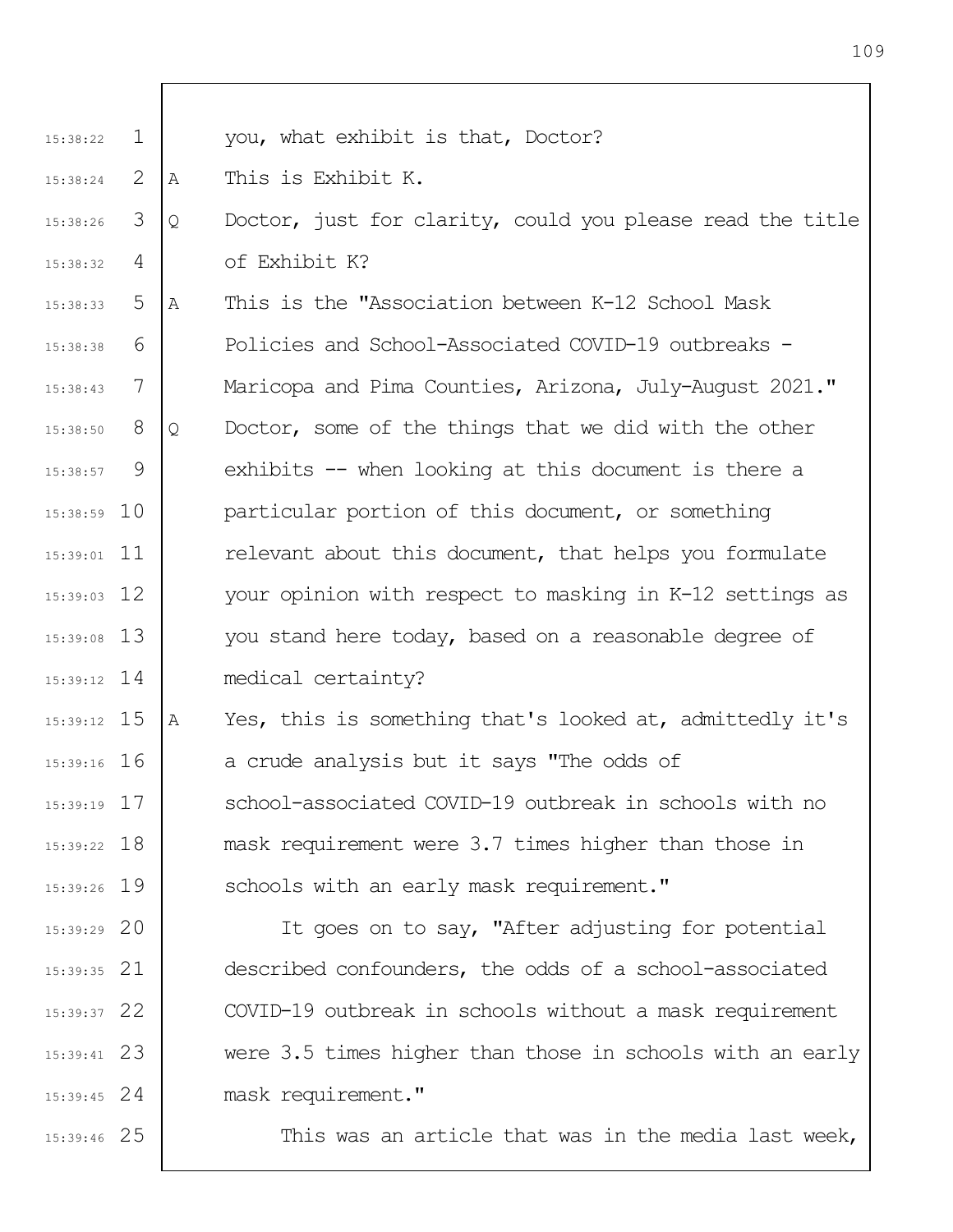you, what exhibit is that, Doctor?

A This is Exhibit K.

Q Doctor, just for clarity, could you please read the title of Exhibit K?

A This is the "Association between K-12 School Mask Policies and School-Associated COVID-19 outbreaks - Maricopa and Pima Counties, Arizona, July-August 2021."

Q Doctor, some of the things that we did with the other exhibits -- when looking at this document is there a particular portion of this document, or something relevant about this document, that helps you formulate your opinion with respect to masking in K-12 settings as you stand here today, based on a reasonable degree of medical certainty?

A Yes, this is something that's looked at, admittedly it's a crude analysis but it says "The odds of school-associated COVID-19 outbreak in schools with no mask requirement were 3.7 times higher than those in schools with an early mask requirement."

It goes on to say, "After adjusting for potential described confounders, the odds of a school-associated COVID-19 outbreak in schools without a mask requirement were 3.5 times higher than those in schools with an early mask requirement."

This was an article that was in the media last week,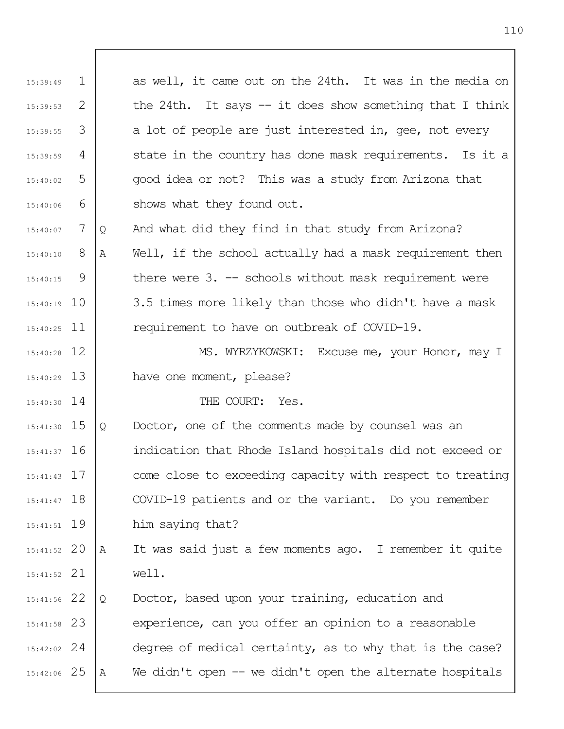15:39:49 1 as well, it came out on the 24th. It was in the media on

15:39:53 2 the 24th. It says -- it does show something that I think

15:39:55 3 a lot of people are just interested in, gee, not every

15:39:59 4 state in the country has done mask requirements. Is it a

15:40:02 5 good idea or not? This was a study from Arizona that

15:40:06 6 shows what they found out.

15:40:07 7 Q And what did they find in that study from Arizona?

15:40:10 8 A Well, if the school actually had a mask requirement then

15:40:15 9 there were 3. -- schools without mask requirement were

15:40:19 10 3.5 times more likely than those who didn't have a mask

15:40:25 11 requirement to have on outbreak of COVID-19.

15:40:28 12 MS. WYRZYKOWSKI: Excuse me, your Honor, may I

15:40:29 13 have one moment, please?

15:40:30 14 THE COURT: Yes.

15:41:30 15 Q Doctor, one of the comments made by counsel was an

15:41:37 16 indication that Rhode Island hospitals did not exceed or

15:41:43 17 come close to exceeding capacity with respect to treating

15:41:47 18 COVID-19 patients and or the variant. Do you remember

15:41:51 19 him saying that?

15:41:52 20 A It was said just a few moments ago. I remember it quite

15:41:52 21 well.

15:41:56 22 Q Doctor, based upon your training, education and

15:41:58 23 experience, can you offer an opinion to a reasonable

15:42:02 24 degree of medical certainty, as to why that is the case?

15:42:06 25 A We didn't open -- we didn't open the alternate hospitals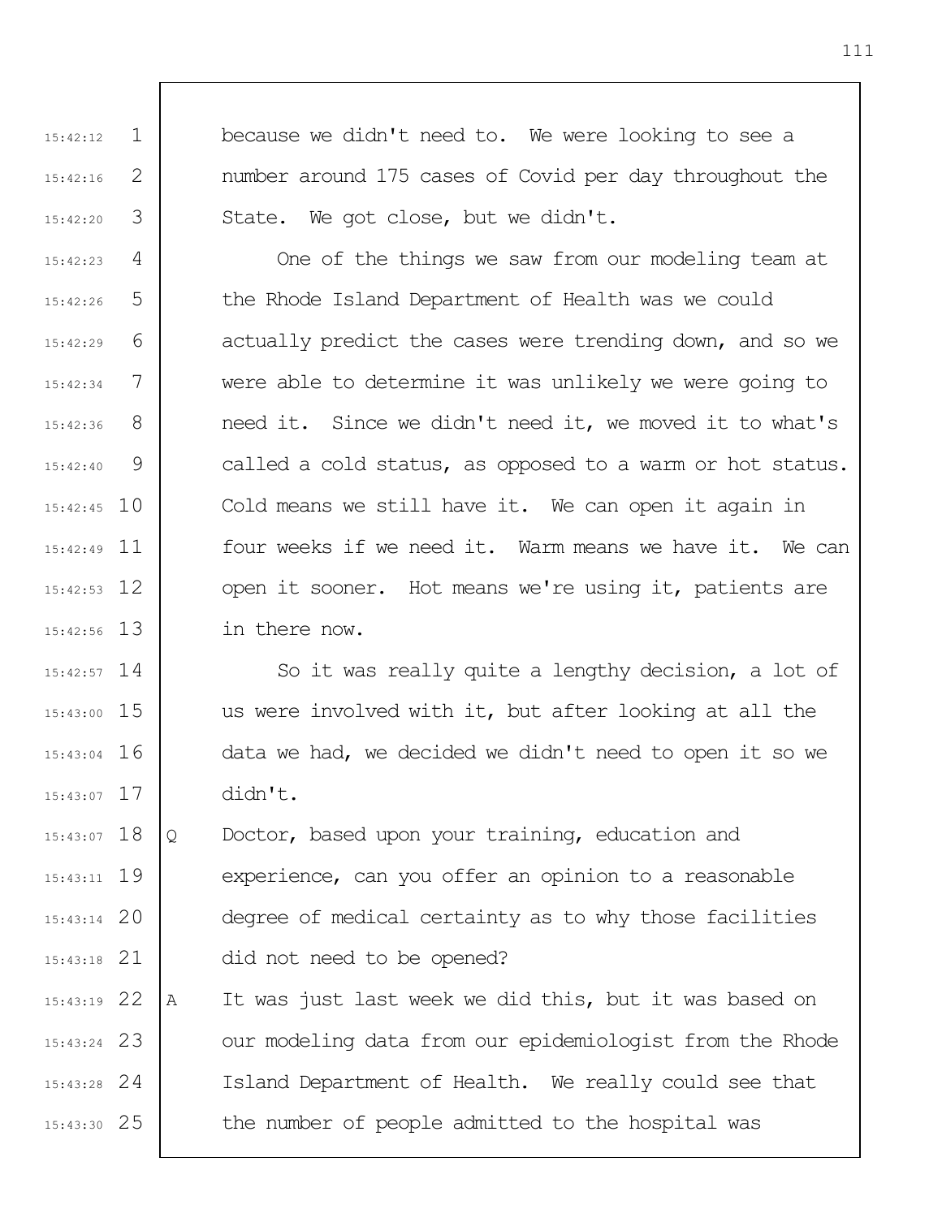because we didn't need to. We were looking to see a number around 175 cases of Covid per day throughout the State. We got close, but we didn't.

One of the things we saw from our modeling team at the Rhode Island Department of Health was we could actually predict the cases were trending down, and so we were able to determine it was unlikely we were going to need it. Since we didn't need it, we moved it to what's called a cold status, as opposed to a warm or hot status. Cold means we still have it. We can open it again in four weeks if we need it. Warm means we have it. We can open it sooner. Hot means we're using it, patients are in there now.

So it was really quite a lengthy decision, a lot of us were involved with it, but after looking at all the data we had, we decided we didn't need to open it so we didn't.

Q Doctor, based upon your training, education and experience, can you offer an opinion to a reasonable degree of medical certainty as to why those facilities did not need to be opened?

A It was just last week we did this, but it was based on our modeling data from our epidemiologist from the Rhode Island Department of Health. We really could see that the number of people admitted to the hospital was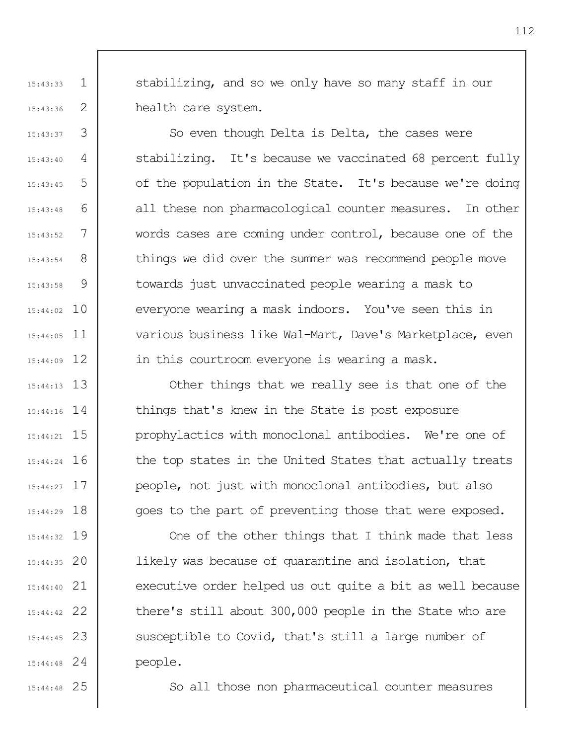stabilizing, and so we only have so many staff in our health care system.

So even though Delta is Delta, the cases were stabilizing. It's because we vaccinated 68 percent fully of the population in the State. It's because we're doing all these non pharmacological counter measures. In other words cases are coming under control, because one of the things we did over the summer was recommend people move towards just unvaccinated people wearing a mask to everyone wearing a mask indoors. You've seen this in various business like Wal-Mart, Dave's Marketplace, even in this courtroom everyone is wearing a mask.

Other things that we really see is that one of the things that's knew in the State is post exposure prophylactics with monoclonal antibodies. We're one of the top states in the United States that actually treats people, not just with monoclonal antibodies, but also goes to the part of preventing those that were exposed.

One of the other things that I think made that less likely was because of quarantine and isolation, that executive order helped us out quite a bit as well because there's still about 300,000 people in the State who are susceptible to Covid, that's still a large number of people.

So all those non pharmaceutical counter measures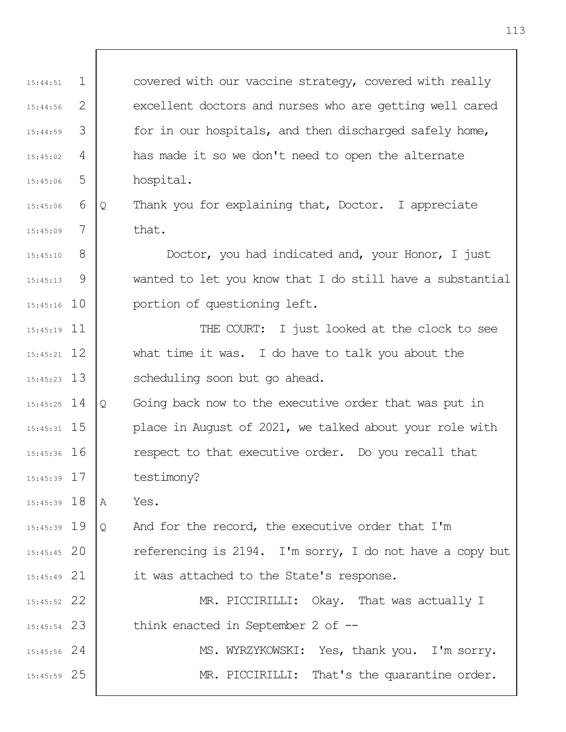covered with our vaccine strategy, covered with really excellent doctors and nurses who are getting well cared for in our hospitals, and then discharged safely home, has made it so we don't need to open the alternate hospital.

Q Thank you for explaining that, Doctor. I appreciate that.

Doctor, you had indicated and, your Honor, I just wanted to let you know that I do still have a substantial portion of questioning left.

THE COURT: I just looked at the clock to see what time it was. I do have to talk you about the scheduling soon but go ahead.

Q Going back now to the executive order that was put in place in August of 2021, we talked about your role with respect to that executive order. Do you recall that testimony?

A Yes.

Q And for the record, the executive order that I'm referencing is 2194. I'm sorry, I do not have a copy but it was attached to the State's response.

MR. PICCIRILLI: Okay. That was actually I think enacted in September 2 of --

MS. WYRZYKOWSKI: Yes, thank you. I'm sorry.

MR. PICCIRILLI: That's the quarantine order.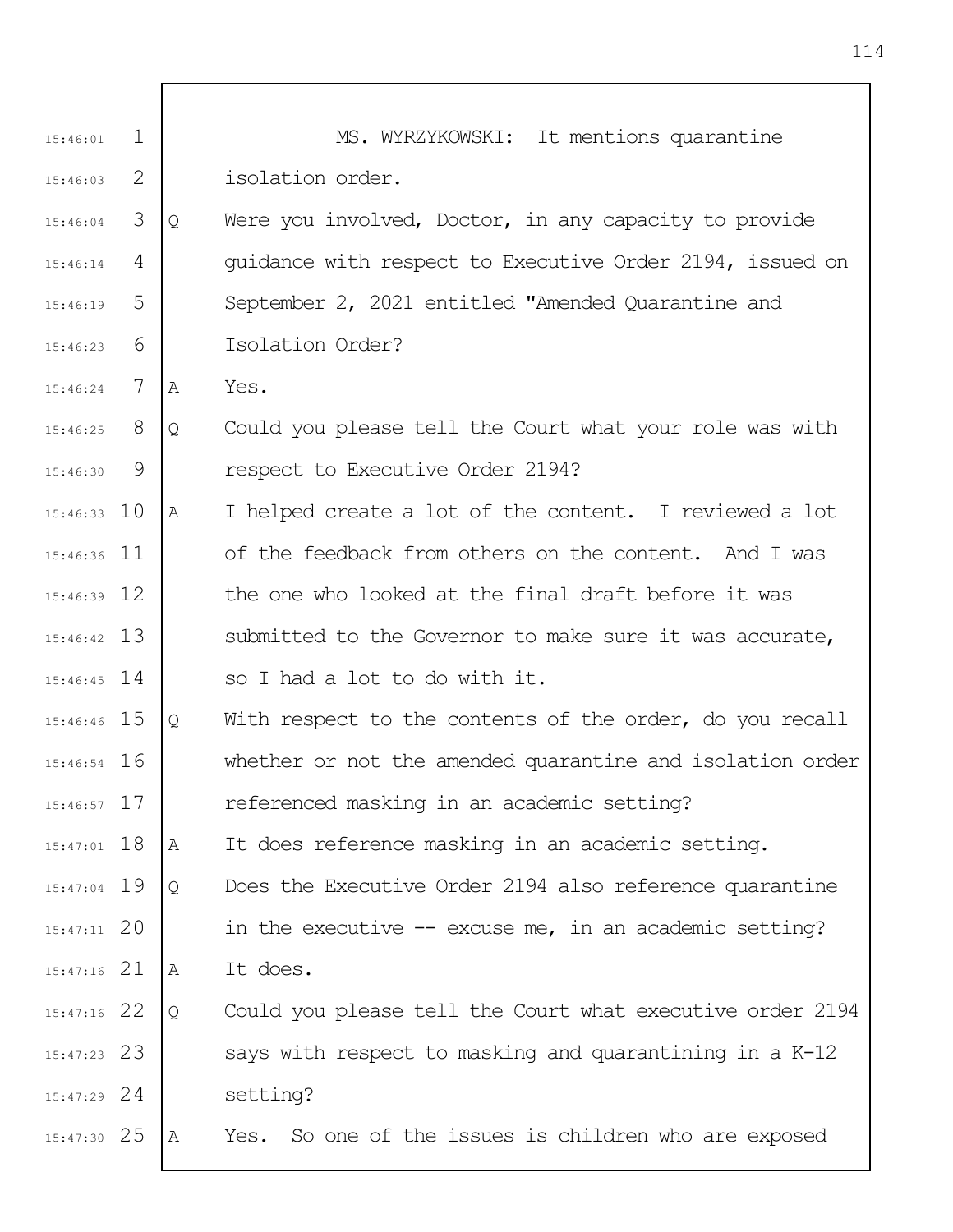MS. WYRZYKOWSKI: It mentions quarantine isolation order.

Q Were you involved, Doctor, in any capacity to provide guidance with respect to Executive Order 2194, issued on September 2, 2021 entitled "Amended Quarantine and Isolation Order?

A Yes.

Q Could you please tell the Court what your role was with respect to Executive Order 2194?

A I helped create a lot of the content. I reviewed a lot of the feedback from others on the content. And I was the one who looked at the final draft before it was submitted to the Governor to make sure it was accurate, so I had a lot to do with it.

Q With respect to the contents of the order, do you recall whether or not the amended quarantine and isolation order referenced masking in an academic setting?

A It does reference masking in an academic setting.

Q Does the Executive Order 2194 also reference quarantine in the executive -- excuse me, in an academic setting?

A It does.

Q Could you please tell the Court what executive order 2194 says with respect to masking and quarantining in a K-12 setting?

A Yes. So one of the issues is children who are exposed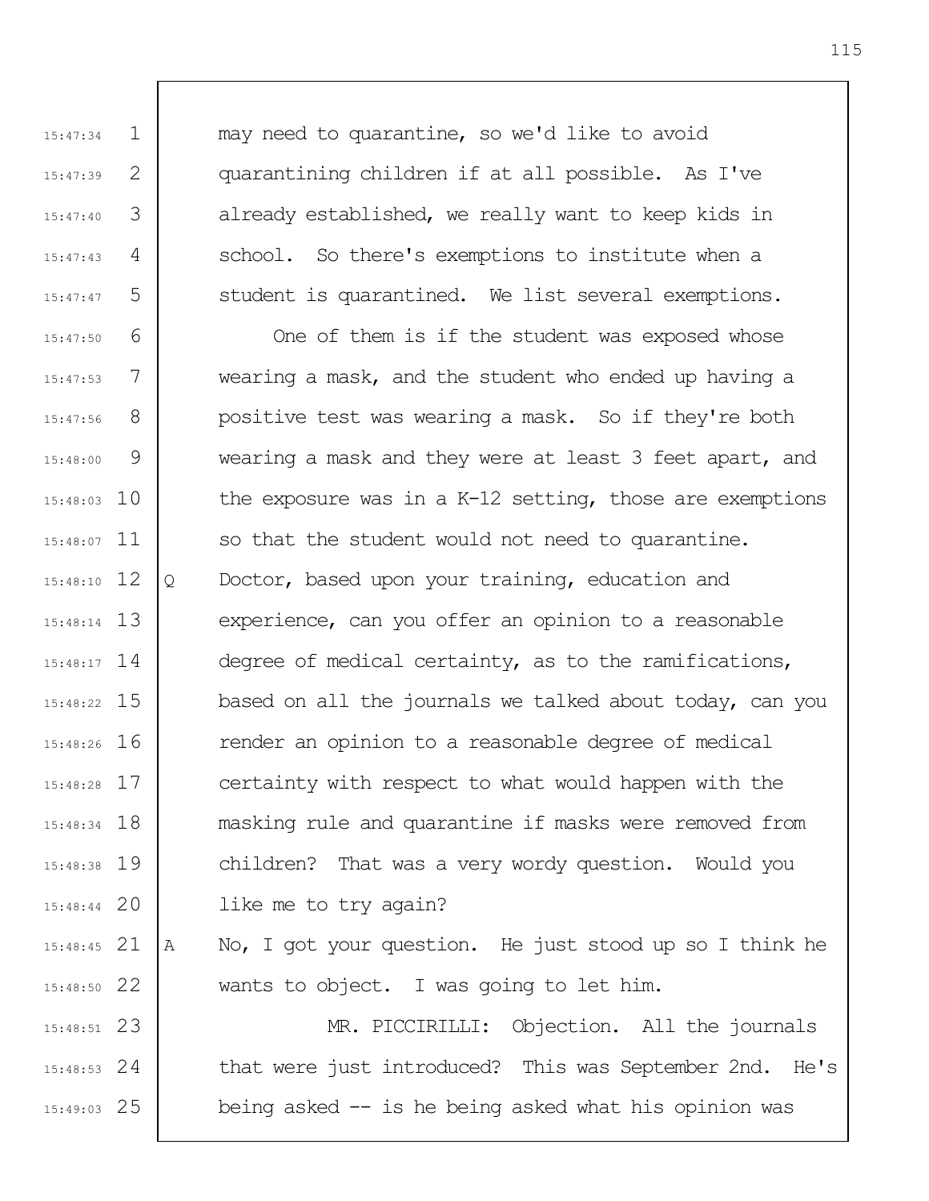may need to quarantine, so we'd like to avoid quarantining children if at all possible. As I've already established, we really want to keep kids in school. So there's exemptions to institute when a student is quarantined. We list several exemptions.

One of them is if the student was exposed whose wearing a mask, and the student who ended up having a positive test was wearing a mask. So if they're both wearing a mask and they were at least 3 feet apart, and the exposure was in a K-12 setting, those are exemptions so that the student would not need to quarantine.

Q Doctor, based upon your training, education and experience, can you offer an opinion to a reasonable degree of medical certainty, as to the ramifications, based on all the journals we talked about today, can you render an opinion to a reasonable degree of medical certainty with respect to what would happen with the masking rule and quarantine if masks were removed from children? That was a very wordy question. Would you like me to try again?

A No, I got your question. He just stood up so I think he wants to object. I was going to let him.

MR. PICCIRILLI: Objection. All the journals that were just introduced? This was September 2nd. He's being asked -- is he being asked what his opinion was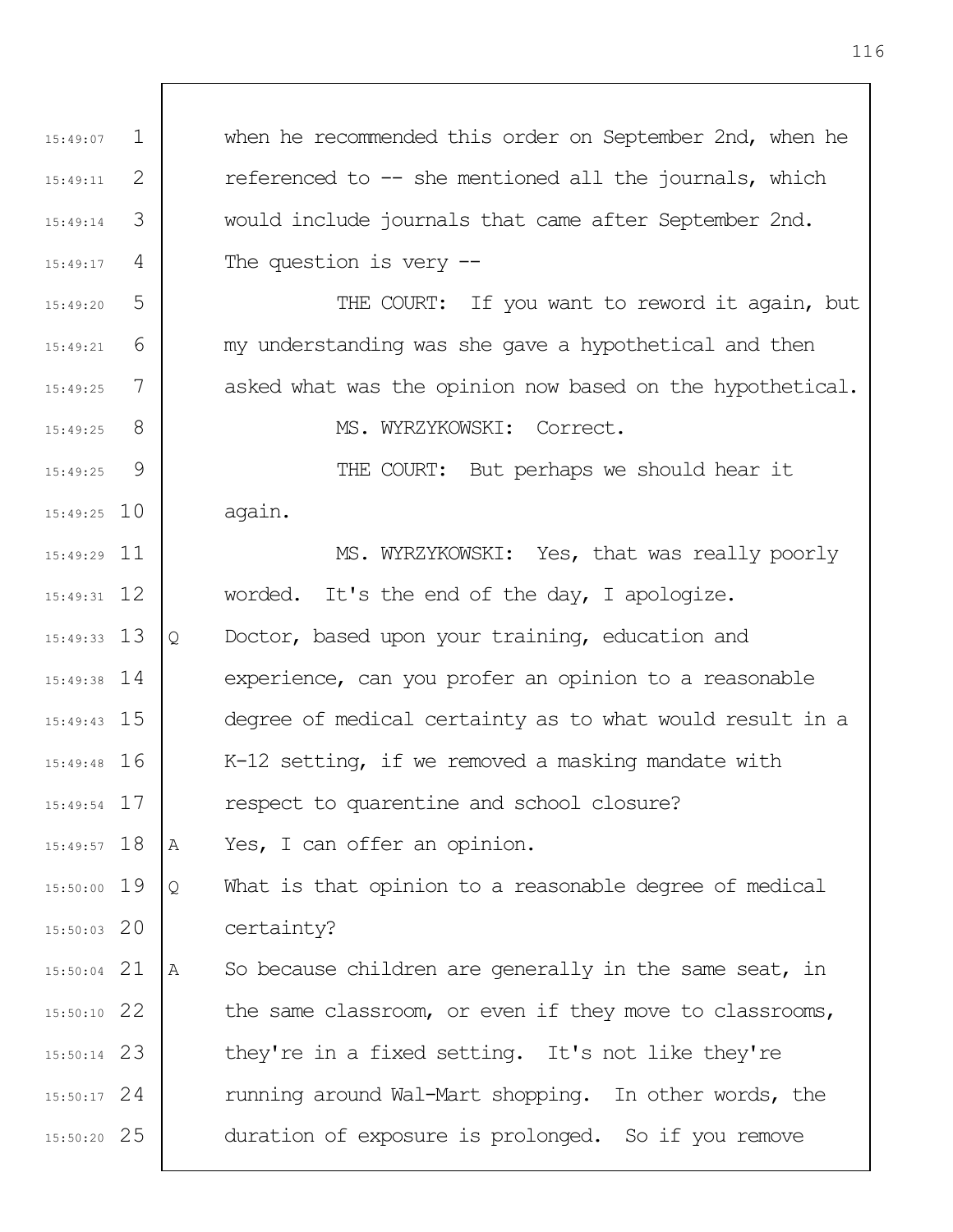when he recommended this order on September 2nd, when he referenced to -- she mentioned all the journals, which would include journals that came after September 2nd. The question is very --

THE COURT: If you want to reword it again, but my understanding was she gave a hypothetical and then asked what was the opinion now based on the hypothetical.

MS. WYRZYKOWSKI: Correct.

THE COURT: But perhaps we should hear it again.

MS. WYRZYKOWSKI: Yes, that was really poorly worded. It's the end of the day, I apologize.

Q Doctor, based upon your training, education and experience, can you profer an opinion to a reasonable degree of medical certainty as to what would result in a K-12 setting, if we removed a masking mandate with respect to quarentine and school closure?

A Yes, I can offer an opinion.

Q What is that opinion to a reasonable degree of medical certainty?

A So because children are generally in the same seat, in the same classroom, or even if they move to classrooms, they're in a fixed setting. It's not like they're running around Wal-Mart shopping. In other words, the duration of exposure is prolonged. So if you remove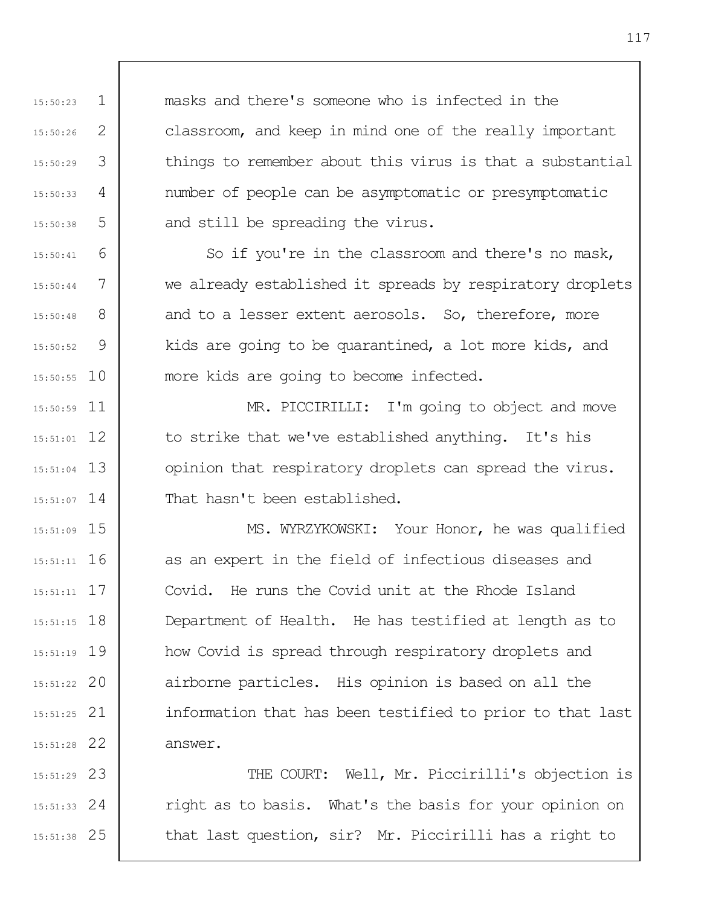masks and there's someone who is infected in the classroom, and keep in mind one of the really important things to remember about this virus is that a substantial number of people can be asymptomatic or presymptomatic and still be spreading the virus.

So if you're in the classroom and there's no mask, we already established it spreads by respiratory droplets and to a lesser extent aerosols. So, therefore, more kids are going to be quarantined, a lot more kids, and more kids are going to become infected.

MR. PICCIRILLI: I'm going to object and move to strike that we've established anything. It's his opinion that respiratory droplets can spread the virus. That hasn't been established.

MS. WYRZYKOWSKI: Your Honor, he was qualified as an expert in the field of infectious diseases and Covid. He runs the Covid unit at the Rhode Island Department of Health. He has testified at length as to how Covid is spread through respiratory droplets and airborne particles. His opinion is based on all the information that has been testified to prior to that last answer.

THE COURT: Well, Mr. Piccirilli's objection is right as to basis. What's the basis for your opinion on that last question, sir? Mr. Piccirilli has a right to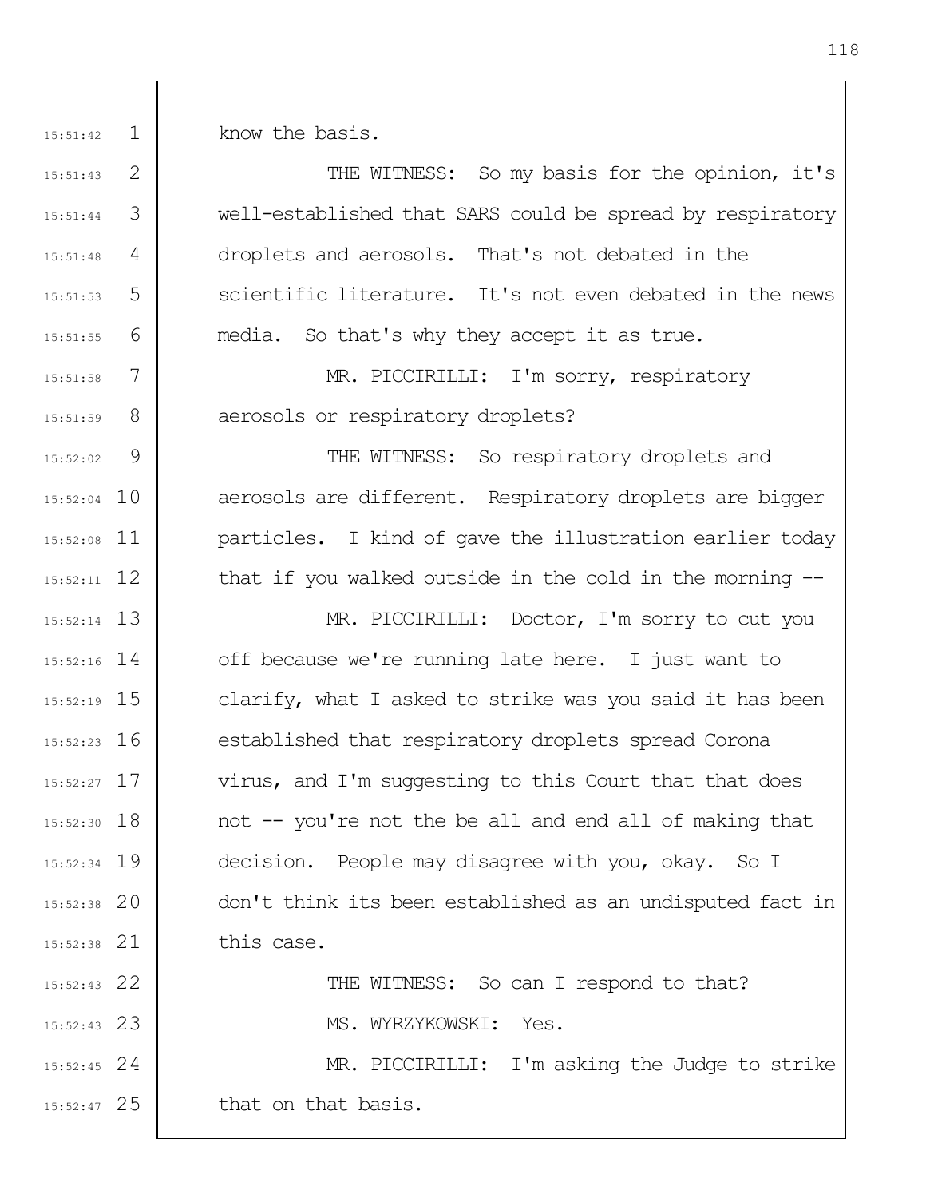know the basis.

THE WITNESS: So my basis for the opinion, it's well-established that SARS could be spread by respiratory droplets and aerosols. That's not debated in the scientific literature. It's not even debated in the news media. So that's why they accept it as true.

MR. PICCIRILLI: I'm sorry, respiratory aerosols or respiratory droplets?

THE WITNESS: So respiratory droplets and aerosols are different. Respiratory droplets are bigger particles. I kind of gave the illustration earlier today that if you walked outside in the cold in the morning --

MR. PICCIRILLI: Doctor, I'm sorry to cut you off because we're running late here. I just want to clarify, what I asked to strike was you said it has been established that respiratory droplets spread Corona virus, and I'm suggesting to this Court that that does not -- you're not the be all and end all of making that decision. People may disagree with you, okay. So I don't think its been established as an undisputed fact in this case.

THE WITNESS: So can I respond to that?

MS. WYRZYKOWSKI: Yes.

MR. PICCIRILLI: I'm asking the Judge to strike that on that basis.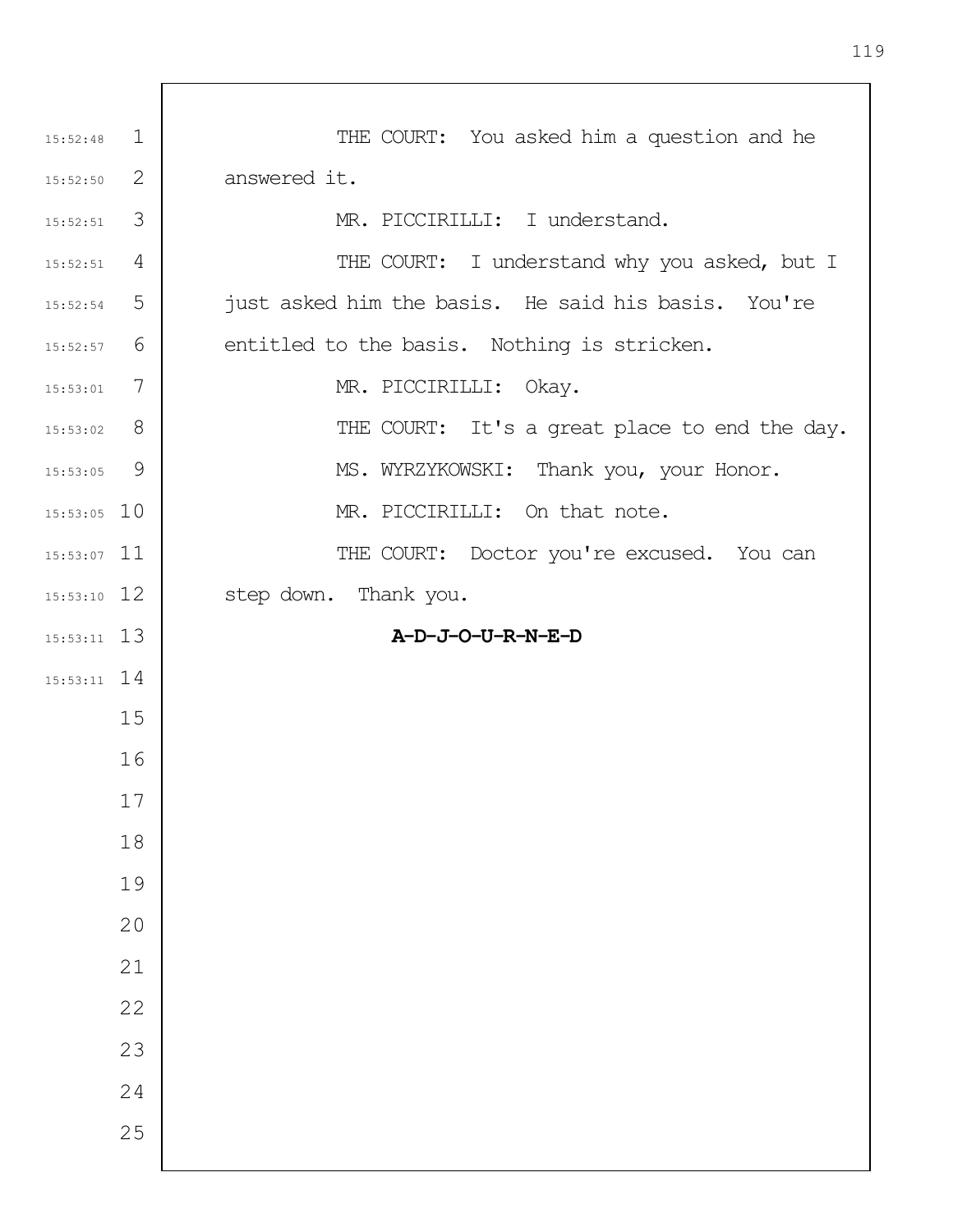THE COURT: You asked him a question and he answered it.

MR. PICCIRILLI: I understand.

THE COURT: I understand why you asked, but I just asked him the basis. He said his basis. You're entitled to the basis. Nothing is stricken.

MR. PICCIRILLI: Okay.

THE COURT: It's a great place to end the day.

MS. WYRZYKOWSKI: Thank you, your Honor.

MR. PICCIRILLI: On that note.

THE COURT: Doctor you're excused. You can step down. Thank you.

**A-D-J-O-U-R-N-E-D**